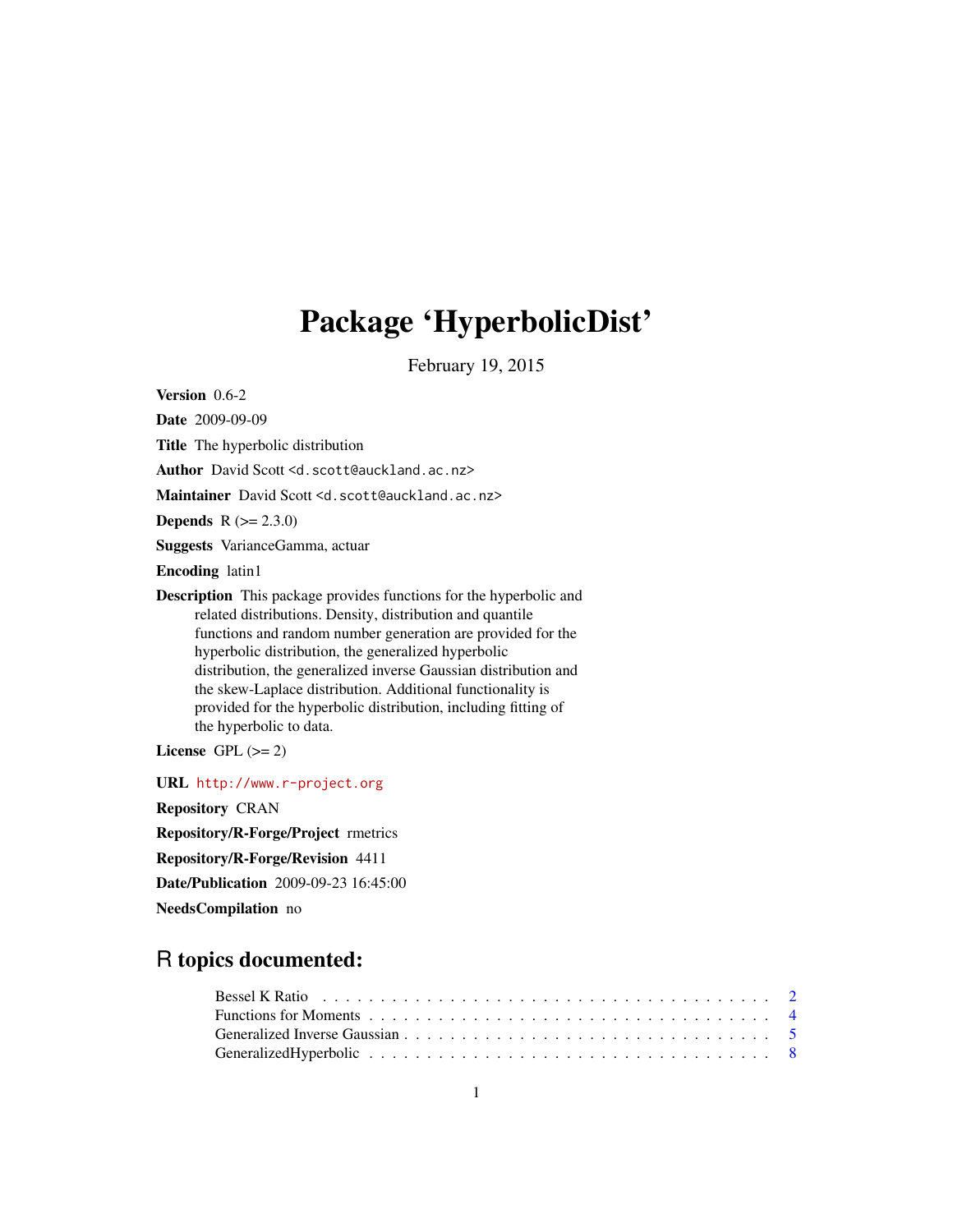# Package 'HyperbolicDist'

February 19, 2015

**Version** 0.6-2

**Date** 2009-09-09

**Title** The hyperbolic distribution

**Author** David Scott <d.scott@auckland.ac.nz>

**Maintainer** David Scott <d.scott@auckland.ac.nz>

**Depends** R (>= 2.3.0)

**Suggests** VarianceGamma, actuar

**Encoding** latin1

**Description** This package provides functions for the hyperbolic and related distributions. Density, distribution and quantile functions and random number generation are provided for the hyperbolic distribution, the generalized hyperbolic distribution, the generalized inverse Gaussian distribution and the skew-Laplace distribution. Additional functionality is provided for the hyperbolic distribution, including fitting of the hyperbolic to data.

**License** GPL (>= 2)

**URL** http://www.r-project.org

**Repository** CRAN

**Repository/R-Forge/Project** rmetrics

**Repository/R-Forge/Revision** 4411

**Date/Publication** 2009-09-23 16:45:00

**NeedsCompilation** no

## R topics documented:

| | |
|---|---|
| Bessel K Ratio | 2 |
| Functions for Moments | 4 |
| Generalized Inverse Gaussian | 5 |
| GeneralizedHyperbolic | 8 |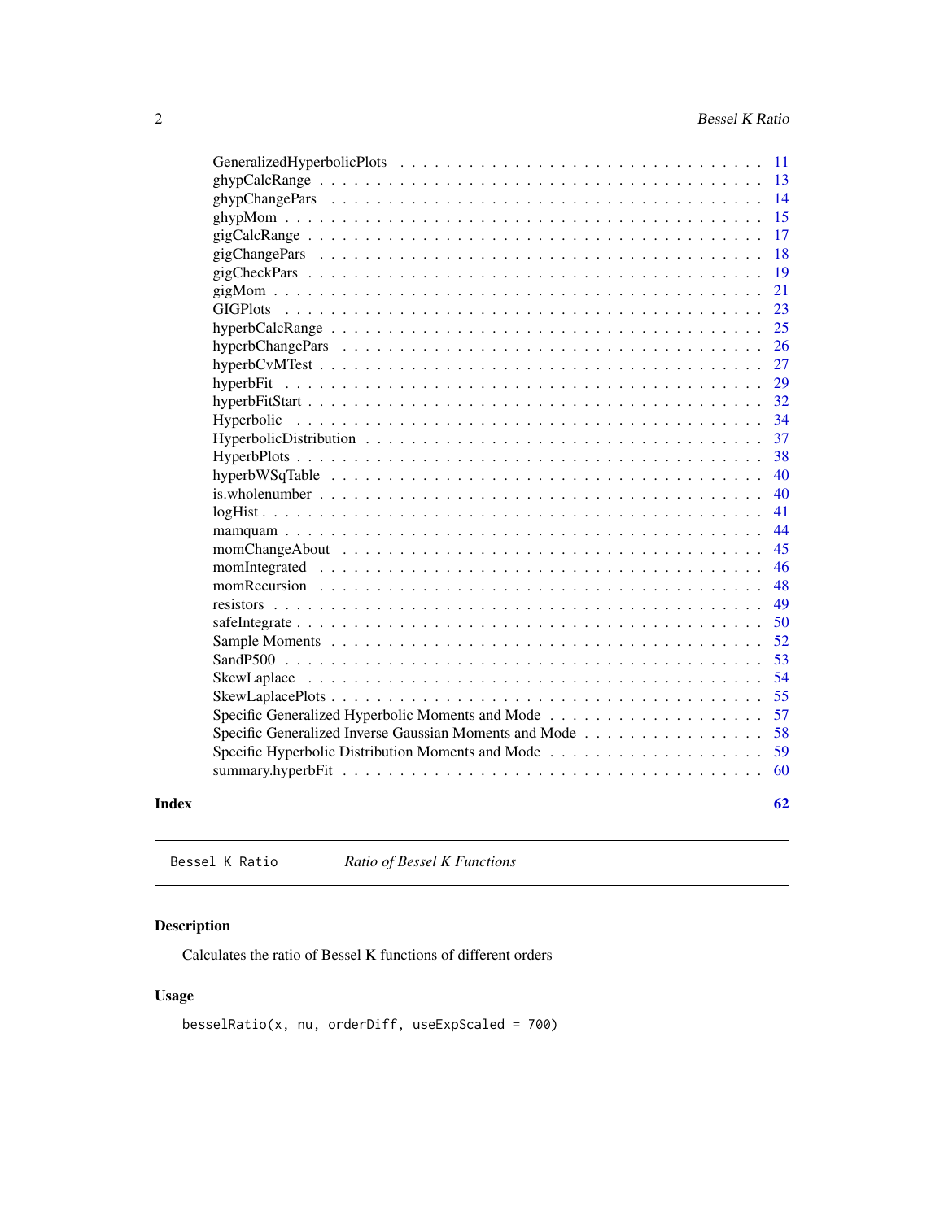GeneralizedHyperbolicPlots . . . . . . . . . . . . . . . . . . . . . . . . . . . . . 11
ghypCalcRange . . . . . . . . . . . . . . . . . . . . . . . . . . . . . . . . . . . 13
ghypChangePars . . . . . . . . . . . . . . . . . . . . . . . . . . . . . . . . . . 14
ghypMom . . . . . . . . . . . . . . . . . . . . . . . . . . . . . . . . . . . . . 15
gigCalcRange . . . . . . . . . . . . . . . . . . . . . . . . . . . . . . . . . . . 17
gigChangePars . . . . . . . . . . . . . . . . . . . . . . . . . . . . . . . . . . 18
gigCheckPars . . . . . . . . . . . . . . . . . . . . . . . . . . . . . . . . . . . 19
gigMom . . . . . . . . . . . . . . . . . . . . . . . . . . . . . . . . . . . . . . 21
GIGPlots . . . . . . . . . . . . . . . . . . . . . . . . . . . . . . . . . . . . . 23
hyperbCalcRange . . . . . . . . . . . . . . . . . . . . . . . . . . . . . . . . . 25
hyperbChangePars . . . . . . . . . . . . . . . . . . . . . . . . . . . . . . . . 26
hyperbCvMTest . . . . . . . . . . . . . . . . . . . . . . . . . . . . . . . . . . 27
hyperbFit . . . . . . . . . . . . . . . . . . . . . . . . . . . . . . . . . . . . . 29
hyperbFitStart . . . . . . . . . . . . . . . . . . . . . . . . . . . . . . . . . . 32
Hyperbolic . . . . . . . . . . . . . . . . . . . . . . . . . . . . . . . . . . . . 34
HyperbolicDistribution . . . . . . . . . . . . . . . . . . . . . . . . . . . . . . 37
HyperbPlots . . . . . . . . . . . . . . . . . . . . . . . . . . . . . . . . . . . 38
hyperbWSqTable . . . . . . . . . . . . . . . . . . . . . . . . . . . . . . . . . 40
is.wholenumber . . . . . . . . . . . . . . . . . . . . . . . . . . . . . . . . . . 40
logHist . . . . . . . . . . . . . . . . . . . . . . . . . . . . . . . . . . . . . . 41
mamquam . . . . . . . . . . . . . . . . . . . . . . . . . . . . . . . . . . . . . 44
momChangeAbout . . . . . . . . . . . . . . . . . . . . . . . . . . . . . . . . . 45
momIntegrated . . . . . . . . . . . . . . . . . . . . . . . . . . . . . . . . . . 46
momRecursion . . . . . . . . . . . . . . . . . . . . . . . . . . . . . . . . . . 48
resistors . . . . . . . . . . . . . . . . . . . . . . . . . . . . . . . . . . . . . 49
safeIntegrate . . . . . . . . . . . . . . . . . . . . . . . . . . . . . . . . . . . 50
Sample Moments . . . . . . . . . . . . . . . . . . . . . . . . . . . . . . . . . 52
SandP500 . . . . . . . . . . . . . . . . . . . . . . . . . . . . . . . . . . . . . 53
SkewLaplace . . . . . . . . . . . . . . . . . . . . . . . . . . . . . . . . . . . 54
SkewLaplacePlots . . . . . . . . . . . . . . . . . . . . . . . . . . . . . . . . . 55
Specific Generalized Hyperbolic Moments and Mode . . . . . . . . . . . . . . . . . 57
Specific Generalized Inverse Gaussian Moments and Mode . . . . . . . . . . . . . . 58
Specific Hyperbolic Distribution Moments and Mode . . . . . . . . . . . . . . . . . 59
summary.hyperbFit . . . . . . . . . . . . . . . . . . . . . . . . . . . . . . . . . 60

**Index** **62**

---

Bessel K Ratio *Ratio of Bessel K Functions*

---

## Description

Calculates the ratio of Bessel K functions of different orders

## Usage

```
besselRatio(x, nu, orderDiff, useExpScaled = 700)
```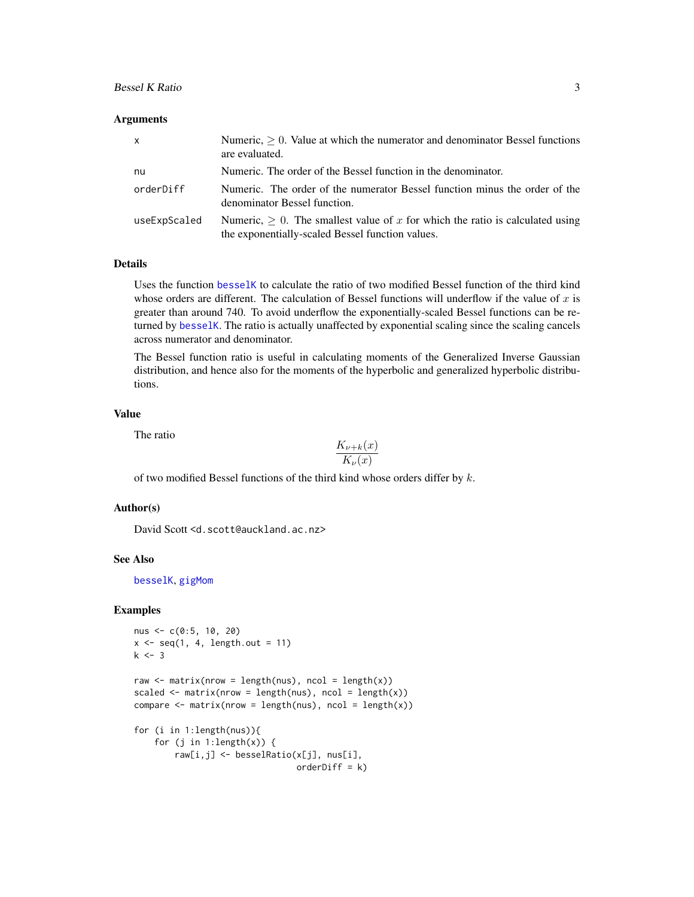## Arguments

| | |
|---|---|
| x | Numeric, $\geq 0$. Value at which the numerator and denominator Bessel functions are evaluated. |
| nu | Numeric. The order of the Bessel function in the denominator. |
| orderDiff | Numeric. The order of the numerator Bessel function minus the order of the denominator Bessel function. |
| useExpScaled | Numeric, $\geq 0$. The smallest value of $x$ for which the ratio is calculated using the exponentially-scaled Bessel function values. |

## Details

Uses the function besselK to calculate the ratio of two modified Bessel function of the third kind whose orders are different. The calculation of Bessel functions will underflow if the value of $x$ is greater than around 740. To avoid underflow the exponentially-scaled Bessel functions can be returned by besselK. The ratio is actually unaffected by exponential scaling since the scaling cancels across numerator and denominator.

The Bessel function ratio is useful in calculating moments of the Generalized Inverse Gaussian distribution, and hence also for the moments of the hyperbolic and generalized hyperbolic distributions.

## Value

The ratio

$$\frac{K_{\nu+k}(x)}{K_{\nu}(x)}$$

of two modified Bessel functions of the third kind whose orders differ by $k$.

## Author(s)

David Scott <d.scott@auckland.ac.nz>

## See Also

besselK, gigMom

## Examples

```
nus <- c(0:5, 10, 20)
x <- seq(1, 4, length.out = 11)
k <- 3

raw <- matrix(nrow = length(nus), ncol = length(x))
scaled <- matrix(nrow = length(nus), ncol = length(x))
compare <- matrix(nrow = length(nus), ncol = length(x))

for (i in 1:length(nus)){
    for (j in 1:length(x)) {
        raw[i,j] <- besselRatio(x[j], nus[i],
                                orderDiff = k)
```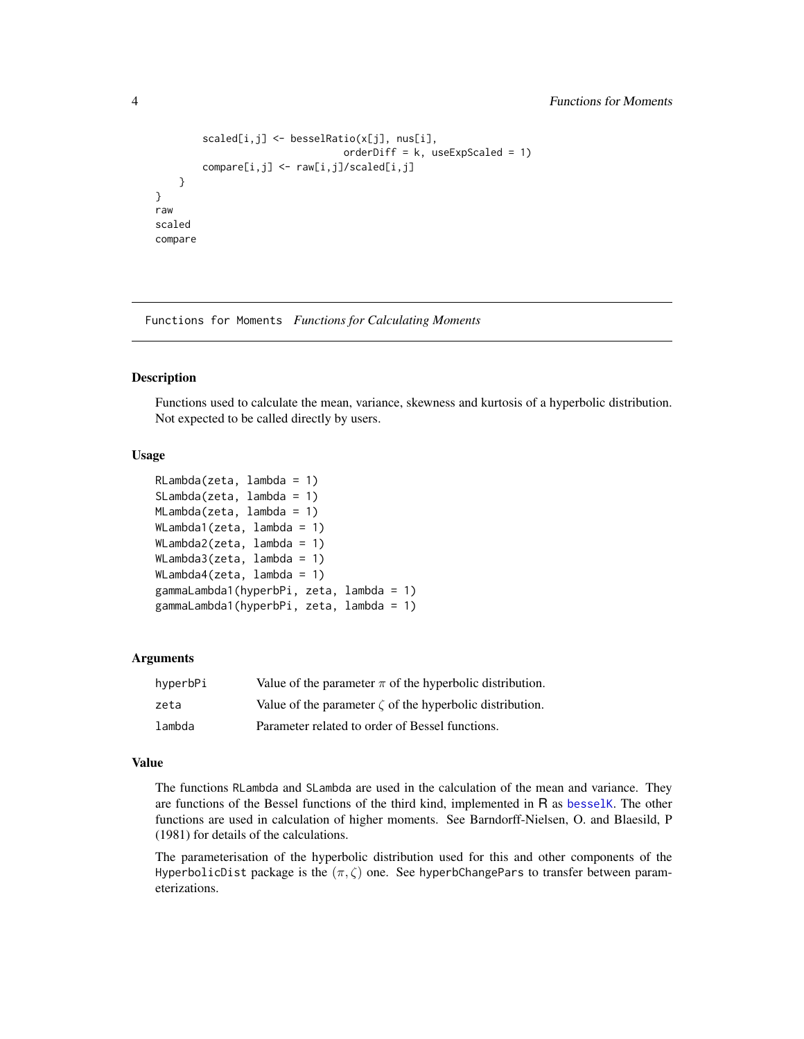```
        scaled[i,j] <- besselRatio(x[j], nus[i],
                              orderDiff = k, useExpScaled = 1)
        compare[i,j] <- raw[i,j]/scaled[i,j]
    }
}
raw
scaled
compare
```

## Functions for Moments *Functions for Calculating Moments*

### Description

Functions used to calculate the mean, variance, skewness and kurtosis of a hyperbolic distribution. Not expected to be called directly by users.

### Usage

```
RLambda(zeta, lambda = 1)
SLambda(zeta, lambda = 1)
MLambda(zeta, lambda = 1)
WLambda1(zeta, lambda = 1)
WLambda2(zeta, lambda = 1)
WLambda3(zeta, lambda = 1)
WLambda4(zeta, lambda = 1)
gammaLambda1(hyperbPi, zeta, lambda = 1)
gammaLambda1(hyperbPi, zeta, lambda = 1)
```

### Arguments

| | |
|---|---|
| hyperbPi | Value of the parameter $\pi$ of the hyperbolic distribution. |
| zeta | Value of the parameter $\zeta$ of the hyperbolic distribution. |
| lambda | Parameter related to order of Bessel functions. |

### Value

The functions RLambda and SLambda are used in the calculation of the mean and variance. They are functions of the Bessel functions of the third kind, implemented in R as besselK. The other functions are used in calculation of higher moments. See Barndorff-Nielsen, O. and Blaesild, P (1981) for details of the calculations.

The parameterisation of the hyperbolic distribution used for this and other components of the HyperbolicDist package is the $(\pi, \zeta)$ one. See hyperbChangePars to transfer between parameterizations.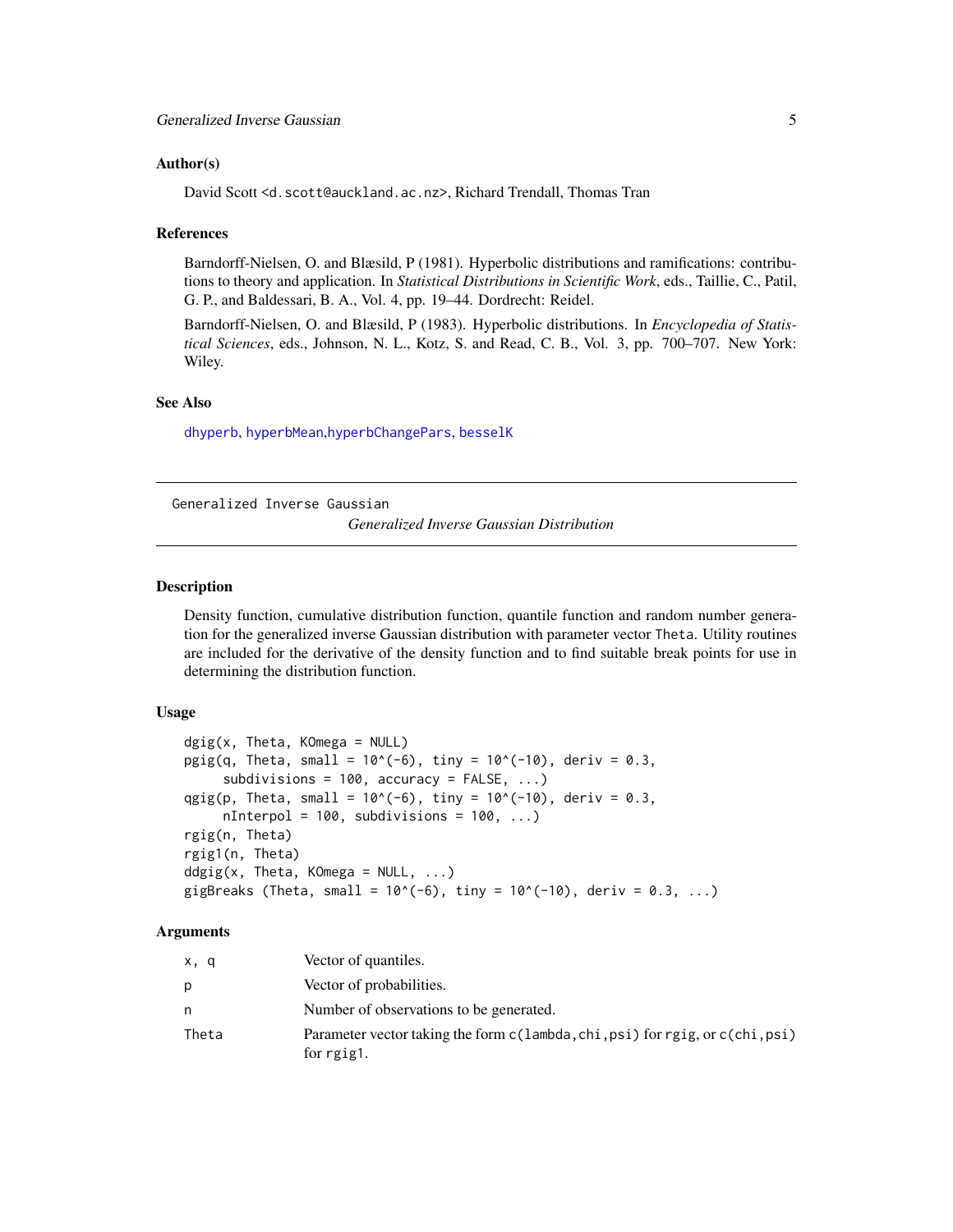### Author(s)

David Scott <d.scott@auckland.ac.nz>, Richard Trendall, Thomas Tran

### References

Barndorff-Nielsen, O. and Blæsild, P (1981). Hyperbolic distributions and ramifications: contributions to theory and application. In *Statistical Distributions in Scientific Work*, eds., Taillie, C., Patil, G. P., and Baldessari, B. A., Vol. 4, pp. 19–44. Dordrecht: Reidel.

Barndorff-Nielsen, O. and Blæsild, P (1983). Hyperbolic distributions. In *Encyclopedia of Statistical Sciences*, eds., Johnson, N. L., Kotz, S. and Read, C. B., Vol. 3, pp. 700–707. New York: Wiley.

### See Also

dhyperb, hyperbMean,hyperbChangePars, besselK

---

Generalized Inverse Gaussian &nbsp;&nbsp;&nbsp; *Generalized Inverse Gaussian Distribution*

---

### Description

Density function, cumulative distribution function, quantile function and random number generation for the generalized inverse Gaussian distribution with parameter vector Theta. Utility routines are included for the derivative of the density function and to find suitable break points for use in determining the distribution function.

### Usage

```
dgig(x, Theta, KOmega = NULL)
pgig(q, Theta, small = 10^(-6), tiny = 10^(-10), deriv = 0.3,
     subdivisions = 100, accuracy = FALSE, ...)
qgig(p, Theta, small = 10^(-6), tiny = 10^(-10), deriv = 0.3,
     nInterpol = 100, subdivisions = 100, ...)
rgig(n, Theta)
rgig1(n, Theta)
ddgig(x, Theta, KOmega = NULL, ...)
gigBreaks (Theta, small = 10^(-6), tiny = 10^(-10), deriv = 0.3, ...)
```

### Arguments

| | |
|---|---|
| x, q | Vector of quantiles. |
| p | Vector of probabilities. |
| n | Number of observations to be generated. |
| Theta | Parameter vector taking the form c(lambda,chi,psi) for rgig, or c(chi,psi) for rgig1. |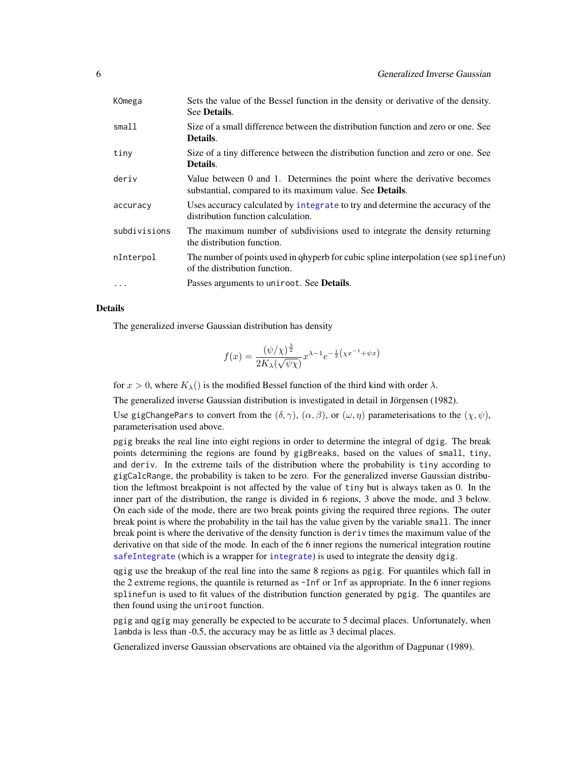| | |
|---|---|
| KOmega | Sets the value of the Bessel function in the density or derivative of the density. See **Details**. |
| small | Size of a small difference between the distribution function and zero or one. See **Details**. |
| tiny | Size of a tiny difference between the distribution function and zero or one. See **Details**. |
| deriv | Value between 0 and 1. Determines the point where the derivative becomes substantial, compared to its maximum value. See **Details**. |
| accuracy | Uses accuracy calculated by integrate to try and determine the accuracy of the distribution function calculation. |
| subdivisions | The maximum number of subdivisions used to integrate the density returning the distribution function. |
| nInterpol | The number of points used in qhyperb for cubic spline interpolation (see splinefun) of the distribution function. |
| ... | Passes arguments to uniroot. See **Details**. |

## Details

The generalized inverse Gaussian distribution has density

$$f(x) = \frac{(\psi/\chi)^{\frac{\lambda}{2}}}{2K_\lambda(\sqrt{\psi\chi})} x^{\lambda-1} e^{-\frac{1}{2}\left(\chi x^{-1} + \psi x\right)}$$

for $x > 0$, where $K_\lambda()$ is the modified Bessel function of the third kind with order $\lambda$.

The generalized inverse Gaussian distribution is investigated in detail in Jörgensen (1982).

Use gigChangePars to convert from the $(\delta, \gamma)$, $(\alpha, \beta)$, or $(\omega, \eta)$ parameterisations to the $(\chi, \psi)$, parameterisation used above.

pgig breaks the real line into eight regions in order to determine the integral of dgig. The break points determining the regions are found by gigBreaks, based on the values of small, tiny, and deriv. In the extreme tails of the distribution where the probability is tiny according to gigCalcRange, the probability is taken to be zero. For the generalized inverse Gaussian distribution the leftmost breakpoint is not affected by the value of tiny but is always taken as 0. In the inner part of the distribution, the range is divided in 6 regions, 3 above the mode, and 3 below. On each side of the mode, there are two break points giving the required three regions. The outer break point is where the probability in the tail has the value given by the variable small. The inner break point is where the derivative of the density function is deriv times the maximum value of the derivative on that side of the mode. In each of the 6 inner regions the numerical integration routine safeIntegrate (which is a wrapper for integrate) is used to integrate the density dgig.

qgig use the breakup of the real line into the same 8 regions as pgig. For quantiles which fall in the 2 extreme regions, the quantile is returned as -Inf or Inf as appropriate. In the 6 inner regions splinefun is used to fit values of the distribution function generated by pgig. The quantiles are then found using the uniroot function.

pgig and qgig may generally be expected to be accurate to 5 decimal places. Unfortunately, when lambda is less than -0.5, the accuracy may be as little as 3 decimal places.

Generalized inverse Gaussian observations are obtained via the algorithm of Dagpunar (1989).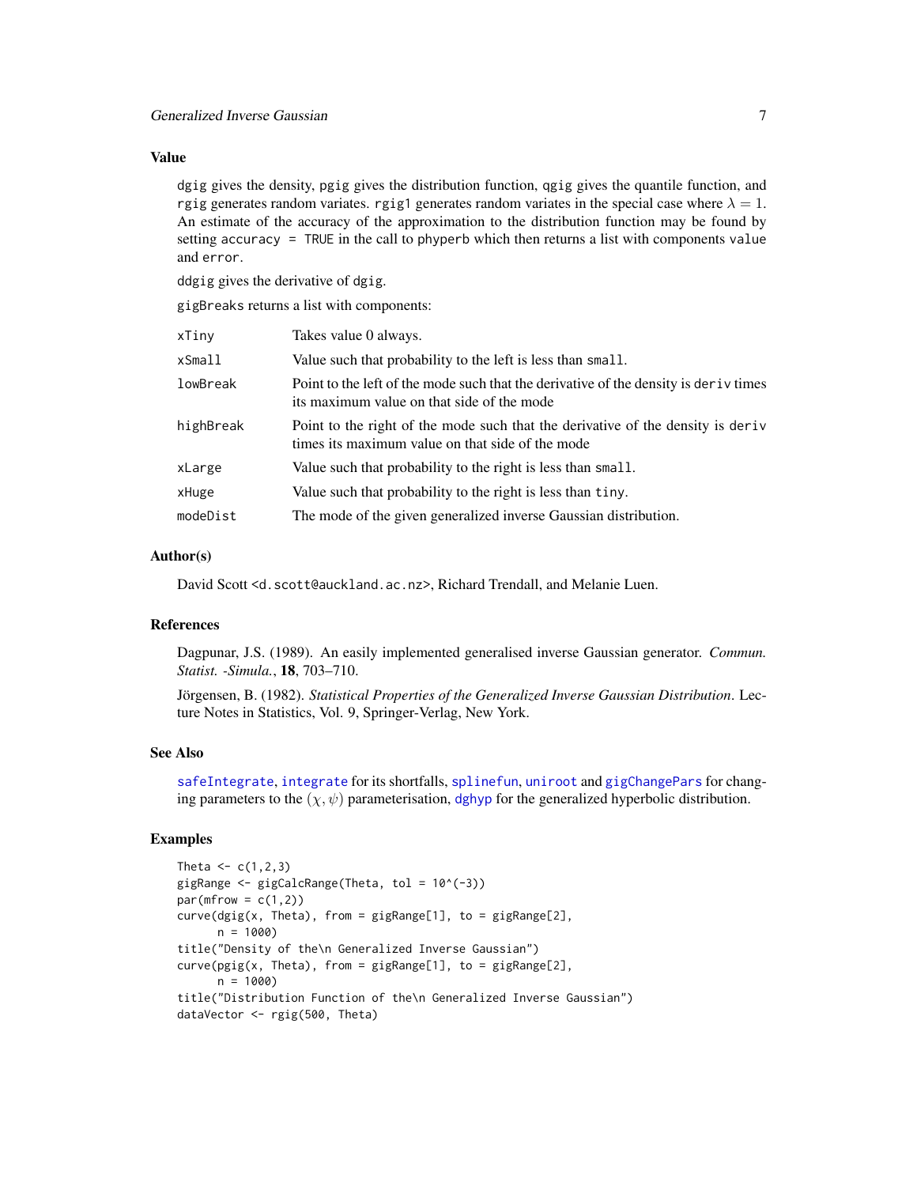### Value

dgig gives the density, pgig gives the distribution function, qgig gives the quantile function, and rgig generates random variates. rgig1 generates random variates in the special case where $\lambda = 1$. An estimate of the accuracy of the approximation to the distribution function may be found by setting accuracy = TRUE in the call to phyperb which then returns a list with components value and error.

ddgig gives the derivative of dgig.

gigBreaks returns a list with components:

| | |
|---|---|
| xTiny | Takes value 0 always. |
| xSmall | Value such that probability to the left is less than small. |
| lowBreak | Point to the left of the mode such that the derivative of the density is deriv times its maximum value on that side of the mode |
| highBreak | Point to the right of the mode such that the derivative of the density is deriv times its maximum value on that side of the mode |
| xLarge | Value such that probability to the right is less than small. |
| xHuge | Value such that probability to the right is less than tiny. |
| modeDist | The mode of the given generalized inverse Gaussian distribution. |

### Author(s)

David Scott <d.scott@auckland.ac.nz>, Richard Trendall, and Melanie Luen.

### References

Dagpunar, J.S. (1989). An easily implemented generalised inverse Gaussian generator. *Commun. Statist. -Simula.*, **18**, 703–710.

Jörgensen, B. (1982). *Statistical Properties of the Generalized Inverse Gaussian Distribution*. Lecture Notes in Statistics, Vol. 9, Springer-Verlag, New York.

### See Also

safeIntegrate, integrate for its shortfalls, splinefun, uniroot and gigChangePars for changing parameters to the $(\chi, \psi)$ parameterisation, dghyp for the generalized hyperbolic distribution.

### Examples

```
Theta <- c(1,2,3)
gigRange <- gigCalcRange(Theta, tol = 10^(-3))
par(mfrow = c(1,2))
curve(dgig(x, Theta), from = gigRange[1], to = gigRange[2],
      n = 1000)
title("Density of the\n Generalized Inverse Gaussian")
curve(pgig(x, Theta), from = gigRange[1], to = gigRange[2],
      n = 1000)
title("Distribution Function of the\n Generalized Inverse Gaussian")
dataVector <- rgig(500, Theta)
```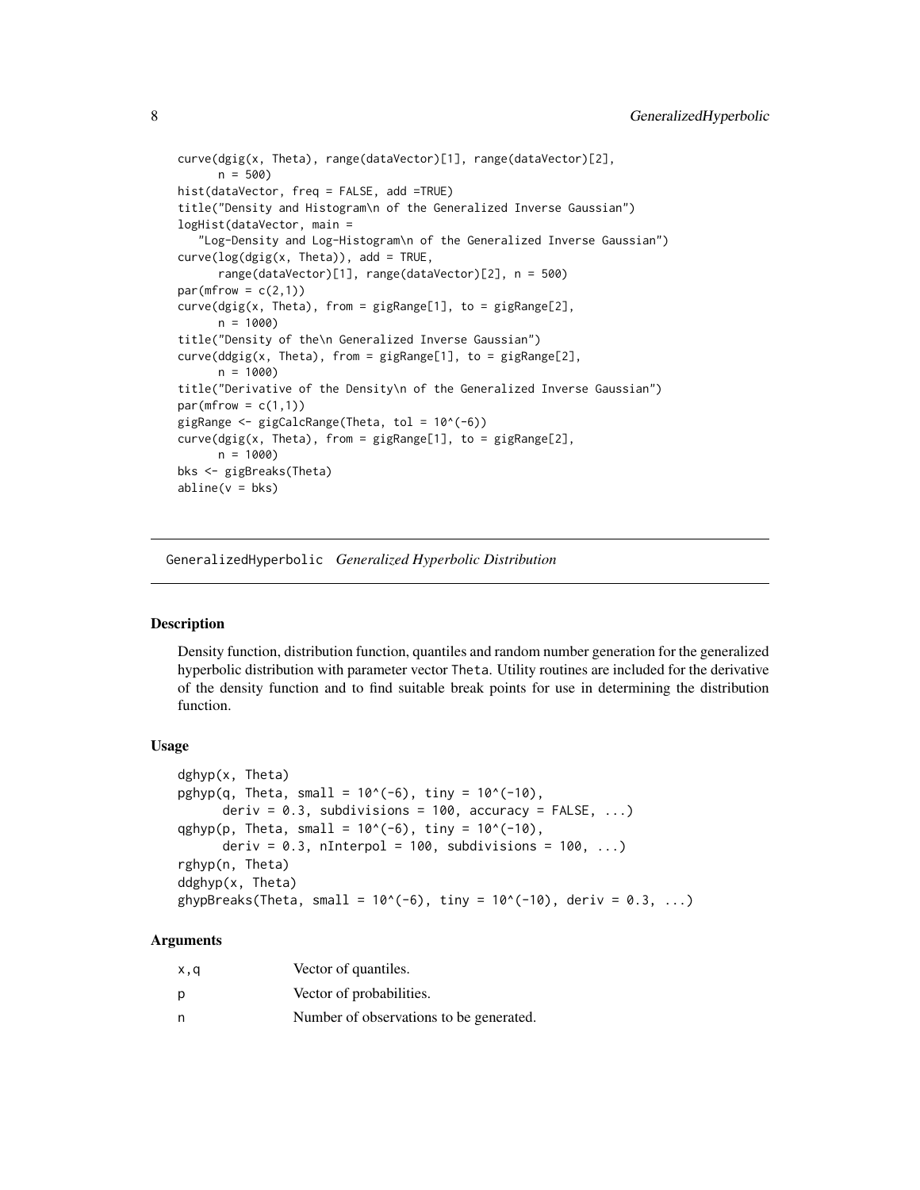```
curve(dgig(x, Theta), range(dataVector)[1], range(dataVector)[2],
      n = 500)
hist(dataVector, freq = FALSE, add =TRUE)
title("Density and Histogram\n of the Generalized Inverse Gaussian")
logHist(dataVector, main =
   "Log-Density and Log-Histogram\n of the Generalized Inverse Gaussian")
curve(log(dgig(x, Theta)), add = TRUE,
      range(dataVector)[1], range(dataVector)[2], n = 500)
par(mfrow = c(2,1))
curve(dgig(x, Theta), from = gigRange[1], to = gigRange[2],
      n = 1000)
title("Density of the\n Generalized Inverse Gaussian")
curve(ddgig(x, Theta), from = gigRange[1], to = gigRange[2],
      n = 1000)
title("Derivative of the Density\n of the Generalized Inverse Gaussian")
par(mfrow = c(1,1))
gigRange <- gigCalcRange(Theta, tol = 10^(-6))
curve(dgig(x, Theta), from = gigRange[1], to = gigRange[2],
      n = 1000)
bks <- gigBreaks(Theta)
abline(v = bks)
```

## GeneralizedHyperbolic *Generalized Hyperbolic Distribution*

### Description

Density function, distribution function, quantiles and random number generation for the generalized hyperbolic distribution with parameter vector Theta. Utility routines are included for the derivative of the density function and to find suitable break points for use in determining the distribution function.

### Usage

```
dghyp(x, Theta)
pghyp(q, Theta, small = 10^(-6), tiny = 10^(-10),
      deriv = 0.3, subdivisions = 100, accuracy = FALSE, ...)
qghyp(p, Theta, small = 10^(-6), tiny = 10^(-10),
      deriv = 0.3, nInterpol = 100, subdivisions = 100, ...)
rghyp(n, Theta)
ddghyp(x, Theta)
ghypBreaks(Theta, small = 10^(-6), tiny = 10^(-10), deriv = 0.3, ...)
```

### Arguments

| | |
|---|---|
| x,q | Vector of quantiles. |
| p | Vector of probabilities. |
| n | Number of observations to be generated. |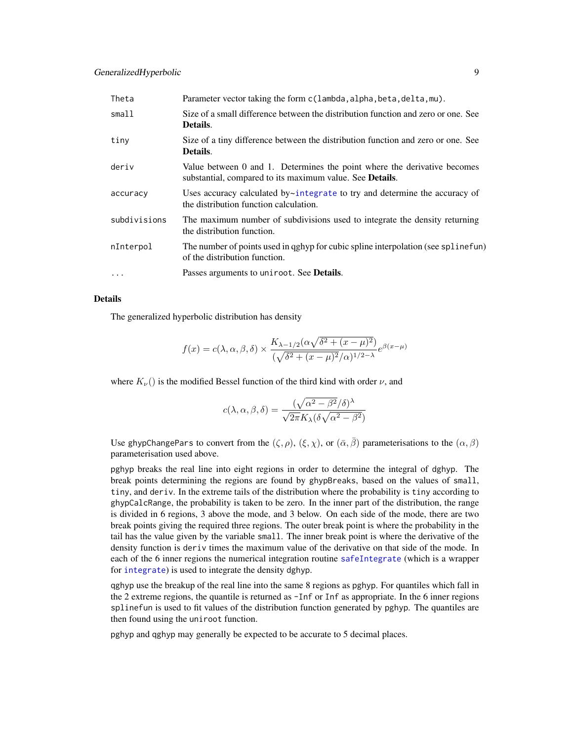| | |
|---|---|
| `Theta` | Parameter vector taking the form `c(lambda,alpha,beta,delta,mu)`. |
| `small` | Size of a small difference between the distribution function and zero or one. See **Details**. |
| `tiny` | Size of a tiny difference between the distribution function and zero or one. See **Details**. |
| `deriv` | Value between 0 and 1. Determines the point where the derivative becomes substantial, compared to its maximum value. See **Details**. |
| `accuracy` | Uses accuracy calculated by~`integrate` to try and determine the accuracy of the distribution function calculation. |
| `subdivisions` | The maximum number of subdivisions used to integrate the density returning the distribution function. |
| `nInterpol` | The number of points used in qghyp for cubic spline interpolation (see `splinefun`) of the distribution function. |
| `...` | Passes arguments to `uniroot`. See **Details**. |

### Details

The generalized hyperbolic distribution has density

$$f(x) = c(\lambda, \alpha, \beta, \delta) \times \frac{K_{\lambda - 1/2}(\alpha\sqrt{\delta^2 + (x-\mu)^2})}{(\sqrt{\delta^2 + (x-\mu)^2}/\alpha)^{1/2-\lambda}} e^{\beta(x-\mu)}$$

where $K_\nu()$ is the modified Bessel function of the third kind with order $\nu$, and

$$c(\lambda, \alpha, \beta, \delta) = \frac{(\sqrt{\alpha^2 - \beta^2}/\delta)^\lambda}{\sqrt{2\pi}K_\lambda(\delta\sqrt{\alpha^2 - \beta^2})}$$

Use `ghypChangePars` to convert from the $(\zeta, \rho)$, $(\xi, \chi)$, or $(\bar{\alpha}, \bar{\beta})$ parameterisations to the $(\alpha, \beta)$ parameterisation used above.

`pghyp` breaks the real line into eight regions in order to determine the integral of `dghyp`. The break points determining the regions are found by `ghypBreaks`, based on the values of `small`, `tiny`, and `deriv`. In the extreme tails of the distribution where the probability is `tiny` according to `ghypCalcRange`, the probability is taken to be zero. In the inner part of the distribution, the range is divided in 6 regions, 3 above the mode, and 3 below. On each side of the mode, there are two break points giving the required three regions. The outer break point is where the probability in the tail has the value given by the variable `small`. The inner break point is where the derivative of the density function is `deriv` times the maximum value of the derivative on that side of the mode. In each of the 6 inner regions the numerical integration routine `safeIntegrate` (which is a wrapper for `integrate`) is used to integrate the density `dghyp`.

`qghyp` use the breakup of the real line into the same 8 regions as `pghyp`. For quantiles which fall in the 2 extreme regions, the quantile is returned as `-Inf` or `Inf` as appropriate. In the 6 inner regions `splinefun` is used to fit values of the distribution function generated by `pghyp`. The quantiles are then found using the `uniroot` function.

`pghyp` and `qghyp` may generally be expected to be accurate to 5 decimal places.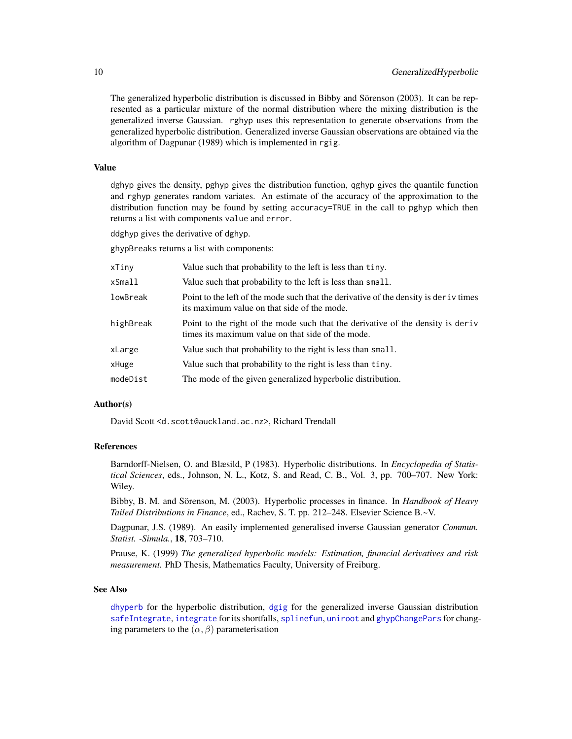The generalized hyperbolic distribution is discussed in Bibby and Sörenson (2003). It can be represented as a particular mixture of the normal distribution where the mixing distribution is the generalized inverse Gaussian. rghyp uses this representation to generate observations from the generalized hyperbolic distribution. Generalized inverse Gaussian observations are obtained via the algorithm of Dagpunar (1989) which is implemented in rgig.

### Value

dghyp gives the density, pghyp gives the distribution function, qghyp gives the quantile function and rghyp generates random variates. An estimate of the accuracy of the approximation to the distribution function may be found by setting accuracy=TRUE in the call to pghyp which then returns a list with components value and error.

ddghyp gives the derivative of dghyp.

ghypBreaks returns a list with components:

| | |
|---|---|
| xTiny | Value such that probability to the left is less than tiny. |
| xSmall | Value such that probability to the left is less than small. |
| lowBreak | Point to the left of the mode such that the derivative of the density is deriv times its maximum value on that side of the mode. |
| highBreak | Point to the right of the mode such that the derivative of the density is deriv times its maximum value on that side of the mode. |
| xLarge | Value such that probability to the right is less than small. |
| xHuge | Value such that probability to the right is less than tiny. |
| modeDist | The mode of the given generalized hyperbolic distribution. |

### Author(s)

David Scott <d.scott@auckland.ac.nz>, Richard Trendall

### References

Barndorff-Nielsen, O. and Blæsild, P (1983). Hyperbolic distributions. In *Encyclopedia of Statistical Sciences*, eds., Johnson, N. L., Kotz, S. and Read, C. B., Vol. 3, pp. 700–707. New York: Wiley.

Bibby, B. M. and Sörenson, M. (2003). Hyperbolic processes in finance. In *Handbook of Heavy Tailed Distributions in Finance*, ed., Rachev, S. T. pp. 212–248. Elsevier Science B.~V.

Dagpunar, J.S. (1989). An easily implemented generalised inverse Gaussian generator *Commun. Statist. -Simula.*, **18**, 703–710.

Prause, K. (1999) *The generalized hyperbolic models: Estimation, financial derivatives and risk measurement.* PhD Thesis, Mathematics Faculty, University of Freiburg.

### See Also

dhyperb for the hyperbolic distribution, dgig for the generalized inverse Gaussian distribution safeIntegrate, integrate for its shortfalls, splinefun, uniroot and ghypChangePars for changing parameters to the $(\alpha, \beta)$ parameterisation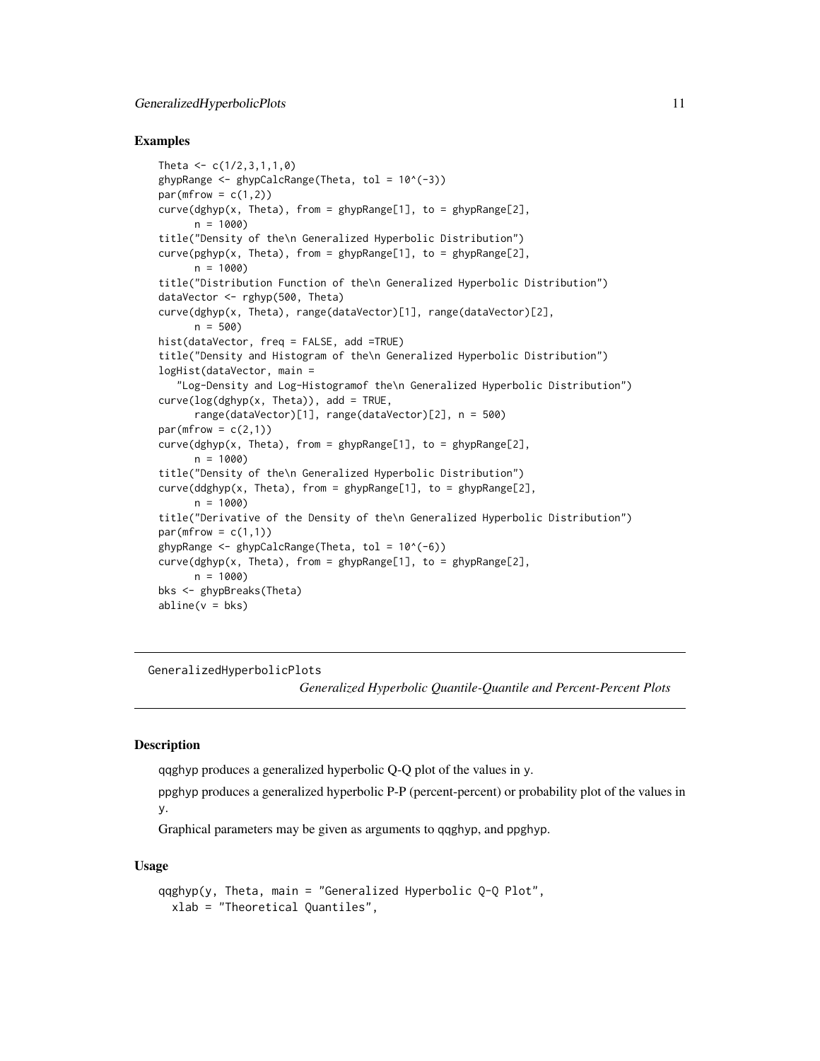## Examples

```
Theta <- c(1/2,3,1,1,0)
ghypRange <- ghypCalcRange(Theta, tol = 10^(-3))
par(mfrow = c(1,2))
curve(dghyp(x, Theta), from = ghypRange[1], to = ghypRange[2],
      n = 1000)
title("Density of the\n Generalized Hyperbolic Distribution")
curve(pghyp(x, Theta), from = ghypRange[1], to = ghypRange[2],
      n = 1000)
title("Distribution Function of the\n Generalized Hyperbolic Distribution")
dataVector <- rghyp(500, Theta)
curve(dghyp(x, Theta), range(dataVector)[1], range(dataVector)[2],
      n = 500)
hist(dataVector, freq = FALSE, add =TRUE)
title("Density and Histogram of the\n Generalized Hyperbolic Distribution")
logHist(dataVector, main =
   "Log-Density and Log-Histogramof the\n Generalized Hyperbolic Distribution")
curve(log(dghyp(x, Theta)), add = TRUE,
      range(dataVector)[1], range(dataVector)[2], n = 500)
par(mfrow = c(2,1))
curve(dghyp(x, Theta), from = ghypRange[1], to = ghypRange[2],
      n = 1000)
title("Density of the\n Generalized Hyperbolic Distribution")
curve(ddghyp(x, Theta), from = ghypRange[1], to = ghypRange[2],
      n = 1000)
title("Derivative of the Density of the\n Generalized Hyperbolic Distribution")
par(mfrow = c(1,1))
ghypRange <- ghypCalcRange(Theta, tol = 10^(-6))
curve(dghyp(x, Theta), from = ghypRange[1], to = ghypRange[2],
      n = 1000)
bks <- ghypBreaks(Theta)
abline(v = bks)
```

---

GeneralizedHyperbolicPlots

*Generalized Hyperbolic Quantile-Quantile and Percent-Percent Plots*

---

## Description

qqghyp produces a generalized hyperbolic Q-Q plot of the values in y.

ppghyp produces a generalized hyperbolic P-P (percent-percent) or probability plot of the values in y.

Graphical parameters may be given as arguments to qqghyp, and ppghyp.

## Usage

```
qqghyp(y, Theta, main = "Generalized Hyperbolic Q-Q Plot",
  xlab = "Theoretical Quantiles",
```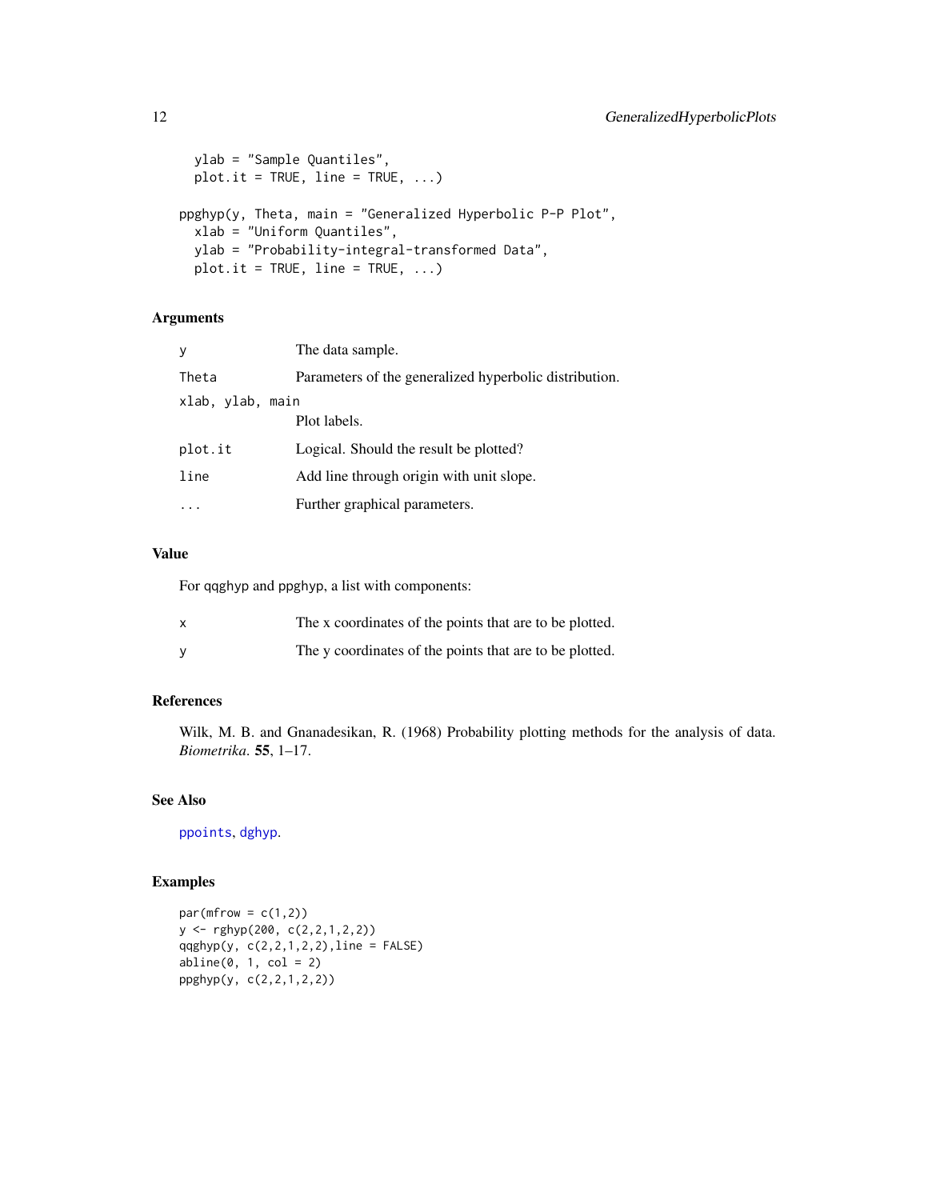```
  ylab = "Sample Quantiles",
  plot.it = TRUE, line = TRUE, ...)

ppghyp(y, Theta, main = "Generalized Hyperbolic P-P Plot",
  xlab = "Uniform Quantiles",
  ylab = "Probability-integral-transformed Data",
  plot.it = TRUE, line = TRUE, ...)
```

### Arguments

| | |
|---|---|
| `y` | The data sample. |
| `Theta` | Parameters of the generalized hyperbolic distribution. |
| `xlab, ylab, main` | Plot labels. |
| `plot.it` | Logical. Should the result be plotted? |
| `line` | Add line through origin with unit slope. |
| `...` | Further graphical parameters. |

### Value

For qqghyp and ppghyp, a list with components:

| | |
|---|---|
| `x` | The x coordinates of the points that are to be plotted. |
| `y` | The y coordinates of the points that are to be plotted. |

### References

Wilk, M. B. and Gnanadesikan, R. (1968) Probability plotting methods for the analysis of data. *Biometrika*. **55**, 1–17.

### See Also

`ppoints`, `dghyp`.

### Examples

```
par(mfrow = c(1,2))
y <- rghyp(200, c(2,2,1,2,2))
qqghyp(y, c(2,2,1,2,2),line = FALSE)
abline(0, 1, col = 2)
ppghyp(y, c(2,2,1,2,2))
```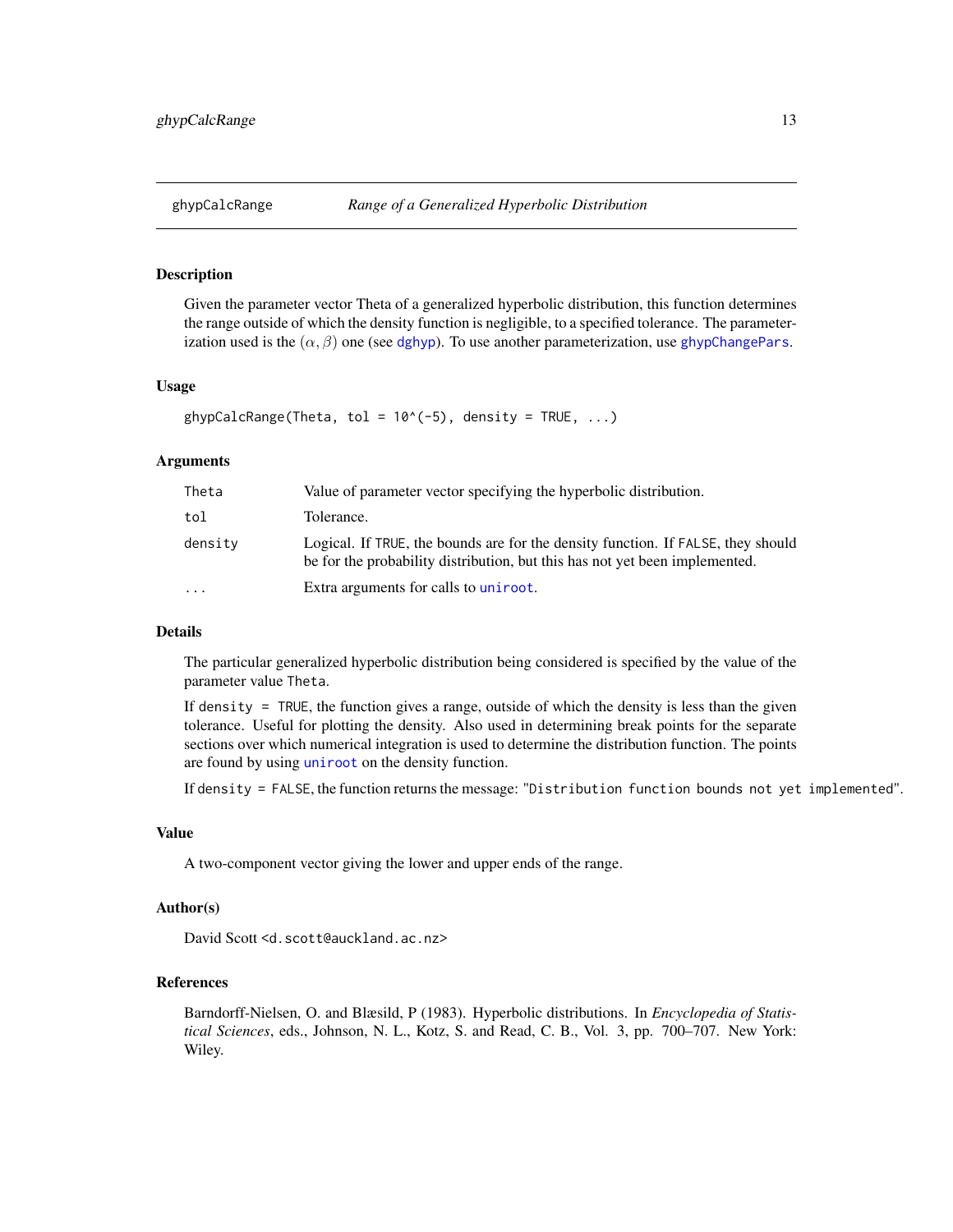## ghypCalcRange — *Range of a Generalized Hyperbolic Distribution*

### Description

Given the parameter vector Theta of a generalized hyperbolic distribution, this function determines the range outside of which the density function is negligible, to a specified tolerance. The parameterization used is the $(\alpha, \beta)$ one (see `dghyp`). To use another parameterization, use `ghypChangePars`.

### Usage

```
ghypCalcRange(Theta, tol = 10^(-5), density = TRUE, ...)
```

### Arguments

| | |
|---|---|
| `Theta` | Value of parameter vector specifying the hyperbolic distribution. |
| `tol` | Tolerance. |
| `density` | Logical. If `TRUE`, the bounds are for the density function. If `FALSE`, they should be for the probability distribution, but this has not yet been implemented. |
| `...` | Extra arguments for calls to `uniroot`. |

### Details

The particular generalized hyperbolic distribution being considered is specified by the value of the parameter value `Theta`.

If `density = TRUE`, the function gives a range, outside of which the density is less than the given tolerance. Useful for plotting the density. Also used in determining break points for the separate sections over which numerical integration is used to determine the distribution function. The points are found by using `uniroot` on the density function.

If `density = FALSE`, the function returns the message: `"Distribution function bounds not yet implemented"`.

### Value

A two-component vector giving the lower and upper ends of the range.

### Author(s)

David Scott `<d.scott@auckland.ac.nz>`

### References

Barndorff-Nielsen, O. and Blæsild, P (1983). Hyperbolic distributions. In *Encyclopedia of Statistical Sciences*, eds., Johnson, N. L., Kotz, S. and Read, C. B., Vol. 3, pp. 700–707. New York: Wiley.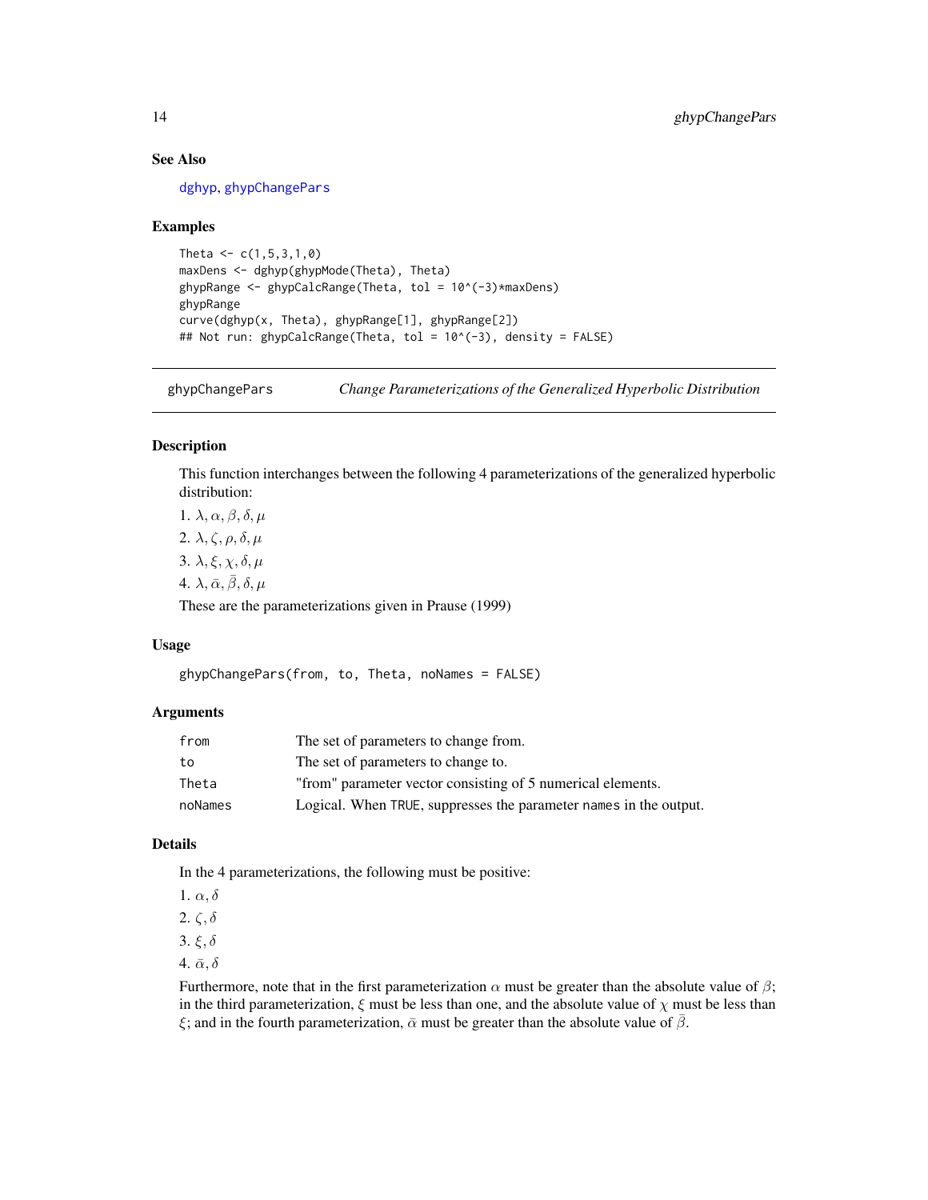### See Also

dghyp, ghypChangePars

### Examples

```
Theta <- c(1,5,3,1,0)
maxDens <- dghyp(ghypMode(Theta), Theta)
ghypRange <- ghypCalcRange(Theta, tol = 10^(-3)*maxDens)
ghypRange
curve(dghyp(x, Theta), ghypRange[1], ghypRange[2])
## Not run: ghypCalcRange(Theta, tol = 10^(-3), density = FALSE)
```

---

## ghypChangePars *Change Parameterizations of the Generalized Hyperbolic Distribution*

### Description

This function interchanges between the following 4 parameterizations of the generalized hyperbolic distribution:

1. $\lambda, \alpha, \beta, \delta, \mu$
2. $\lambda, \zeta, \rho, \delta, \mu$
3. $\lambda, \xi, \chi, \delta, \mu$
4. $\lambda, \bar{\alpha}, \bar{\beta}, \delta, \mu$

These are the parameterizations given in Prause (1999)

### Usage

```
ghypChangePars(from, to, Theta, noNames = FALSE)
```

### Arguments

| | |
|---|---|
| from | The set of parameters to change from. |
| to | The set of parameters to change to. |
| Theta | "from" parameter vector consisting of 5 numerical elements. |
| noNames | Logical. When TRUE, suppresses the parameter names in the output. |

### Details

In the 4 parameterizations, the following must be positive:

1. $\alpha, \delta$
2. $\zeta, \delta$
3. $\xi, \delta$
4. $\bar{\alpha}, \delta$

Furthermore, note that in the first parameterization $\alpha$ must be greater than the absolute value of $\beta$; in the third parameterization, $\xi$ must be less than one, and the absolute value of $\chi$ must be less than $\xi$; and in the fourth parameterization, $\bar{\alpha}$ must be greater than the absolute value of $\bar{\beta}$.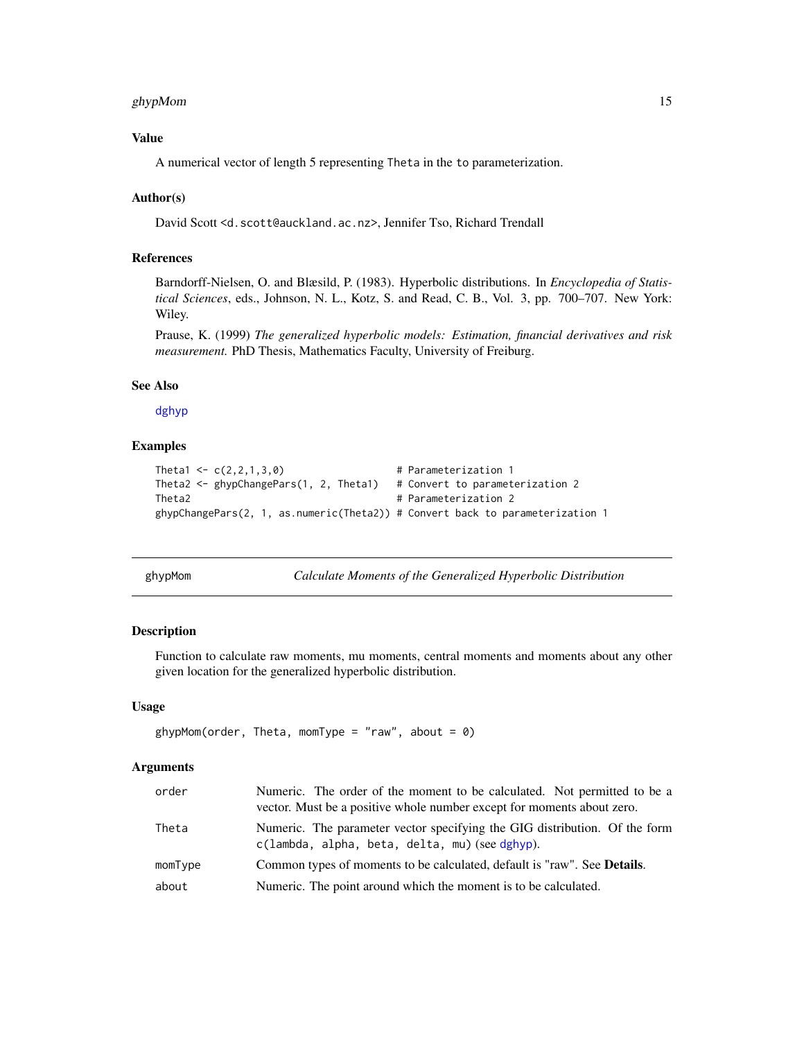### Value

A numerical vector of length 5 representing `Theta` in the `to` parameterization.

### Author(s)

David Scott <d.scott@auckland.ac.nz>, Jennifer Tso, Richard Trendall

### References

Barndorff-Nielsen, O. and Blæsild, P. (1983). Hyperbolic distributions. In *Encyclopedia of Statistical Sciences*, eds., Johnson, N. L., Kotz, S. and Read, C. B., Vol. 3, pp. 700–707. New York: Wiley.

Prause, K. (1999) *The generalized hyperbolic models: Estimation, financial derivatives and risk measurement.* PhD Thesis, Mathematics Faculty, University of Freiburg.

### See Also

dghyp

### Examples

```
Theta1 <- c(2,2,1,3,0)                  # Parameterization 1
Theta2 <- ghypChangePars(1, 2, Theta1)  # Convert to parameterization 2
Theta2                                  # Parameterization 2
ghypChangePars(2, 1, as.numeric(Theta2)) # Convert back to parameterization 1
```

---

## ghypMom — *Calculate Moments of the Generalized Hyperbolic Distribution*

### Description

Function to calculate raw moments, mu moments, central moments and moments about any other given location for the generalized hyperbolic distribution.

### Usage

```
ghypMom(order, Theta, momType = "raw", about = 0)
```

### Arguments

| | |
|---|---|
| `order` | Numeric. The order of the moment to be calculated. Not permitted to be a vector. Must be a positive whole number except for moments about zero. |
| `Theta` | Numeric. The parameter vector specifying the GIG distribution. Of the form `c(lambda, alpha, beta, delta, mu)` (see dghyp). |
| `momType` | Common types of moments to be calculated, default is "raw". See **Details**. |
| `about` | Numeric. The point around which the moment is to be calculated. |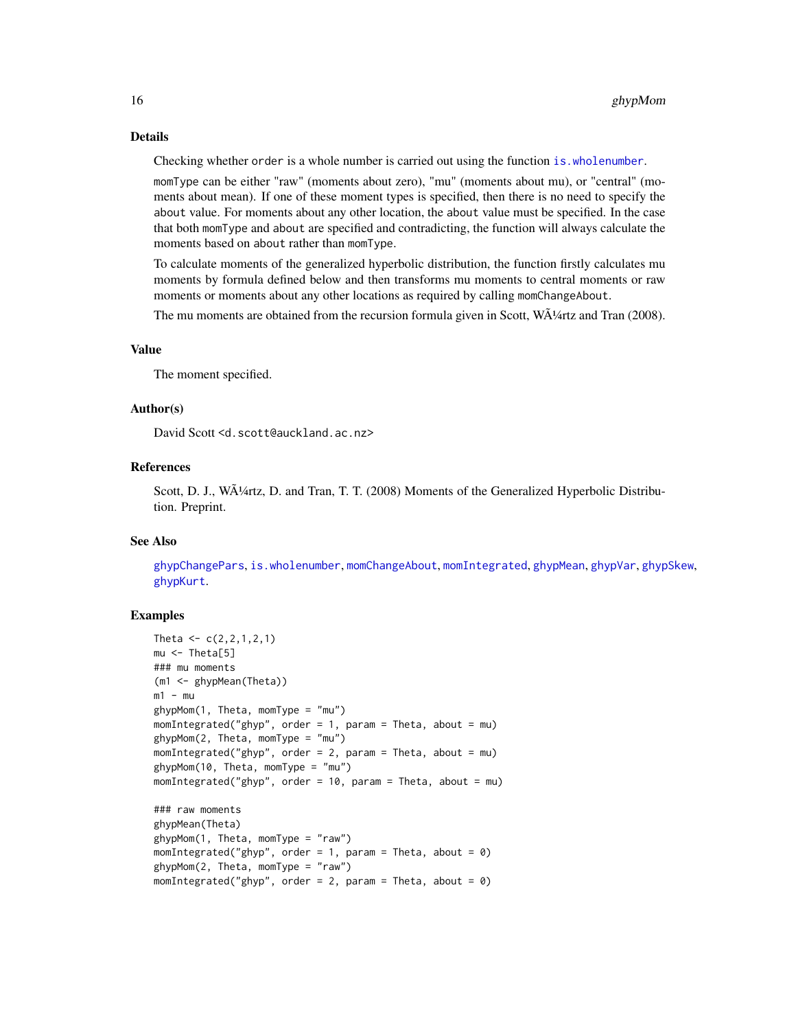## Details

Checking whether `order` is a whole number is carried out using the function `is.wholenumber`.

`momType` can be either "raw" (moments about zero), "mu" (moments about mu), or "central" (moments about mean). If one of these moment types is specified, then there is no need to specify the `about` value. For moments about any other location, the `about` value must be specified. In the case that both `momType` and `about` are specified and contradicting, the function will always calculate the moments based on `about` rather than `momType`.

To calculate moments of the generalized hyperbolic distribution, the function firstly calculates mu moments by formula defined below and then transforms mu moments to central moments or raw moments or moments about any other locations as required by calling `momChangeAbout`.

The mu moments are obtained from the recursion formula given in Scott, WÃ¼rtz and Tran (2008).

## Value

The moment specified.

## Author(s)

David Scott <d.scott@auckland.ac.nz>

## References

Scott, D. J., WÃ¼rtz, D. and Tran, T. T. (2008) Moments of the Generalized Hyperbolic Distribution. Preprint.

## See Also

`ghypChangePars`, `is.wholenumber`, `momChangeAbout`, `momIntegrated`, `ghypMean`, `ghypVar`, `ghypSkew`, `ghypKurt`.

## Examples

```
Theta <- c(2,2,1,2,1)
mu <- Theta[5]
### mu moments
(m1 <- ghypMean(Theta))
m1 - mu
ghypMom(1, Theta, momType = "mu")
momIntegrated("ghyp", order = 1, param = Theta, about = mu)
ghypMom(2, Theta, momType = "mu")
momIntegrated("ghyp", order = 2, param = Theta, about = mu)
ghypMom(10, Theta, momType = "mu")
momIntegrated("ghyp", order = 10, param = Theta, about = mu)

### raw moments
ghypMean(Theta)
ghypMom(1, Theta, momType = "raw")
momIntegrated("ghyp", order = 1, param = Theta, about = 0)
ghypMom(2, Theta, momType = "raw")
momIntegrated("ghyp", order = 2, param = Theta, about = 0)
```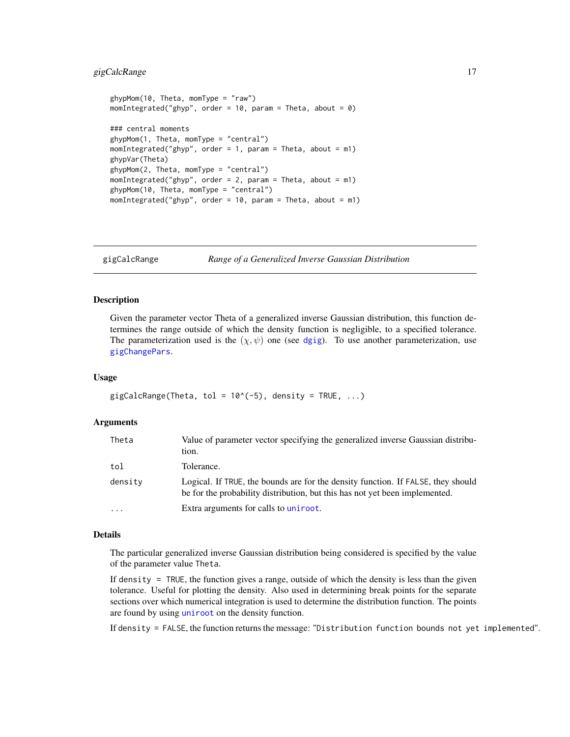```
ghypMom(10, Theta, momType = "raw")
momIntegrated("ghyp", order = 10, param = Theta, about = 0)

### central moments
ghypMom(1, Theta, momType = "central")
momIntegrated("ghyp", order = 1, param = Theta, about = m1)
ghypVar(Theta)
ghypMom(2, Theta, momType = "central")
momIntegrated("ghyp", order = 2, param = Theta, about = m1)
ghypMom(10, Theta, momType = "central")
momIntegrated("ghyp", order = 10, param = Theta, about = m1)
```

---

## gigCalcRange — *Range of a Generalized Inverse Gaussian Distribution*

### Description

Given the parameter vector Theta of a generalized inverse Gaussian distribution, this function determines the range outside of which the density function is negligible, to a specified tolerance. The parameterization used is the $(\chi, \psi)$ one (see `dgig`). To use another parameterization, use `gigChangePars`.

### Usage

```
gigCalcRange(Theta, tol = 10^(-5), density = TRUE, ...)
```

### Arguments

| | |
|---|---|
| `Theta` | Value of parameter vector specifying the generalized inverse Gaussian distribution. |
| `tol` | Tolerance. |
| `density` | Logical. If `TRUE`, the bounds are for the density function. If `FALSE`, they should be for the probability distribution, but this has not yet been implemented. |
| `...` | Extra arguments for calls to `uniroot`. |

### Details

The particular generalized inverse Gaussian distribution being considered is specified by the value of the parameter value `Theta`.

If `density = TRUE`, the function gives a range, outside of which the density is less than the given tolerance. Useful for plotting the density. Also used in determining break points for the separate sections over which numerical integration is used to determine the distribution function. The points are found by using `uniroot` on the density function.

If `density = FALSE`, the function returns the message: "`Distribution function bounds not yet implemented`".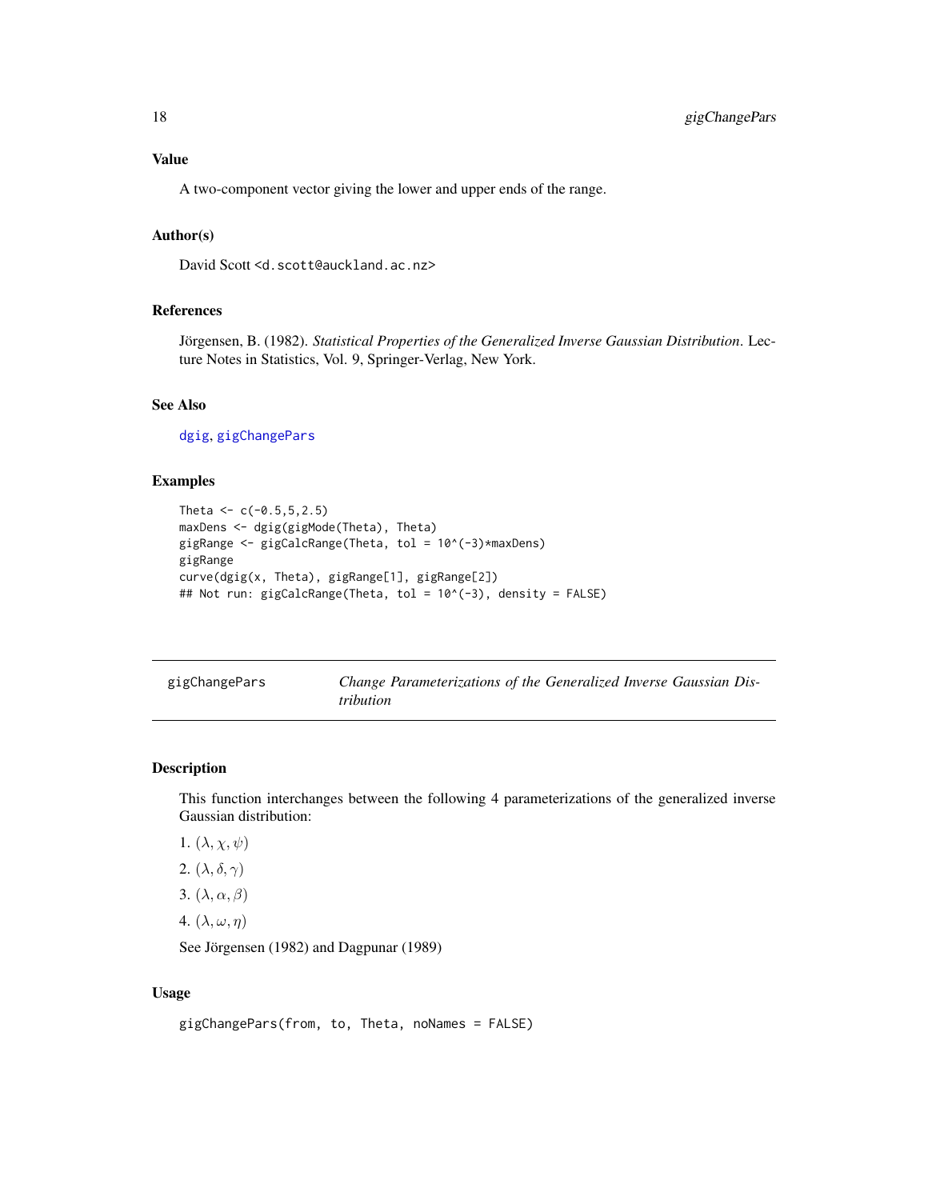### Value

A two-component vector giving the lower and upper ends of the range.

### Author(s)

David Scott <d.scott@auckland.ac.nz>

### References

Jörgensen, B. (1982). *Statistical Properties of the Generalized Inverse Gaussian Distribution*. Lecture Notes in Statistics, Vol. 9, Springer-Verlag, New York.

### See Also

dgig, gigChangePars

### Examples

```
Theta <- c(-0.5,5,2.5)
maxDens <- dgig(gigMode(Theta), Theta)
gigRange <- gigCalcRange(Theta, tol = 10^(-3)*maxDens)
gigRange
curve(dgig(x, Theta), gigRange[1], gigRange[2])
## Not run: gigCalcRange(Theta, tol = 10^(-3), density = FALSE)
```

---

## gigChangePars — *Change Parameterizations of the Generalized Inverse Gaussian Distribution*

### Description

This function interchanges between the following 4 parameterizations of the generalized inverse Gaussian distribution:

1. $(\lambda, \chi, \psi)$
2. $(\lambda, \delta, \gamma)$
3. $(\lambda, \alpha, \beta)$
4. $(\lambda, \omega, \eta)$

See Jörgensen (1982) and Dagpunar (1989)

### Usage

```
gigChangePars(from, to, Theta, noNames = FALSE)
```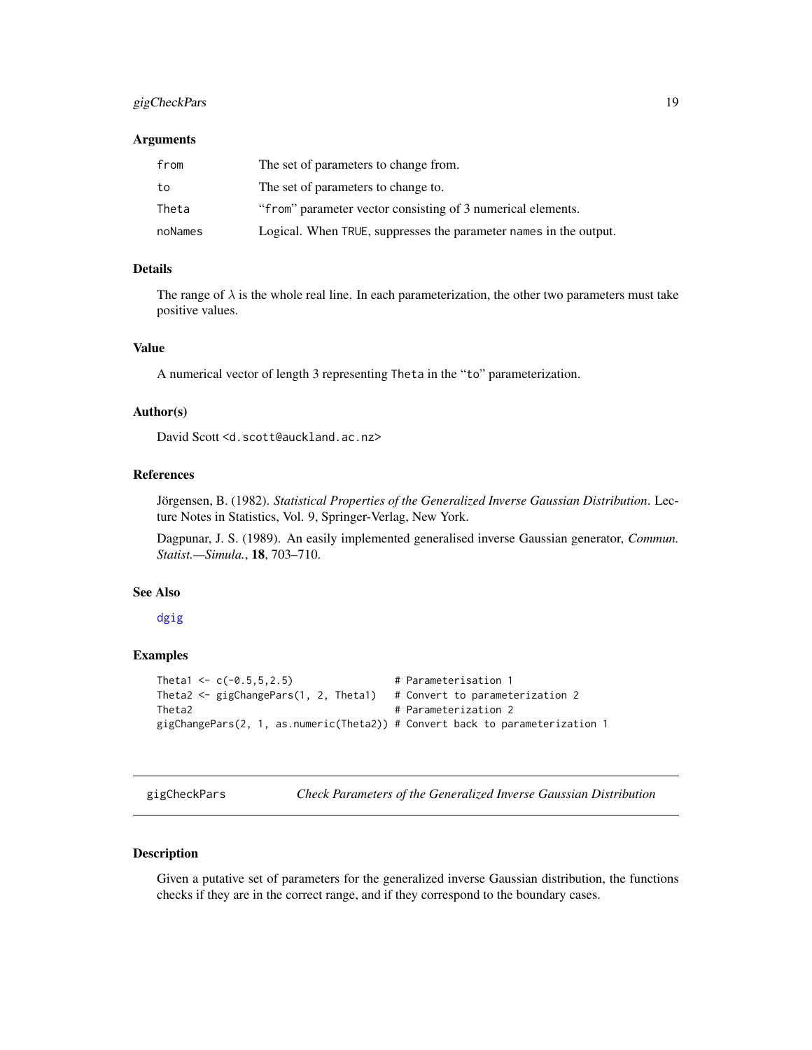### Arguments

| | |
|---|---|
| `from` | The set of parameters to change from. |
| `to` | The set of parameters to change to. |
| `Theta` | "`from`" parameter vector consisting of 3 numerical elements. |
| `noNames` | Logical. When `TRUE`, suppresses the parameter `names` in the output. |

### Details

The range of $\lambda$ is the whole real line. In each parameterization, the other two parameters must take positive values.

### Value

A numerical vector of length 3 representing `Theta` in the "`to`" parameterization.

### Author(s)

David Scott <d.scott@auckland.ac.nz>

### References

Jörgensen, B. (1982). *Statistical Properties of the Generalized Inverse Gaussian Distribution*. Lecture Notes in Statistics, Vol. 9, Springer-Verlag, New York.

Dagpunar, J. S. (1989). An easily implemented generalised inverse Gaussian generator, *Commun. Statist.—Simula.*, **18**, 703–710.

### See Also

`dgig`

### Examples

```
Theta1 <- c(-0.5,5,2.5)                 # Parameterisation 1
Theta2 <- gigChangePars(1, 2, Theta1)   # Convert to parameterization 2
Theta2                                  # Parameterization 2
gigChangePars(2, 1, as.numeric(Theta2)) # Convert back to parameterization 1
```

---

## gigCheckPars — *Check Parameters of the Generalized Inverse Gaussian Distribution*

### Description

Given a putative set of parameters for the generalized inverse Gaussian distribution, the functions checks if they are in the correct range, and if they correspond to the boundary cases.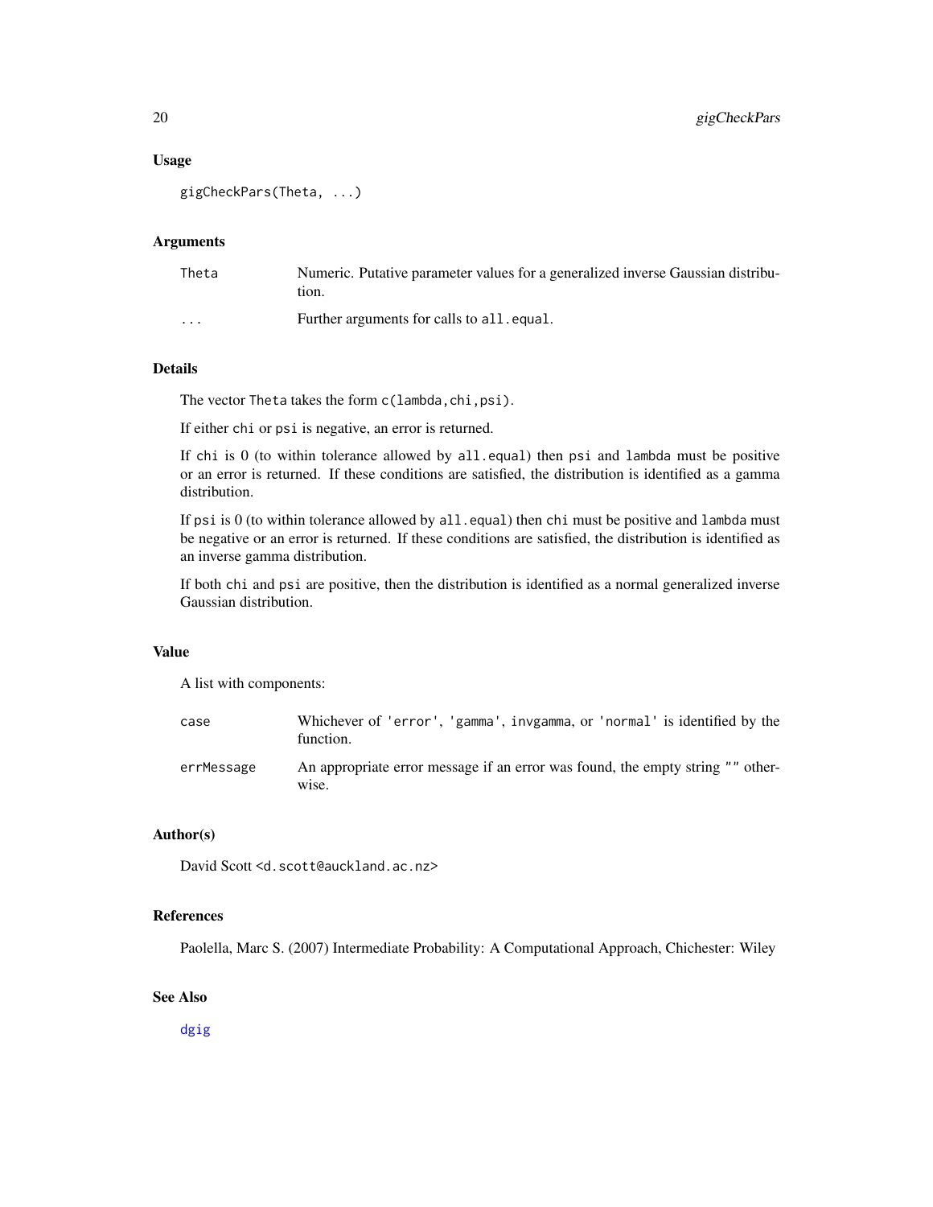### Usage

```
gigCheckPars(Theta, ...)
```

### Arguments

| | |
|---|---|
| Theta | Numeric. Putative parameter values for a generalized inverse Gaussian distribution. |
| ... | Further arguments for calls to `all.equal`. |

### Details

The vector `Theta` takes the form `c(lambda,chi,psi)`.

If either `chi` or `psi` is negative, an error is returned.

If `chi` is 0 (to within tolerance allowed by `all.equal`) then `psi` and `lambda` must be positive or an error is returned. If these conditions are satisfied, the distribution is identified as a gamma distribution.

If `psi` is 0 (to within tolerance allowed by `all.equal`) then `chi` must be positive and `lambda` must be negative or an error is returned. If these conditions are satisfied, the distribution is identified as an inverse gamma distribution.

If both `chi` and `psi` are positive, then the distribution is identified as a normal generalized inverse Gaussian distribution.

### Value

A list with components:

| | |
|---|---|
| case | Whichever of 'error', 'gamma', invgamma, or 'normal' is identified by the function. |
| errMessage | An appropriate error message if an error was found, the empty string "" otherwise. |

### Author(s)

David Scott <d.scott@auckland.ac.nz>

### References

Paolella, Marc S. (2007) Intermediate Probability: A Computational Approach, Chichester: Wiley

### See Also

dgig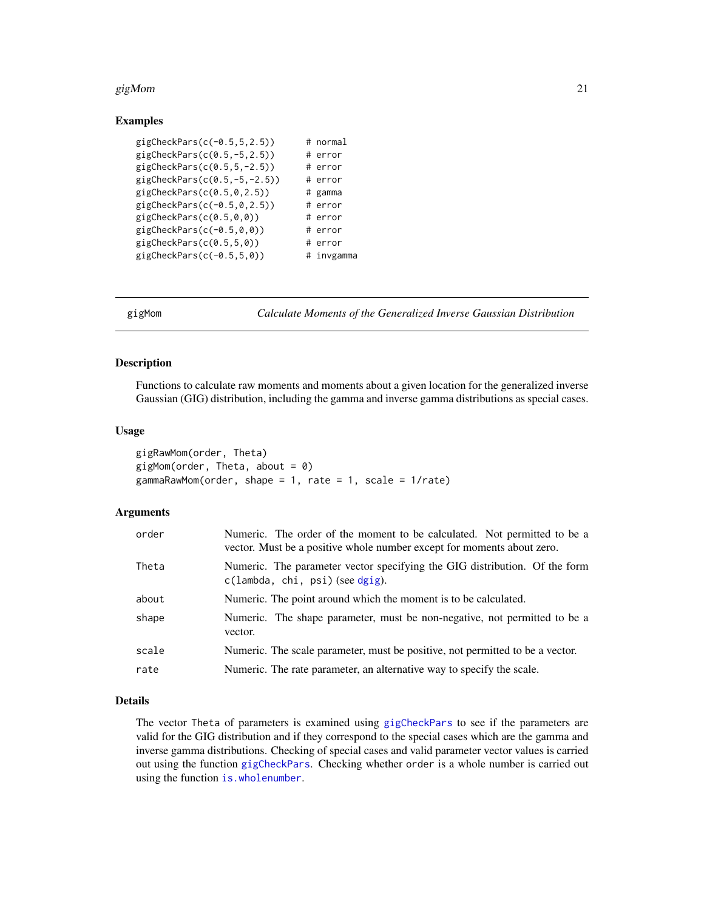### Examples

```
gigCheckPars(c(-0.5,5,2.5))      # normal
gigCheckPars(c(0.5,-5,2.5))      # error
gigCheckPars(c(0.5,5,-2.5))      # error
gigCheckPars(c(0.5,-5,-2.5))     # error
gigCheckPars(c(0.5,0,2.5))       # gamma
gigCheckPars(c(-0.5,0,2.5))      # error
gigCheckPars(c(0.5,0,0))         # error
gigCheckPars(c(-0.5,0,0))        # error
gigCheckPars(c(0.5,5,0))         # error
gigCheckPars(c(-0.5,5,0))        # invgamma
```

---

## gigMom — *Calculate Moments of the Generalized Inverse Gaussian Distribution*

### Description

Functions to calculate raw moments and moments about a given location for the generalized inverse Gaussian (GIG) distribution, including the gamma and inverse gamma distributions as special cases.

### Usage

```
gigRawMom(order, Theta)
gigMom(order, Theta, about = 0)
gammaRawMom(order, shape = 1, rate = 1, scale = 1/rate)
```

### Arguments

| | |
|---|---|
| `order` | Numeric. The order of the moment to be calculated. Not permitted to be a vector. Must be a positive whole number except for moments about zero. |
| `Theta` | Numeric. The parameter vector specifying the GIG distribution. Of the form `c(lambda, chi, psi)` (see `dgig`). |
| `about` | Numeric. The point around which the moment is to be calculated. |
| `shape` | Numeric. The shape parameter, must be non-negative, not permitted to be a vector. |
| `scale` | Numeric. The scale parameter, must be positive, not permitted to be a vector. |
| `rate` | Numeric. The rate parameter, an alternative way to specify the scale. |

### Details

The vector `Theta` of parameters is examined using `gigCheckPars` to see if the parameters are valid for the GIG distribution and if they correspond to the special cases which are the gamma and inverse gamma distributions. Checking of special cases and valid parameter vector values is carried out using the function `gigCheckPars`. Checking whether `order` is a whole number is carried out using the function `is.wholenumber`.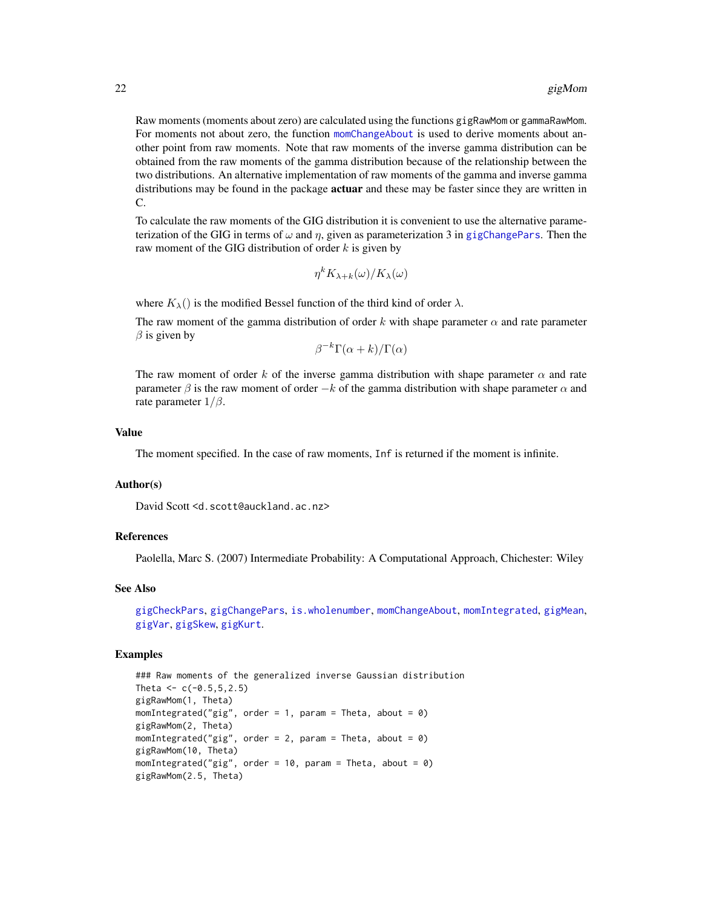Raw moments (moments about zero) are calculated using the functions `gigRawMom` or `gammaRawMom`. For moments not about zero, the function `momChangeAbout` is used to derive moments about another point from raw moments. Note that raw moments of the inverse gamma distribution can be obtained from the raw moments of the gamma distribution because of the relationship between the two distributions. An alternative implementation of raw moments of the gamma and inverse gamma distributions may be found in the package **actuar** and these may be faster since they are written in C.

To calculate the raw moments of the GIG distribution it is convenient to use the alternative parameterization of the GIG in terms of $\omega$ and $\eta$, given as parameterization 3 in `gigChangePars`. Then the raw moment of the GIG distribution of order $k$ is given by

$$\eta^k K_{\lambda+k}(\omega)/K_\lambda(\omega)$$

where $K_\lambda()$ is the modified Bessel function of the third kind of order $\lambda$.

The raw moment of the gamma distribution of order $k$ with shape parameter $\alpha$ and rate parameter $\beta$ is given by

$$\beta^{-k}\Gamma(\alpha+k)/\Gamma(\alpha)$$

The raw moment of order $k$ of the inverse gamma distribution with shape parameter $\alpha$ and rate parameter $\beta$ is the raw moment of order $-k$ of the gamma distribution with shape parameter $\alpha$ and rate parameter $1/\beta$.

### Value

The moment specified. In the case of raw moments, `Inf` is returned if the moment is infinite.

### Author(s)

David Scott <d.scott@auckland.ac.nz>

### References

Paolella, Marc S. (2007) Intermediate Probability: A Computational Approach, Chichester: Wiley

### See Also

`gigCheckPars`, `gigChangePars`, `is.wholenumber`, `momChangeAbout`, `momIntegrated`, `gigMean`, `gigVar`, `gigSkew`, `gigKurt`.

### Examples

```
### Raw moments of the generalized inverse Gaussian distribution
Theta <- c(-0.5,5,2.5)
gigRawMom(1, Theta)
momIntegrated("gig", order = 1, param = Theta, about = 0)
gigRawMom(2, Theta)
momIntegrated("gig", order = 2, param = Theta, about = 0)
gigRawMom(10, Theta)
momIntegrated("gig", order = 10, param = Theta, about = 0)
gigRawMom(2.5, Theta)
```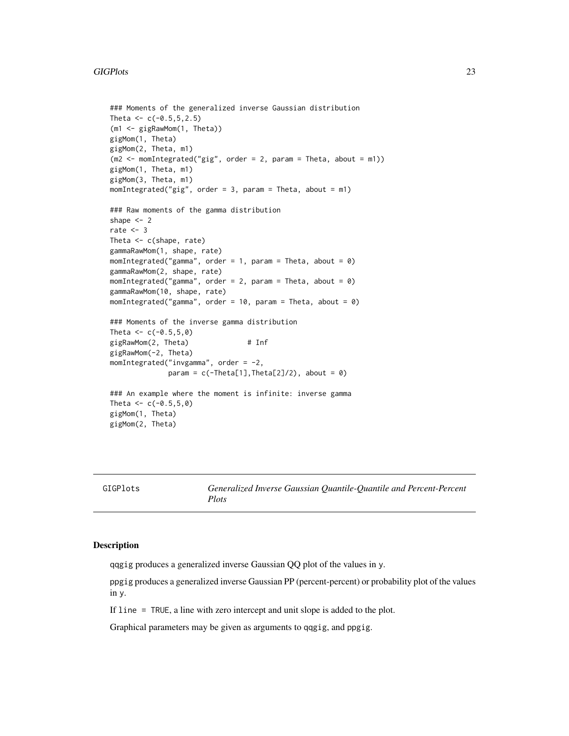```
### Moments of the generalized inverse Gaussian distribution
Theta <- c(-0.5,5,2.5)
(m1 <- gigRawMom(1, Theta))
gigMom(1, Theta)
gigMom(2, Theta, m1)
(m2 <- momIntegrated("gig", order = 2, param = Theta, about = m1))
gigMom(1, Theta, m1)
gigMom(3, Theta, m1)
momIntegrated("gig", order = 3, param = Theta, about = m1)

### Raw moments of the gamma distribution
shape <- 2
rate <- 3
Theta <- c(shape, rate)
gammaRawMom(1, shape, rate)
momIntegrated("gamma", order = 1, param = Theta, about = 0)
gammaRawMom(2, shape, rate)
momIntegrated("gamma", order = 2, param = Theta, about = 0)
gammaRawMom(10, shape, rate)
momIntegrated("gamma", order = 10, param = Theta, about = 0)

### Moments of the inverse gamma distribution
Theta <- c(-0.5,5,0)
gigRawMom(2, Theta)              # Inf
gigRawMom(-2, Theta)
momIntegrated("invgamma", order = -2,
              param = c(-Theta[1],Theta[2]/2), about = 0)

### An example where the moment is infinite: inverse gamma
Theta <- c(-0.5,5,0)
gigMom(1, Theta)
gigMom(2, Theta)
```

---

GIGPlots — *Generalized Inverse Gaussian Quantile-Quantile and Percent-Percent Plots*

---

## Description

qqgig produces a generalized inverse Gaussian QQ plot of the values in y.

ppgig produces a generalized inverse Gaussian PP (percent-percent) or probability plot of the values in y.

If line = TRUE, a line with zero intercept and unit slope is added to the plot.

Graphical parameters may be given as arguments to qqgig, and ppgig.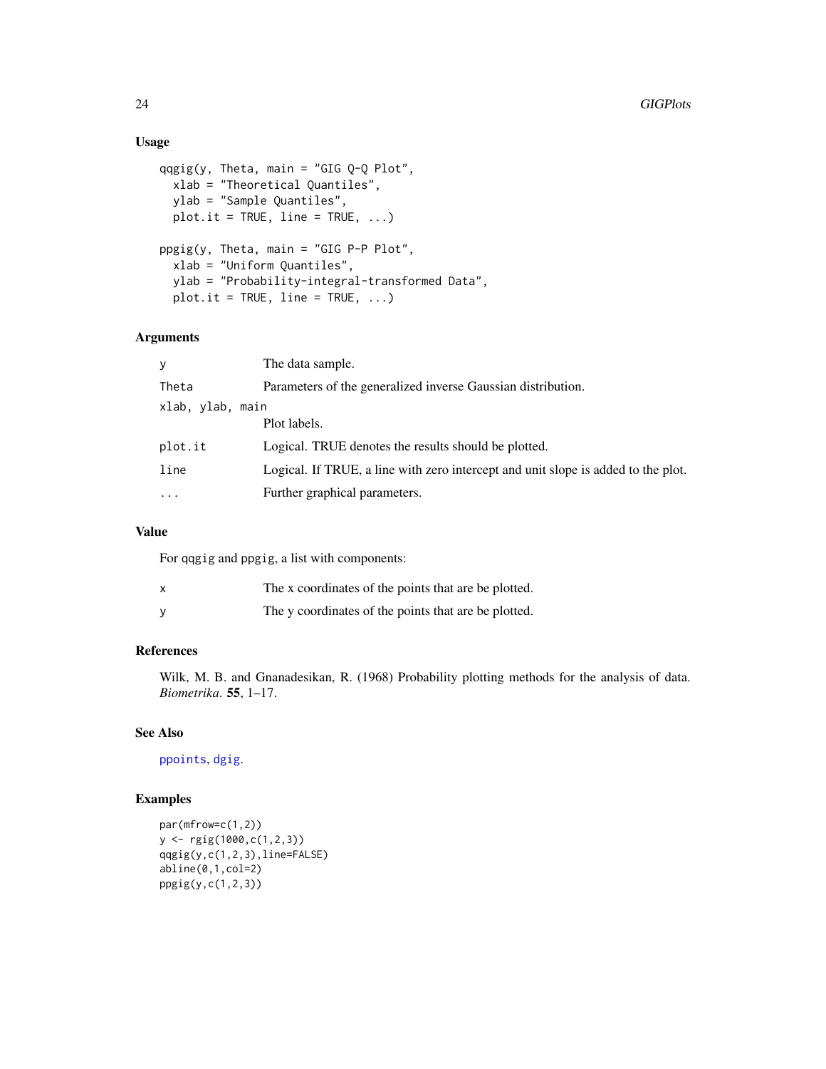## Usage

```
qqgig(y, Theta, main = "GIG Q-Q Plot",
  xlab = "Theoretical Quantiles",
  ylab = "Sample Quantiles",
  plot.it = TRUE, line = TRUE, ...)

ppgig(y, Theta, main = "GIG P-P Plot",
  xlab = "Uniform Quantiles",
  ylab = "Probability-integral-transformed Data",
  plot.it = TRUE, line = TRUE, ...)
```

## Arguments

| | |
|---|---|
| `y` | The data sample. |
| `Theta` | Parameters of the generalized inverse Gaussian distribution. |
| `xlab, ylab, main` | Plot labels. |
| `plot.it` | Logical. TRUE denotes the results should be plotted. |
| `line` | Logical. If TRUE, a line with zero intercept and unit slope is added to the plot. |
| `...` | Further graphical parameters. |

## Value

For `qqgig` and `ppgig`, a list with components:

| | |
|---|---|
| `x` | The x coordinates of the points that are be plotted. |
| `y` | The y coordinates of the points that are be plotted. |

## References

Wilk, M. B. and Gnanadesikan, R. (1968) Probability plotting methods for the analysis of data. *Biometrika*. **55**, 1–17.

## See Also

`ppoints`, `dgig`.

## Examples

```
par(mfrow=c(1,2))
y <- rgig(1000,c(1,2,3))
qqgig(y,c(1,2,3),line=FALSE)
abline(0,1,col=2)
ppgig(y,c(1,2,3))
```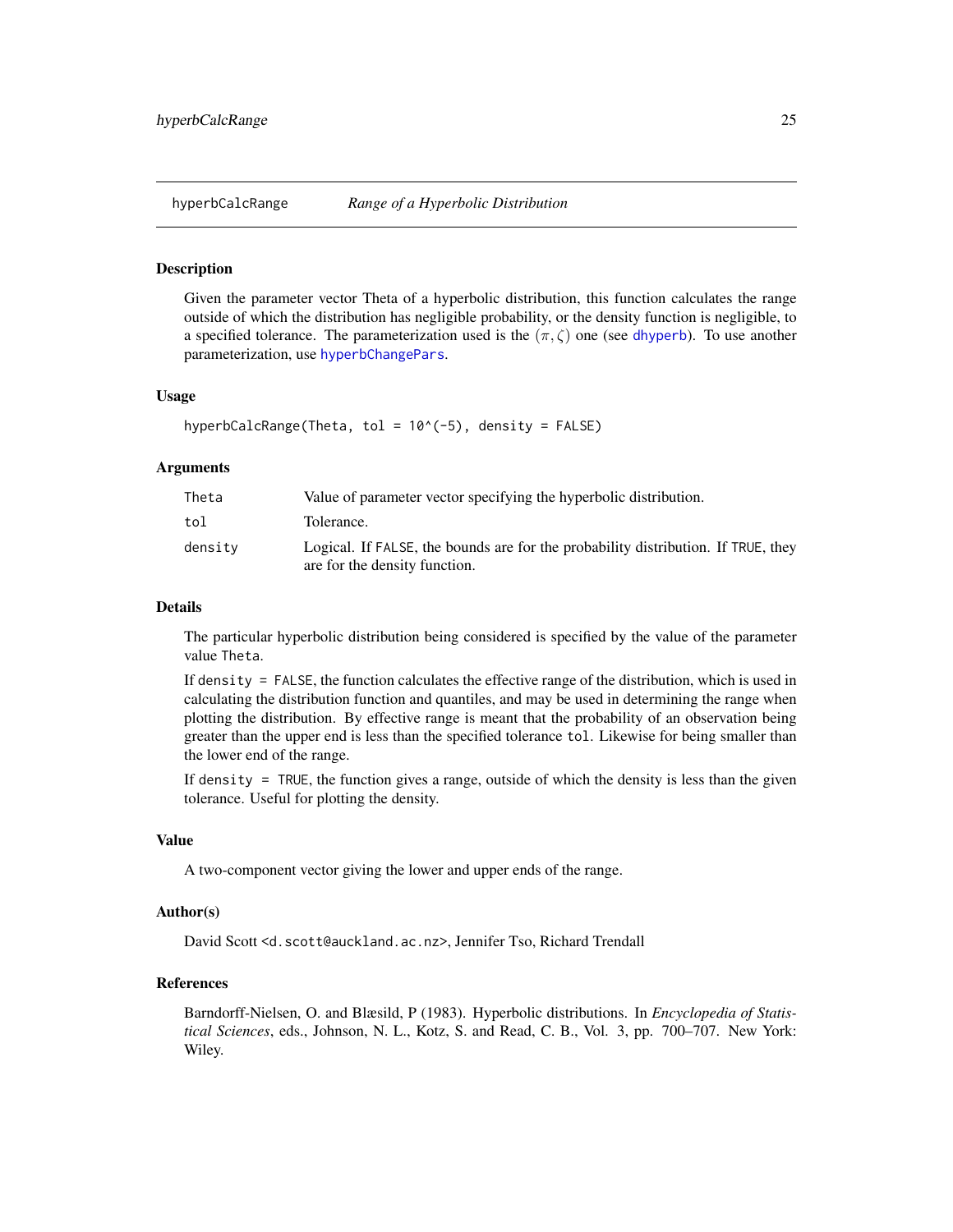## hyperbCalcRange — *Range of a Hyperbolic Distribution*

### Description

Given the parameter vector Theta of a hyperbolic distribution, this function calculates the range outside of which the distribution has negligible probability, or the density function is negligible, to a specified tolerance. The parameterization used is the $(\pi, \zeta)$ one (see `dhyperb`). To use another parameterization, use `hyperbChangePars`.

### Usage

```
hyperbCalcRange(Theta, tol = 10^(-5), density = FALSE)
```

### Arguments

| | |
|---|---|
| `Theta` | Value of parameter vector specifying the hyperbolic distribution. |
| `tol` | Tolerance. |
| `density` | Logical. If `FALSE`, the bounds are for the probability distribution. If `TRUE`, they are for the density function. |

### Details

The particular hyperbolic distribution being considered is specified by the value of the parameter value `Theta`.

If `density = FALSE`, the function calculates the effective range of the distribution, which is used in calculating the distribution function and quantiles, and may be used in determining the range when plotting the distribution. By effective range is meant that the probability of an observation being greater than the upper end is less than the specified tolerance `tol`. Likewise for being smaller than the lower end of the range.

If `density = TRUE`, the function gives a range, outside of which the density is less than the given tolerance. Useful for plotting the density.

### Value

A two-component vector giving the lower and upper ends of the range.

### Author(s)

David Scott <d.scott@auckland.ac.nz>, Jennifer Tso, Richard Trendall

### References

Barndorff-Nielsen, O. and Blæsild, P (1983). Hyperbolic distributions. In *Encyclopedia of Statistical Sciences*, eds., Johnson, N. L., Kotz, S. and Read, C. B., Vol. 3, pp. 700–707. New York: Wiley.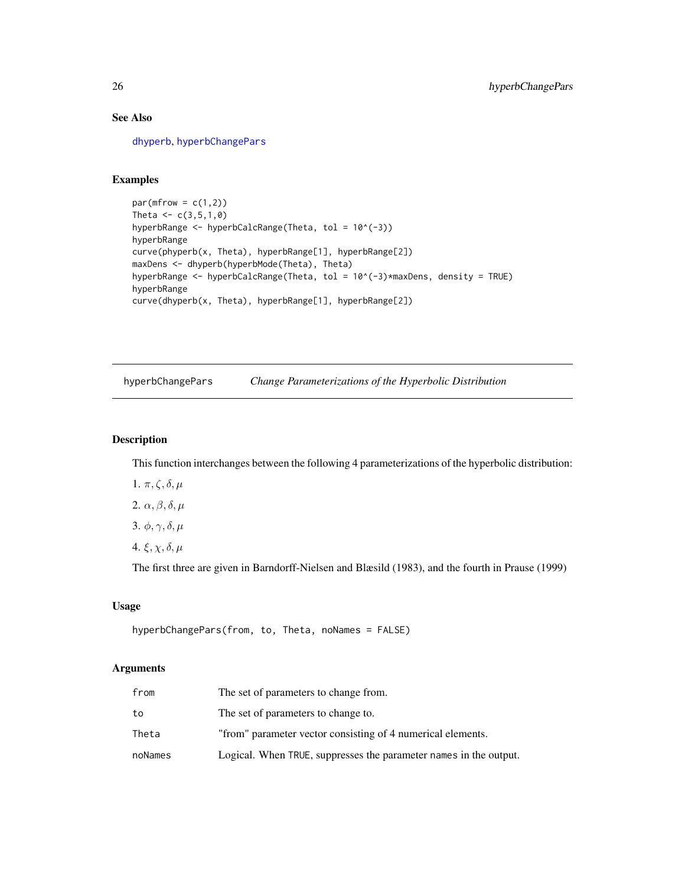## See Also

dhyperb, hyperbChangePars

## Examples

```
par(mfrow = c(1,2))
Theta <- c(3,5,1,0)
hyperbRange <- hyperbCalcRange(Theta, tol = 10^(-3))
hyperbRange
curve(phyperb(x, Theta), hyperbRange[1], hyperbRange[2])
maxDens <- dhyperb(hyperbMode(Theta), Theta)
hyperbRange <- hyperbCalcRange(Theta, tol = 10^(-3)*maxDens, density = TRUE)
hyperbRange
curve(dhyperb(x, Theta), hyperbRange[1], hyperbRange[2])
```

---

# hyperbChangePars — *Change Parameterizations of the Hyperbolic Distribution*

---

## Description

This function interchanges between the following 4 parameterizations of the hyperbolic distribution:

1. $\pi, \zeta, \delta, \mu$
2. $\alpha, \beta, \delta, \mu$
3. $\phi, \gamma, \delta, \mu$
4. $\xi, \chi, \delta, \mu$

The first three are given in Barndorff-Nielsen and Blæsild (1983), and the fourth in Prause (1999)

## Usage

```
hyperbChangePars(from, to, Theta, noNames = FALSE)
```

## Arguments

| | |
|---|---|
| `from` | The set of parameters to change from. |
| `to` | The set of parameters to change to. |
| `Theta` | "from" parameter vector consisting of 4 numerical elements. |
| `noNames` | Logical. When `TRUE`, suppresses the parameter `names` in the output. |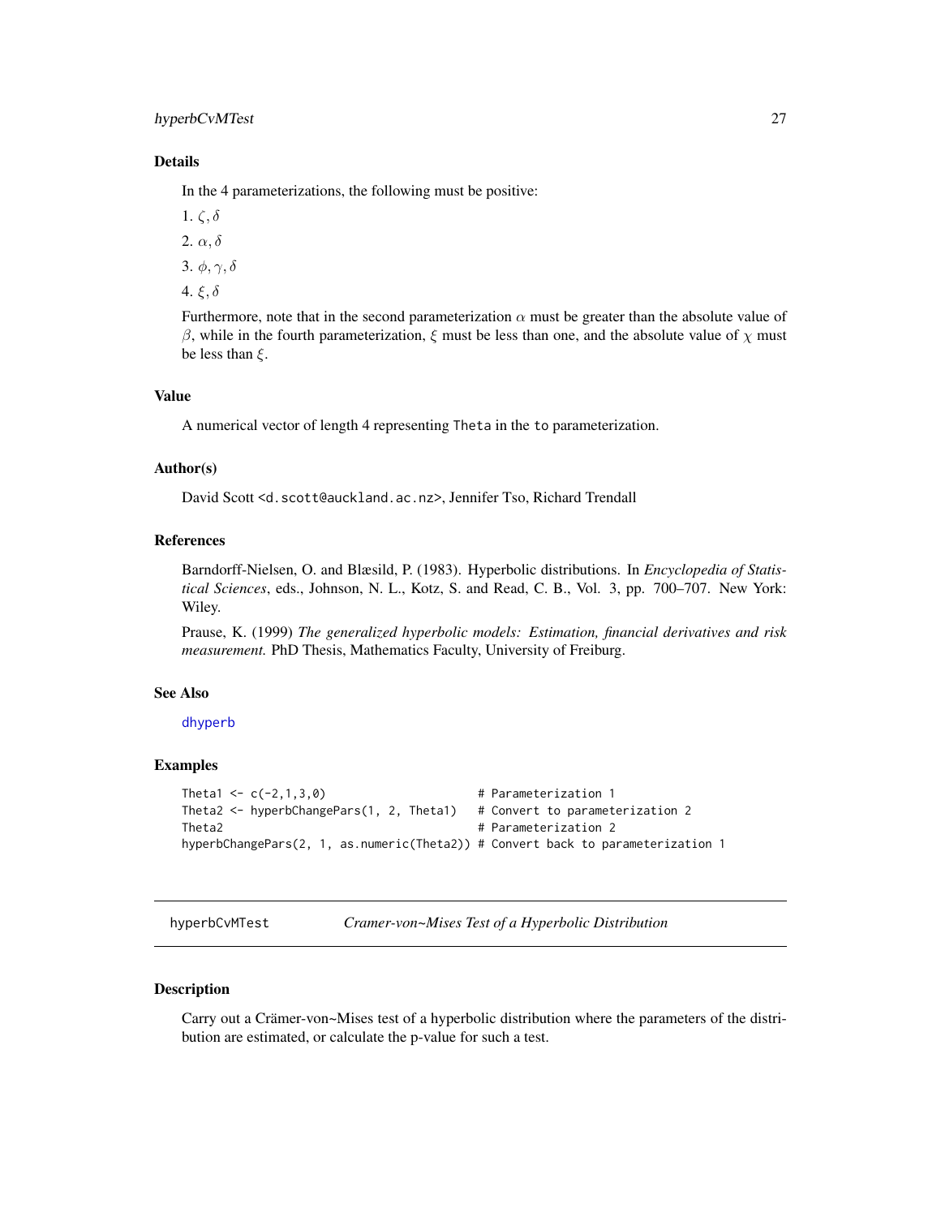### Details

In the 4 parameterizations, the following must be positive:

1. $\zeta, \delta$
2. $\alpha, \delta$
3. $\phi, \gamma, \delta$
4. $\xi, \delta$

Furthermore, note that in the second parameterization $\alpha$ must be greater than the absolute value of $\beta$, while in the fourth parameterization, $\xi$ must be less than one, and the absolute value of $\chi$ must be less than $\xi$.

### Value

A numerical vector of length 4 representing `Theta` in the `to` parameterization.

### Author(s)

David Scott <d.scott@auckland.ac.nz>, Jennifer Tso, Richard Trendall

### References

Barndorff-Nielsen, O. and Blæsild, P. (1983). Hyperbolic distributions. In *Encyclopedia of Statistical Sciences*, eds., Johnson, N. L., Kotz, S. and Read, C. B., Vol. 3, pp. 700–707. New York: Wiley.

Prause, K. (1999) *The generalized hyperbolic models: Estimation, financial derivatives and risk measurement.* PhD Thesis, Mathematics Faculty, University of Freiburg.

### See Also

dhyperb

### Examples

```
Theta1 <- c(-2,1,3,0)                      # Parameterization 1
Theta2 <- hyperbChangePars(1, 2, Theta1)   # Convert to parameterization 2
Theta2                                     # Parameterization 2
hyperbChangePars(2, 1, as.numeric(Theta2)) # Convert back to parameterization 1
```

---

## hyperbCvMTest — *Cramer-von~Mises Test of a Hyperbolic Distribution*

### Description

Carry out a Crämer-von~Mises test of a hyperbolic distribution where the parameters of the distribution are estimated, or calculate the p-value for such a test.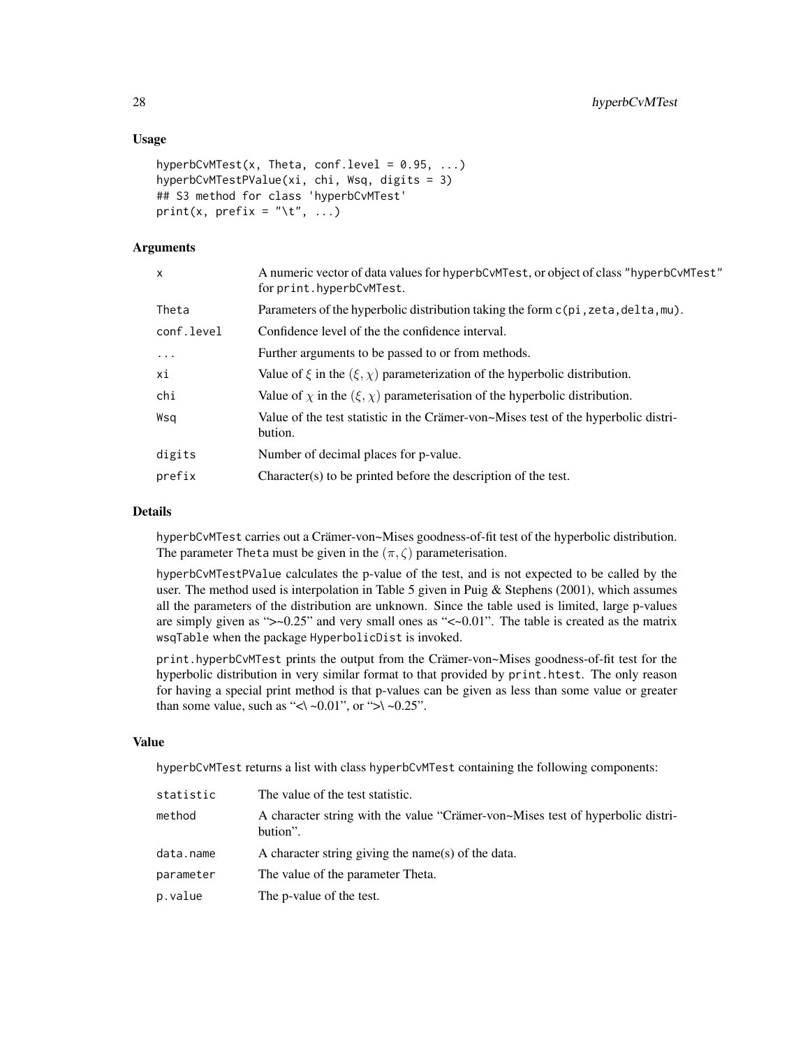## Usage

```
hyperbCvMTest(x, Theta, conf.level = 0.95, ...)
hyperbCvMTestPValue(xi, chi, Wsq, digits = 3)
## S3 method for class 'hyperbCvMTest'
print(x, prefix = "\t", ...)
```

## Arguments

| | |
|---|---|
| x | A numeric vector of data values for hyperbCvMTest, or object of class "hyperbCvMTest" for print.hyperbCvMTest. |
| Theta | Parameters of the hyperbolic distribution taking the form c(pi,zeta,delta,mu). |
| conf.level | Confidence level of the the confidence interval. |
| ... | Further arguments to be passed to or from methods. |
| xi | Value of $\xi$ in the $(\xi, \chi)$ parameterization of the hyperbolic distribution. |
| chi | Value of $\chi$ in the $(\xi, \chi)$ parameterisation of the hyperbolic distribution. |
| Wsq | Value of the test statistic in the Crämer-von~Mises test of the hyperbolic distribution. |
| digits | Number of decimal places for p-value. |
| prefix | Character(s) to be printed before the description of the test. |

## Details

hyperbCvMTest carries out a Crämer-von~Mises goodness-of-fit test of the hyperbolic distribution. The parameter Theta must be given in the $(\pi, \zeta)$ parameterisation.

hyperbCvMTestPValue calculates the p-value of the test, and is not expected to be called by the user. The method used is interpolation in Table 5 given in Puig & Stephens (2001), which assumes all the parameters of the distribution are unknown. Since the table used is limited, large p-values are simply given as ">~0.25" and very small ones as "<~0.01". The table is created as the matrix wsqTable when the package HyperbolicDist is invoked.

print.hyperbCvMTest prints the output from the Crämer-von~Mises goodness-of-fit test for the hyperbolic distribution in very similar format to that provided by print.htest. The only reason for having a special print method is that p-values can be given as less than some value or greater than some value, such as "<\ ~0.01", or ">\ ~0.25".

## Value

hyperbCvMTest returns a list with class hyperbCvMTest containing the following components:

| | |
|---|---|
| statistic | The value of the test statistic. |
| method | A character string with the value "Crämer-von~Mises test of hyperbolic distribution". |
| data.name | A character string giving the name(s) of the data. |
| parameter | The value of the parameter Theta. |
| p.value | The p-value of the test. |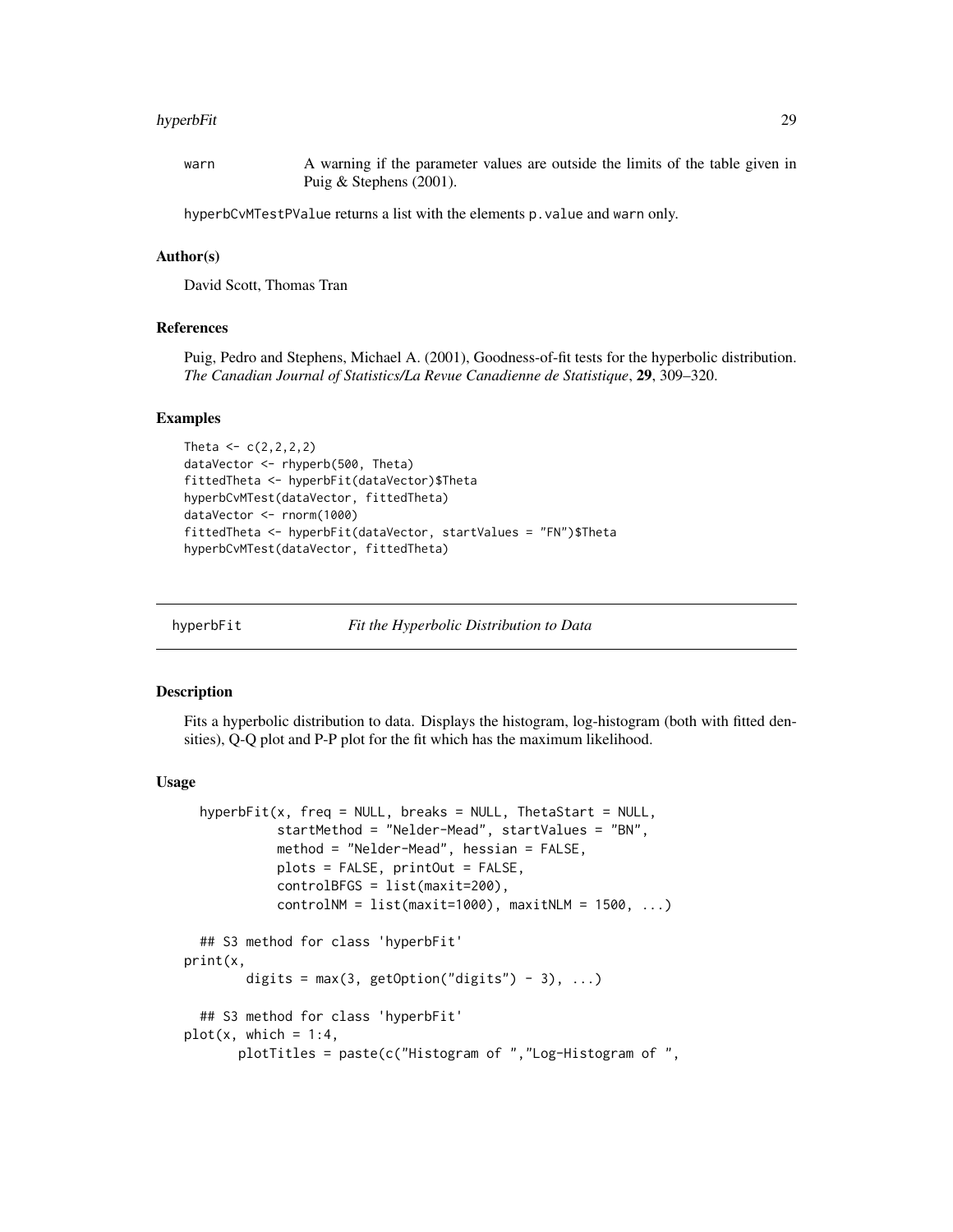warn  A warning if the parameter values are outside the limits of the table given in Puig & Stephens (2001).

hyperbCvMTestPValue returns a list with the elements p.value and warn only.

### Author(s)

David Scott, Thomas Tran

### References

Puig, Pedro and Stephens, Michael A. (2001), Goodness-of-fit tests for the hyperbolic distribution. *The Canadian Journal of Statistics/La Revue Canadienne de Statistique*, **29**, 309–320.

### Examples

```
Theta <- c(2,2,2,2)
dataVector <- rhyperb(500, Theta)
fittedTheta <- hyperbFit(dataVector)$Theta
hyperbCvMTest(dataVector, fittedTheta)
dataVector <- rnorm(1000)
fittedTheta <- hyperbFit(dataVector, startValues = "FN")$Theta
hyperbCvMTest(dataVector, fittedTheta)
```

---

## hyperbFit    *Fit the Hyperbolic Distribution to Data*

---

### Description

Fits a hyperbolic distribution to data. Displays the histogram, log-histogram (both with fitted densities), Q-Q plot and P-P plot for the fit which has the maximum likelihood.

### Usage

```
  hyperbFit(x, freq = NULL, breaks = NULL, ThetaStart = NULL,
            startMethod = "Nelder-Mead", startValues = "BN",
            method = "Nelder-Mead", hessian = FALSE,
            plots = FALSE, printOut = FALSE,
            controlBFGS = list(maxit=200),
            controlNM = list(maxit=1000), maxitNLM = 1500, ...)

  ## S3 method for class 'hyperbFit'
print(x,
       digits = max(3, getOption("digits") - 3), ...)

  ## S3 method for class 'hyperbFit'
plot(x, which = 1:4,
      plotTitles = paste(c("Histogram of ","Log-Histogram of ",
```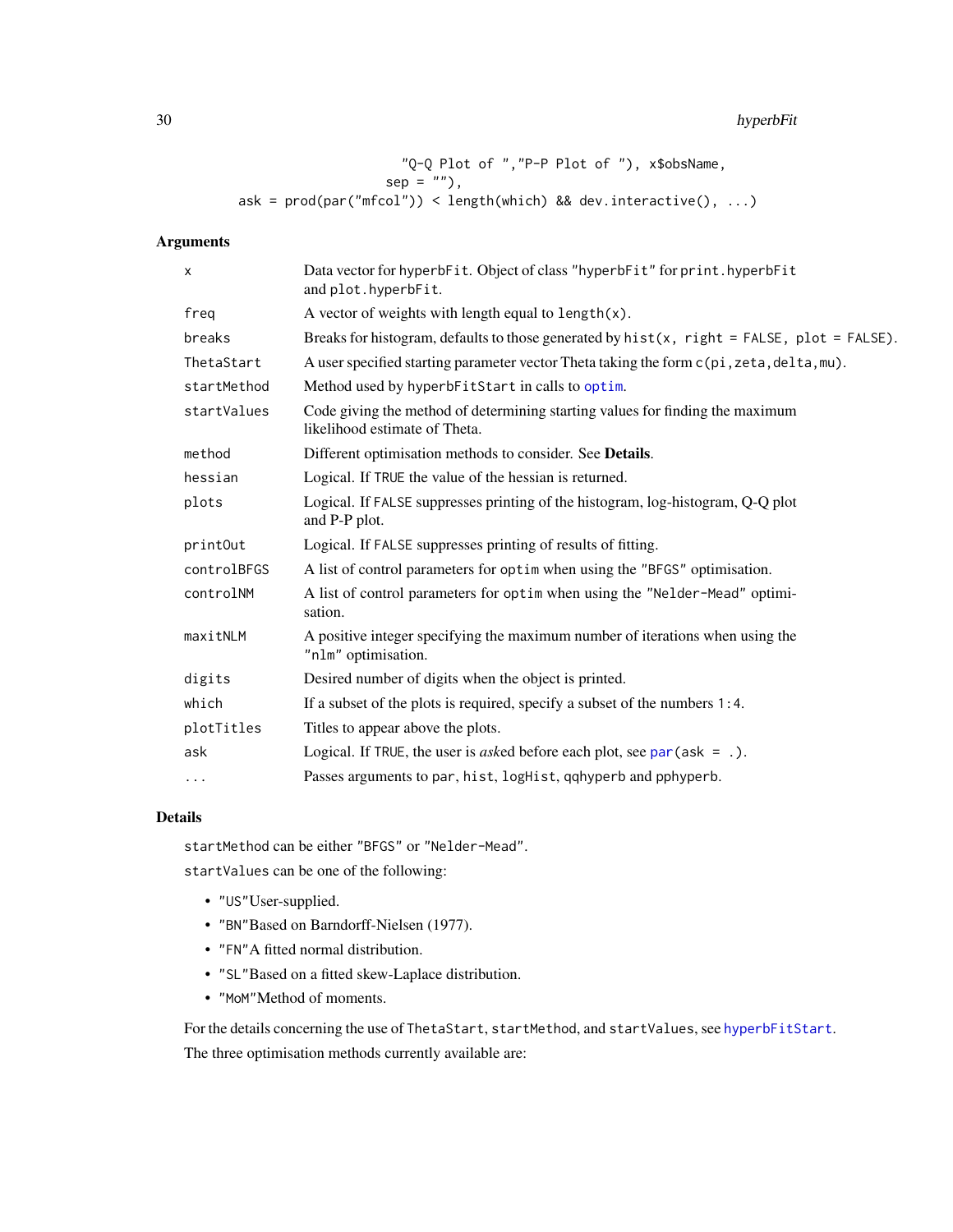```
                          "Q-Q Plot of ","P-P Plot of "), x$obsName,
                          sep = ""),
     ask = prod(par("mfcol")) < length(which) && dev.interactive(), ...)
```

### Arguments

| | |
|---|---|
| `x` | Data vector for `hyperbFit`. Object of class `"hyperbFit"` for `print.hyperbFit` and `plot.hyperbFit`. |
| `freq` | A vector of weights with length equal to `length(x)`. |
| `breaks` | Breaks for histogram, defaults to those generated by `hist(x, right = FALSE, plot = FALSE)`. |
| `ThetaStart` | A user specified starting parameter vector Theta taking the form `c(pi,zeta,delta,mu)`. |
| `startMethod` | Method used by `hyperbFitStart` in calls to `optim`. |
| `startValues` | Code giving the method of determining starting values for finding the maximum likelihood estimate of Theta. |
| `method` | Different optimisation methods to consider. See **Details**. |
| `hessian` | Logical. If `TRUE` the value of the hessian is returned. |
| `plots` | Logical. If `FALSE` suppresses printing of the histogram, log-histogram, Q-Q plot and P-P plot. |
| `printOut` | Logical. If `FALSE` suppresses printing of results of fitting. |
| `controlBFGS` | A list of control parameters for `optim` when using the `"BFGS"` optimisation. |
| `controlNM` | A list of control parameters for `optim` when using the `"Nelder-Mead"` optimisation. |
| `maxitNLM` | A positive integer specifying the maximum number of iterations when using the `"nlm"` optimisation. |
| `digits` | Desired number of digits when the object is printed. |
| `which` | If a subset of the plots is required, specify a subset of the numbers `1:4`. |
| `plotTitles` | Titles to appear above the plots. |
| `ask` | Logical. If `TRUE`, the user is *ask*ed before each plot, see `par(ask = .)`. |
| `...` | Passes arguments to `par`, `hist`, `logHist`, `qqhyperb` and `pphyperb`. |

### Details

`startMethod` can be either `"BFGS"` or `"Nelder-Mead"`.

`startValues` can be one of the following:

- `"US"`User-supplied.
- `"BN"`Based on Barndorff-Nielsen (1977).
- `"FN"`A fitted normal distribution.
- `"SL"`Based on a fitted skew-Laplace distribution.
- `"MoM"`Method of moments.

For the details concerning the use of `ThetaStart`, `startMethod`, and `startValues`, see `hyperbFitStart`.

The three optimisation methods currently available are: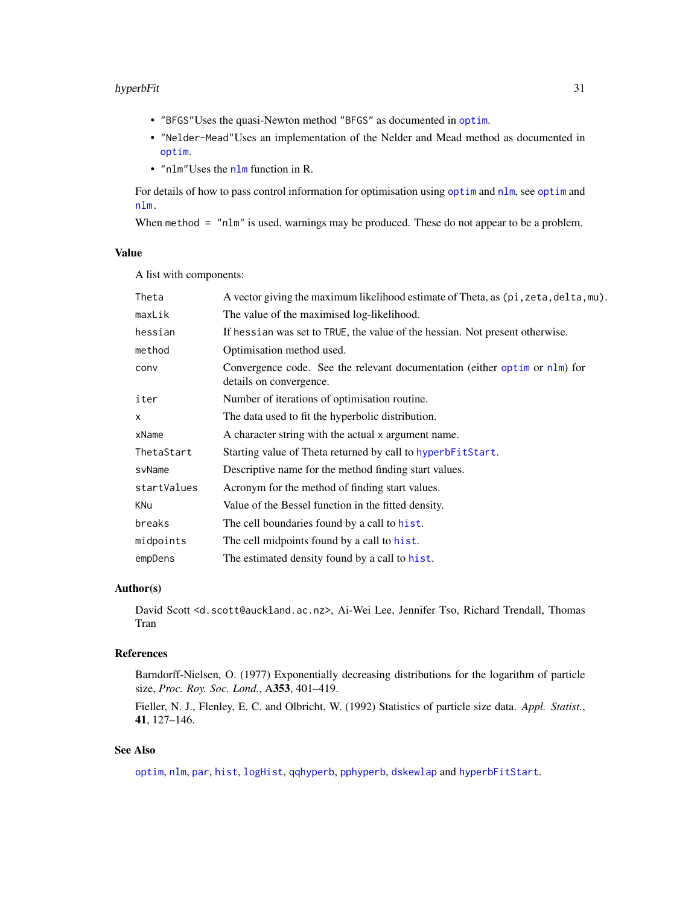- `"BFGS"`Uses the quasi-Newton method `"BFGS"` as documented in `optim`.
- `"Nelder-Mead"`Uses an implementation of the Nelder and Mead method as documented in `optim`.
- `"nlm"`Uses the `nlm` function in R.

For details of how to pass control information for optimisation using `optim` and `nlm`, see `optim` and `nlm`.

When `method = "nlm"` is used, warnings may be produced. These do not appear to be a problem.

### Value

A list with components:

| | |
|---|---|
| `Theta` | A vector giving the maximum likelihood estimate of Theta, as `(pi,zeta,delta,mu)`. |
| `maxLik` | The value of the maximised log-likelihood. |
| `hessian` | If `hessian` was set to `TRUE`, the value of the hessian. Not present otherwise. |
| `method` | Optimisation method used. |
| `conv` | Convergence code. See the relevant documentation (either `optim` or `nlm`) for details on convergence. |
| `iter` | Number of iterations of optimisation routine. |
| `x` | The data used to fit the hyperbolic distribution. |
| `xName` | A character string with the actual `x` argument name. |
| `ThetaStart` | Starting value of Theta returned by call to `hyperbFitStart`. |
| `svName` | Descriptive name for the method finding start values. |
| `startValues` | Acronym for the method of finding start values. |
| `KNu` | Value of the Bessel function in the fitted density. |
| `breaks` | The cell boundaries found by a call to `hist`. |
| `midpoints` | The cell midpoints found by a call to `hist`. |
| `empDens` | The estimated density found by a call to `hist`. |

### Author(s)

David Scott `<d.scott@auckland.ac.nz>`, Ai-Wei Lee, Jennifer Tso, Richard Trendall, Thomas Tran

### References

Barndorff-Nielsen, O. (1977) Exponentially decreasing distributions for the logarithm of particle size, *Proc. Roy. Soc. Lond.*, A**353**, 401–419.

Fieller, N. J., Flenley, E. C. and Olbricht, W. (1992) Statistics of particle size data. *Appl. Statist.*, **41**, 127–146.

### See Also

`optim`, `nlm`, `par`, `hist`, `logHist`, `qqhyperb`, `pphyperb`, `dskewlap` and `hyperbFitStart`.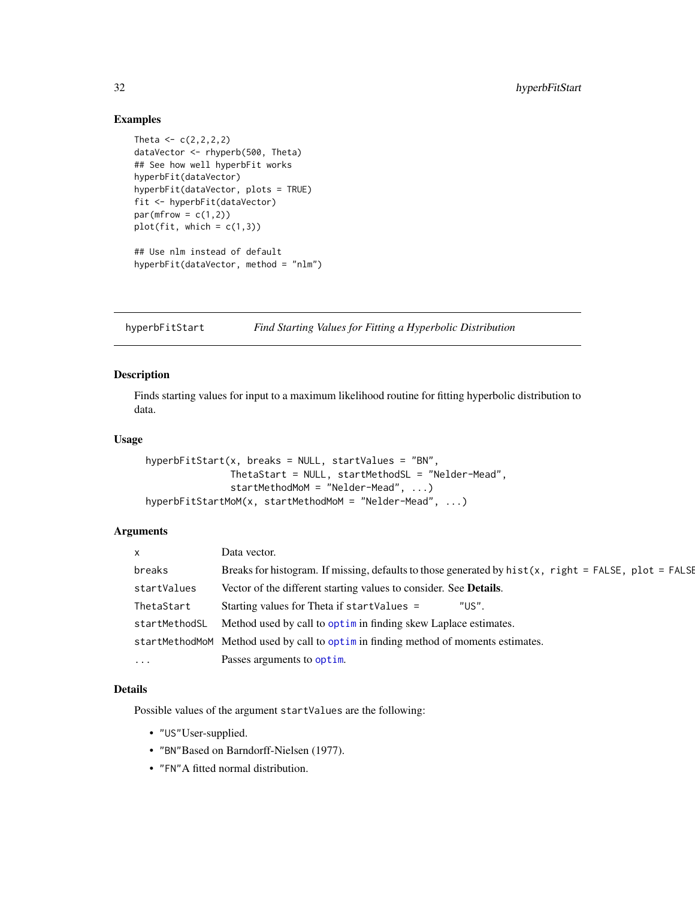## Examples

```
Theta <- c(2,2,2,2)
dataVector <- rhyperb(500, Theta)
## See how well hyperbFit works
hyperbFit(dataVector)
hyperbFit(dataVector, plots = TRUE)
fit <- hyperbFit(dataVector)
par(mfrow = c(1,2))
plot(fit, which = c(1,3))

## Use nlm instead of default
hyperbFit(dataVector, method = "nlm")
```

---

`hyperbFitStart` *Find Starting Values for Fitting a Hyperbolic Distribution*

---

### Description

Finds starting values for input to a maximum likelihood routine for fitting hyperbolic distribution to data.

### Usage

```
hyperbFitStart(x, breaks = NULL, startValues = "BN",
               ThetaStart = NULL, startMethodSL = "Nelder-Mead",
               startMethodMoM = "Nelder-Mead", ...)
hyperbFitStartMoM(x, startMethodMoM = "Nelder-Mead", ...)
```

### Arguments

| | |
|---|---|
| `x` | Data vector. |
| `breaks` | Breaks for histogram. If missing, defaults to those generated by `hist(x, right = FALSE, plot = FALSE` |
| `startValues` | Vector of the different starting values to consider. See **Details**. |
| `ThetaStart` | Starting values for Theta if `startValues = "US"`. |
| `startMethodSL` | Method used by call to `optim` in finding skew Laplace estimates. |
| `startMethodMoM` | Method used by call to `optim` in finding method of moments estimates. |
| `...` | Passes arguments to `optim`. |

### Details

Possible values of the argument `startValues` are the following:

- `"US"`User-supplied.
- `"BN"`Based on Barndorff-Nielsen (1977).
- `"FN"`A fitted normal distribution.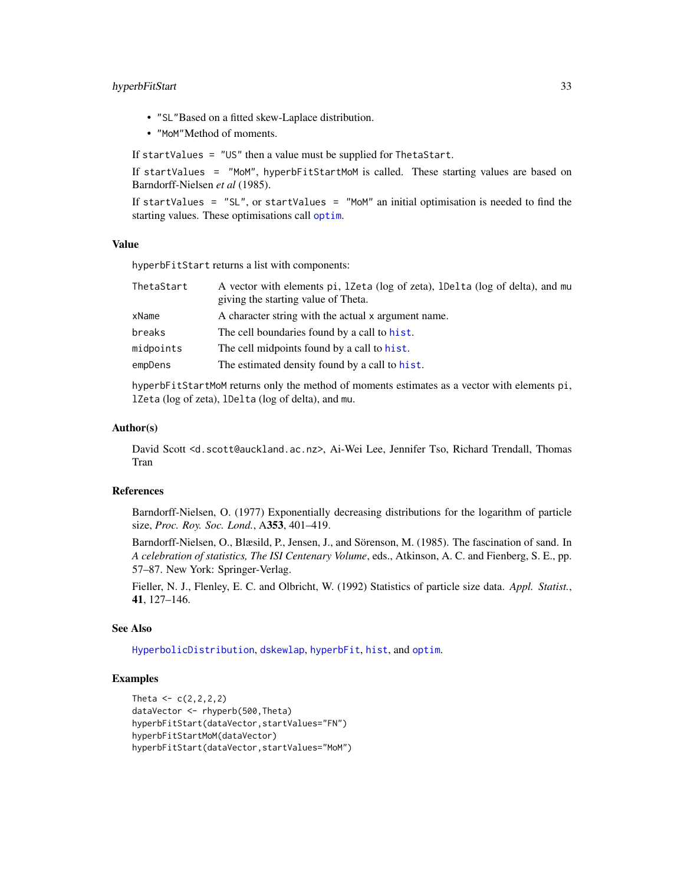- "SL"Based on a fitted skew-Laplace distribution.
- "MoM"Method of moments.

If `startValues = "US"` then a value must be supplied for `ThetaStart`.

If `startValues = "MoM"`, `hyperbFitStartMoM` is called. These starting values are based on Barndorff-Nielsen *et al* (1985).

If `startValues = "SL"`, or `startValues = "MoM"` an initial optimisation is needed to find the starting values. These optimisations call `optim`.

### Value

`hyperbFitStart` returns a list with components:

| | |
|---|---|
| `ThetaStart` | A vector with elements `pi`, `lZeta` (log of zeta), `lDelta` (log of delta), and `mu` giving the starting value of Theta. |
| `xName` | A character string with the actual `x` argument name. |
| `breaks` | The cell boundaries found by a call to `hist`. |
| `midpoints` | The cell midpoints found by a call to `hist`. |
| `empDens` | The estimated density found by a call to `hist`. |

`hyperbFitStartMoM` returns only the method of moments estimates as a vector with elements `pi`, `lZeta` (log of zeta), `lDelta` (log of delta), and `mu`.

### Author(s)

David Scott <d.scott@auckland.ac.nz>, Ai-Wei Lee, Jennifer Tso, Richard Trendall, Thomas Tran

### References

Barndorff-Nielsen, O. (1977) Exponentially decreasing distributions for the logarithm of particle size, *Proc. Roy. Soc. Lond.*, A**353**, 401–419.

Barndorff-Nielsen, O., Blæsild, P., Jensen, J., and Sörenson, M. (1985). The fascination of sand. In *A celebration of statistics, The ISI Centenary Volume*, eds., Atkinson, A. C. and Fienberg, S. E., pp. 57–87. New York: Springer-Verlag.

Fieller, N. J., Flenley, E. C. and Olbricht, W. (1992) Statistics of particle size data. *Appl. Statist.*, **41**, 127–146.

### See Also

`HyperbolicDistribution`, `dskewlap`, `hyperbFit`, `hist`, and `optim`.

### Examples

```
Theta <- c(2,2,2,2)
dataVector <- rhyperb(500,Theta)
hyperbFitStart(dataVector,startValues="FN")
hyperbFitStartMoM(dataVector)
hyperbFitStart(dataVector,startValues="MoM")
```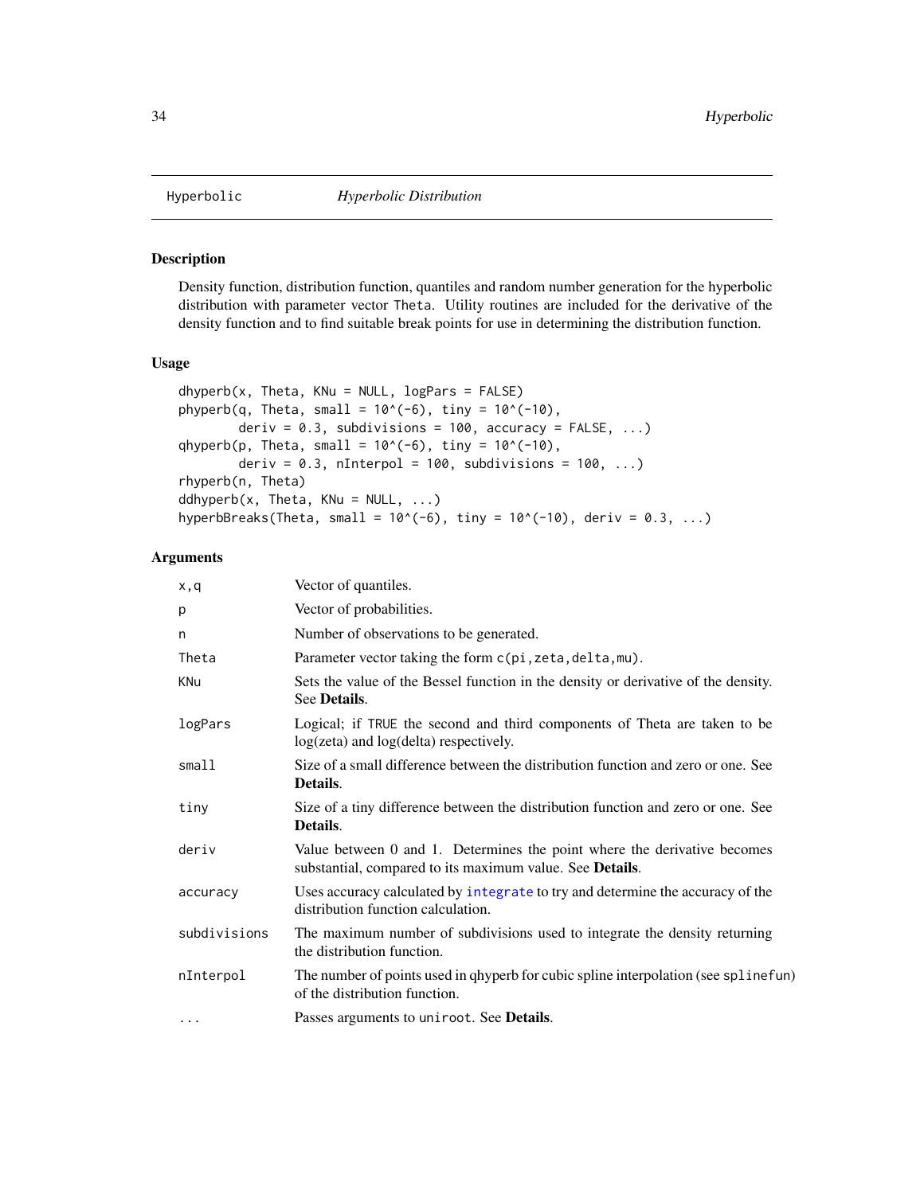Hyperbolic *Hyperbolic Distribution*

## Description

Density function, distribution function, quantiles and random number generation for the hyperbolic distribution with parameter vector Theta. Utility routines are included for the derivative of the density function and to find suitable break points for use in determining the distribution function.

## Usage

```
dhyperb(x, Theta, KNu = NULL, logPars = FALSE)
phyperb(q, Theta, small = 10^(-6), tiny = 10^(-10),
        deriv = 0.3, subdivisions = 100, accuracy = FALSE, ...)
qhyperb(p, Theta, small = 10^(-6), tiny = 10^(-10),
        deriv = 0.3, nInterpol = 100, subdivisions = 100, ...)
rhyperb(n, Theta)
ddhyperb(x, Theta, KNu = NULL, ...)
hyperbBreaks(Theta, small = 10^(-6), tiny = 10^(-10), deriv = 0.3, ...)
```

## Arguments

| | |
|---|---|
| x,q | Vector of quantiles. |
| p | Vector of probabilities. |
| n | Number of observations to be generated. |
| Theta | Parameter vector taking the form c(pi,zeta,delta,mu). |
| KNu | Sets the value of the Bessel function in the density or derivative of the density. See **Details**. |
| logPars | Logical; if TRUE the second and third components of Theta are taken to be log(zeta) and log(delta) respectively. |
| small | Size of a small difference between the distribution function and zero or one. See **Details**. |
| tiny | Size of a tiny difference between the distribution function and zero or one. See **Details**. |
| deriv | Value between 0 and 1. Determines the point where the derivative becomes substantial, compared to its maximum value. See **Details**. |
| accuracy | Uses accuracy calculated by integrate to try and determine the accuracy of the distribution function calculation. |
| subdivisions | The maximum number of subdivisions used to integrate the density returning the distribution function. |
| nInterpol | The number of points used in qhyperb for cubic spline interpolation (see splinefun) of the distribution function. |
| ... | Passes arguments to uniroot. See **Details**. |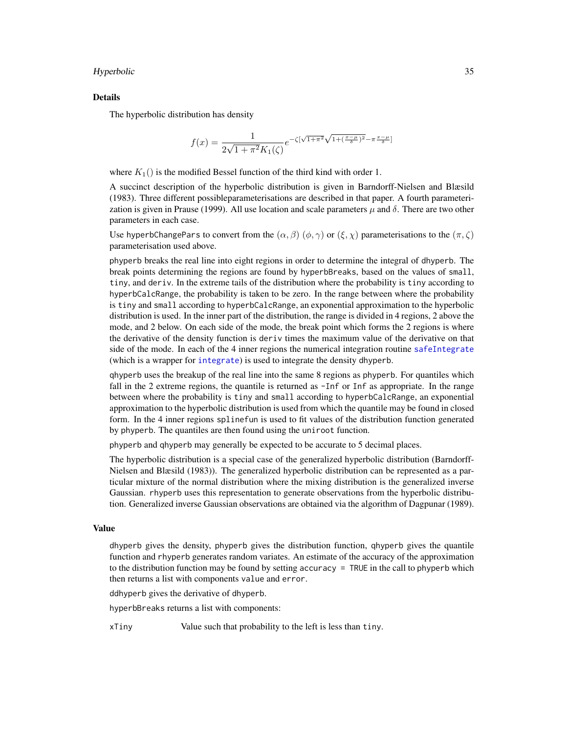## Details

The hyperbolic distribution has density

$$f(x) = \frac{1}{2\sqrt{1+\pi^2}K_1(\zeta)} e^{-\zeta[\sqrt{1+\pi^2}\sqrt{1+(\frac{x-\mu}{\delta})^2}-\pi\frac{x-\mu}{\delta}]}$$

where $K_1()$ is the modified Bessel function of the third kind with order 1.

A succinct description of the hyperbolic distribution is given in Barndorff-Nielsen and Blæsild (1983). Three different possibleparameterisations are described in that paper. A fourth parameterization is given in Prause (1999). All use location and scale parameters $\mu$ and $\delta$. There are two other parameters in each case.

Use `hyperbChangePars` to convert from the $(\alpha, \beta)$ $(\phi, \gamma)$ or $(\xi, \chi)$ parameterisations to the $(\pi, \zeta)$ parameterisation used above.

`phyperb` breaks the real line into eight regions in order to determine the integral of `dhyperb`. The break points determining the regions are found by `hyperbBreaks`, based on the values of `small`, `tiny`, and `deriv`. In the extreme tails of the distribution where the probability is `tiny` according to `hyperbCalcRange`, the probability is taken to be zero. In the range between where the probability is `tiny` and `small` according to `hyperbCalcRange`, an exponential approximation to the hyperbolic distribution is used. In the inner part of the distribution, the range is divided in 4 regions, 2 above the mode, and 2 below. On each side of the mode, the break point which forms the 2 regions is where the derivative of the density function is `deriv` times the maximum value of the derivative on that side of the mode. In each of the 4 inner regions the numerical integration routine `safeIntegrate` (which is a wrapper for `integrate`) is used to integrate the density `dhyperb`.

`qhyperb` uses the breakup of the real line into the same 8 regions as `phyperb`. For quantiles which fall in the 2 extreme regions, the quantile is returned as `-Inf` or `Inf` as appropriate. In the range between where the probability is `tiny` and `small` according to `hyperbCalcRange`, an exponential approximation to the hyperbolic distribution is used from which the quantile may be found in closed form. In the 4 inner regions `splinefun` is used to fit values of the distribution function generated by `phyperb`. The quantiles are then found using the `uniroot` function.

`phyperb` and `qhyperb` may generally be expected to be accurate to 5 decimal places.

The hyperbolic distribution is a special case of the generalized hyperbolic distribution (Barndorff-Nielsen and Blæsild (1983)). The generalized hyperbolic distribution can be represented as a particular mixture of the normal distribution where the mixing distribution is the generalized inverse Gaussian. `rhyperb` uses this representation to generate observations from the hyperbolic distribution. Generalized inverse Gaussian observations are obtained via the algorithm of Dagpunar (1989).

## Value

`dhyperb` gives the density, `phyperb` gives the distribution function, `qhyperb` gives the quantile function and `rhyperb` generates random variates. An estimate of the accuracy of the approximation to the distribution function may be found by setting `accuracy = TRUE` in the call to `phyperb` which then returns a list with components `value` and `error`.

`ddhyperb` gives the derivative of `dhyperb`.

`hyperbBreaks` returns a list with components:

`xTiny` Value such that probability to the left is less than `tiny`.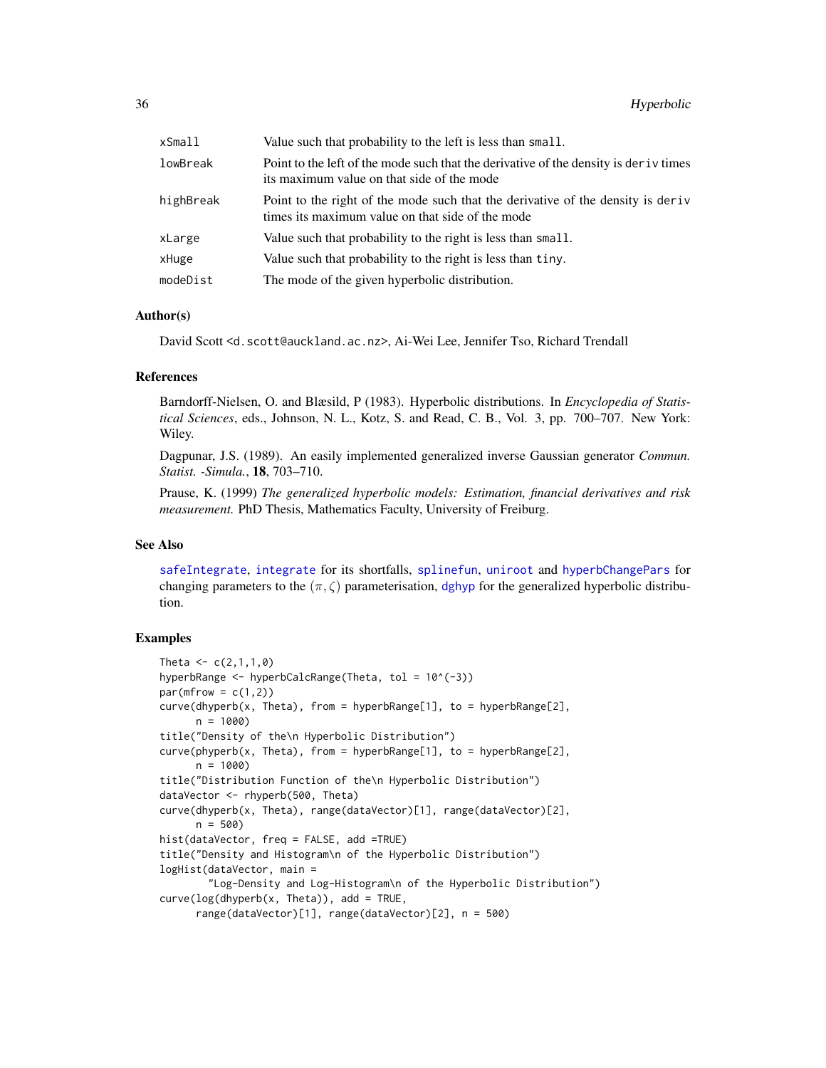| | |
|---|---|
| `xSmall` | Value such that probability to the left is less than `small`. |
| `lowBreak` | Point to the left of the mode such that the derivative of the density is `deriv` times its maximum value on that side of the mode |
| `highBreak` | Point to the right of the mode such that the derivative of the density is `deriv` times its maximum value on that side of the mode |
| `xLarge` | Value such that probability to the right is less than `small`. |
| `xHuge` | Value such that probability to the right is less than `tiny`. |
| `modeDist` | The mode of the given hyperbolic distribution. |

### Author(s)

David Scott <d.scott@auckland.ac.nz>, Ai-Wei Lee, Jennifer Tso, Richard Trendall

### References

Barndorff-Nielsen, O. and Blæsild, P (1983). Hyperbolic distributions. In *Encyclopedia of Statistical Sciences*, eds., Johnson, N. L., Kotz, S. and Read, C. B., Vol. 3, pp. 700–707. New York: Wiley.

Dagpunar, J.S. (1989). An easily implemented generalized inverse Gaussian generator *Commun. Statist. -Simula.*, **18**, 703–710.

Prause, K. (1999) *The generalized hyperbolic models: Estimation, financial derivatives and risk measurement.* PhD Thesis, Mathematics Faculty, University of Freiburg.

### See Also

`safeIntegrate`, `integrate` for its shortfalls, `splinefun`, `uniroot` and `hyperbChangePars` for changing parameters to the $(\pi, \zeta)$ parameterisation, `dghyp` for the generalized hyperbolic distribution.

### Examples

```
Theta <- c(2,1,1,0)
hyperbRange <- hyperbCalcRange(Theta, tol = 10^(-3))
par(mfrow = c(1,2))
curve(dhyperb(x, Theta), from = hyperbRange[1], to = hyperbRange[2],
      n = 1000)
title("Density of the\n Hyperbolic Distribution")
curve(phyperb(x, Theta), from = hyperbRange[1], to = hyperbRange[2],
      n = 1000)
title("Distribution Function of the\n Hyperbolic Distribution")
dataVector <- rhyperb(500, Theta)
curve(dhyperb(x, Theta), range(dataVector)[1], range(dataVector)[2],
      n = 500)
hist(dataVector, freq = FALSE, add =TRUE)
title("Density and Histogram\n of the Hyperbolic Distribution")
logHist(dataVector, main =
        "Log-Density and Log-Histogram\n of the Hyperbolic Distribution")
curve(log(dhyperb(x, Theta)), add = TRUE,
      range(dataVector)[1], range(dataVector)[2], n = 500)
```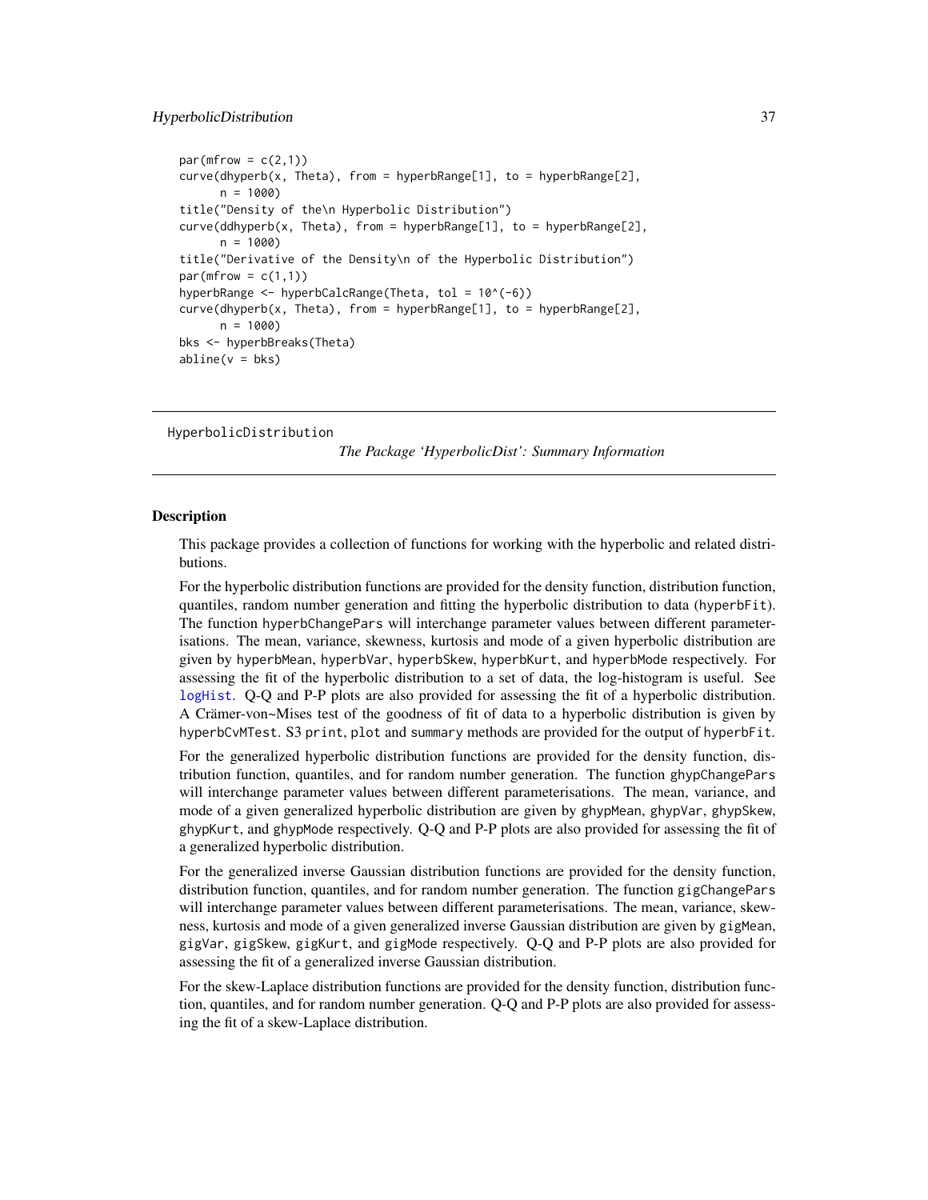```
par(mfrow = c(2,1))
curve(dhyperb(x, Theta), from = hyperbRange[1], to = hyperbRange[2],
      n = 1000)
title("Density of the\n Hyperbolic Distribution")
curve(ddhyperb(x, Theta), from = hyperbRange[1], to = hyperbRange[2],
      n = 1000)
title("Derivative of the Density\n of the Hyperbolic Distribution")
par(mfrow = c(1,1))
hyperbRange <- hyperbCalcRange(Theta, tol = 10^(-6))
curve(dhyperb(x, Theta), from = hyperbRange[1], to = hyperbRange[2],
      n = 1000)
bks <- hyperbBreaks(Theta)
abline(v = bks)
```

---

HyperbolicDistribution *The Package 'HyperbolicDist': Summary Information*

---

## Description

This package provides a collection of functions for working with the hyperbolic and related distributions.

For the hyperbolic distribution functions are provided for the density function, distribution function, quantiles, random number generation and fitting the hyperbolic distribution to data (`hyperbFit`). The function `hyperbChangePars` will interchange parameter values between different parameterisations. The mean, variance, skewness, kurtosis and mode of a given hyperbolic distribution are given by `hyperbMean`, `hyperbVar`, `hyperbSkew`, `hyperbKurt`, and `hyperbMode` respectively. For assessing the fit of the hyperbolic distribution to a set of data, the log-histogram is useful. See `logHist`. Q-Q and P-P plots are also provided for assessing the fit of a hyperbolic distribution. A Crämer-von~Mises test of the goodness of fit of data to a hyperbolic distribution is given by `hyperbCvMTest`. S3 `print`, `plot` and `summary` methods are provided for the output of `hyperbFit`.

For the generalized hyperbolic distribution functions are provided for the density function, distribution function, quantiles, and for random number generation. The function `ghypChangePars` will interchange parameter values between different parameterisations. The mean, variance, and mode of a given generalized hyperbolic distribution are given by `ghypMean`, `ghypVar`, `ghypSkew`, `ghypKurt`, and `ghypMode` respectively. Q-Q and P-P plots are also provided for assessing the fit of a generalized hyperbolic distribution.

For the generalized inverse Gaussian distribution functions are provided for the density function, distribution function, quantiles, and for random number generation. The function `gigChangePars` will interchange parameter values between different parameterisations. The mean, variance, skewness, kurtosis and mode of a given generalized inverse Gaussian distribution are given by `gigMean`, `gigVar`, `gigSkew`, `gigKurt`, and `gigMode` respectively. Q-Q and P-P plots are also provided for assessing the fit of a generalized inverse Gaussian distribution.

For the skew-Laplace distribution functions are provided for the density function, distribution function, quantiles, and for random number generation. Q-Q and P-P plots are also provided for assessing the fit of a skew-Laplace distribution.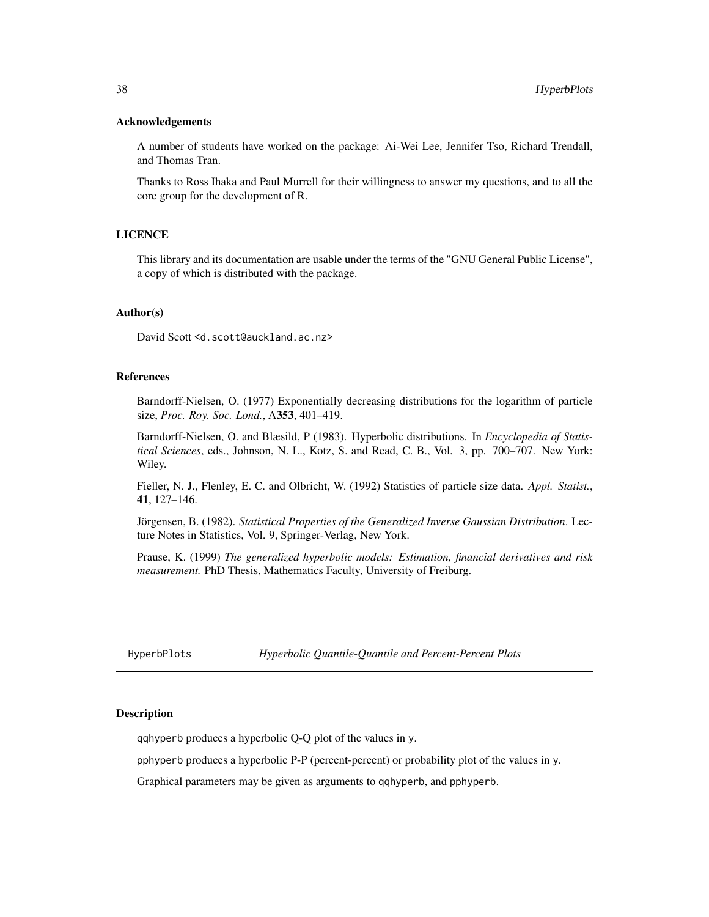### Acknowledgements

A number of students have worked on the package: Ai-Wei Lee, Jennifer Tso, Richard Trendall, and Thomas Tran.

Thanks to Ross Ihaka and Paul Murrell for their willingness to answer my questions, and to all the core group for the development of R.

### LICENCE

This library and its documentation are usable under the terms of the "GNU General Public License", a copy of which is distributed with the package.

### Author(s)

David Scott <d.scott@auckland.ac.nz>

### References

Barndorff-Nielsen, O. (1977) Exponentially decreasing distributions for the logarithm of particle size, *Proc. Roy. Soc. Lond.*, A**353**, 401–419.

Barndorff-Nielsen, O. and Blæsild, P (1983). Hyperbolic distributions. In *Encyclopedia of Statistical Sciences*, eds., Johnson, N. L., Kotz, S. and Read, C. B., Vol. 3, pp. 700–707. New York: Wiley.

Fieller, N. J., Flenley, E. C. and Olbricht, W. (1992) Statistics of particle size data. *Appl. Statist.*, **41**, 127–146.

Jörgensen, B. (1982). *Statistical Properties of the Generalized Inverse Gaussian Distribution*. Lecture Notes in Statistics, Vol. 9, Springer-Verlag, New York.

Prause, K. (1999) *The generalized hyperbolic models: Estimation, financial derivatives and risk measurement.* PhD Thesis, Mathematics Faculty, University of Freiburg.

---

## HyperbPlots — *Hyperbolic Quantile-Quantile and Percent-Percent Plots*

---

### Description

qqhyperb produces a hyperbolic Q-Q plot of the values in y.

pphyperb produces a hyperbolic P-P (percent-percent) or probability plot of the values in y.

Graphical parameters may be given as arguments to qqhyperb, and pphyperb.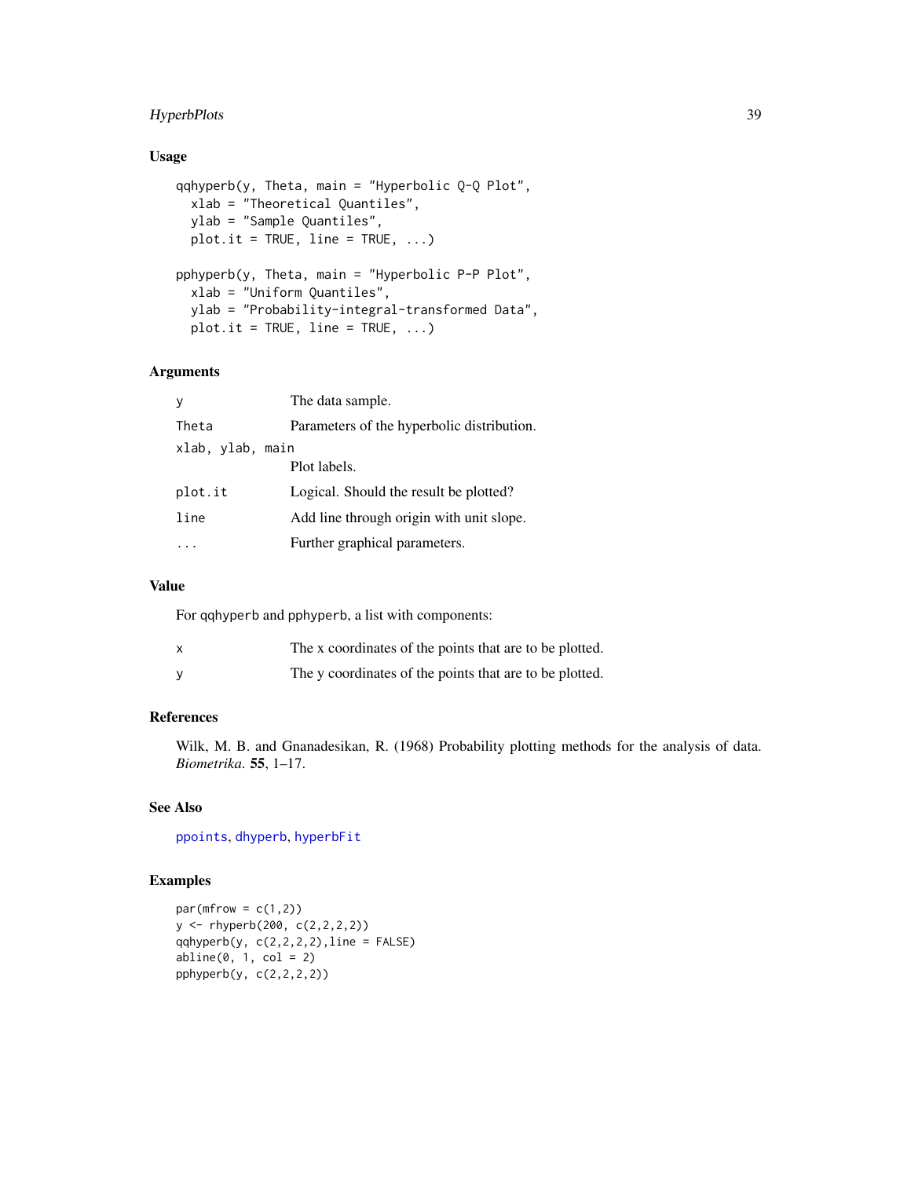### Usage

```
qqhyperb(y, Theta, main = "Hyperbolic Q-Q Plot",
  xlab = "Theoretical Quantiles",
  ylab = "Sample Quantiles",
  plot.it = TRUE, line = TRUE, ...)

pphyperb(y, Theta, main = "Hyperbolic P-P Plot",
  xlab = "Uniform Quantiles",
  ylab = "Probability-integral-transformed Data",
  plot.it = TRUE, line = TRUE, ...)
```

### Arguments

| | |
|---|---|
| `y` | The data sample. |
| `Theta` | Parameters of the hyperbolic distribution. |
| `xlab, ylab, main` | Plot labels. |
| `plot.it` | Logical. Should the result be plotted? |
| `line` | Add line through origin with unit slope. |
| `...` | Further graphical parameters. |

### Value

For `qqhyperb` and `pphyperb`, a list with components:

| | |
|---|---|
| `x` | The x coordinates of the points that are to be plotted. |
| `y` | The y coordinates of the points that are to be plotted. |

### References

Wilk, M. B. and Gnanadesikan, R. (1968) Probability plotting methods for the analysis of data. *Biometrika*. **55**, 1–17.

### See Also

`ppoints`, `dhyperb`, `hyperbFit`

### Examples

```
par(mfrow = c(1,2))
y <- rhyperb(200, c(2,2,2,2))
qqhyperb(y, c(2,2,2,2),line = FALSE)
abline(0, 1, col = 2)
pphyperb(y, c(2,2,2,2))
```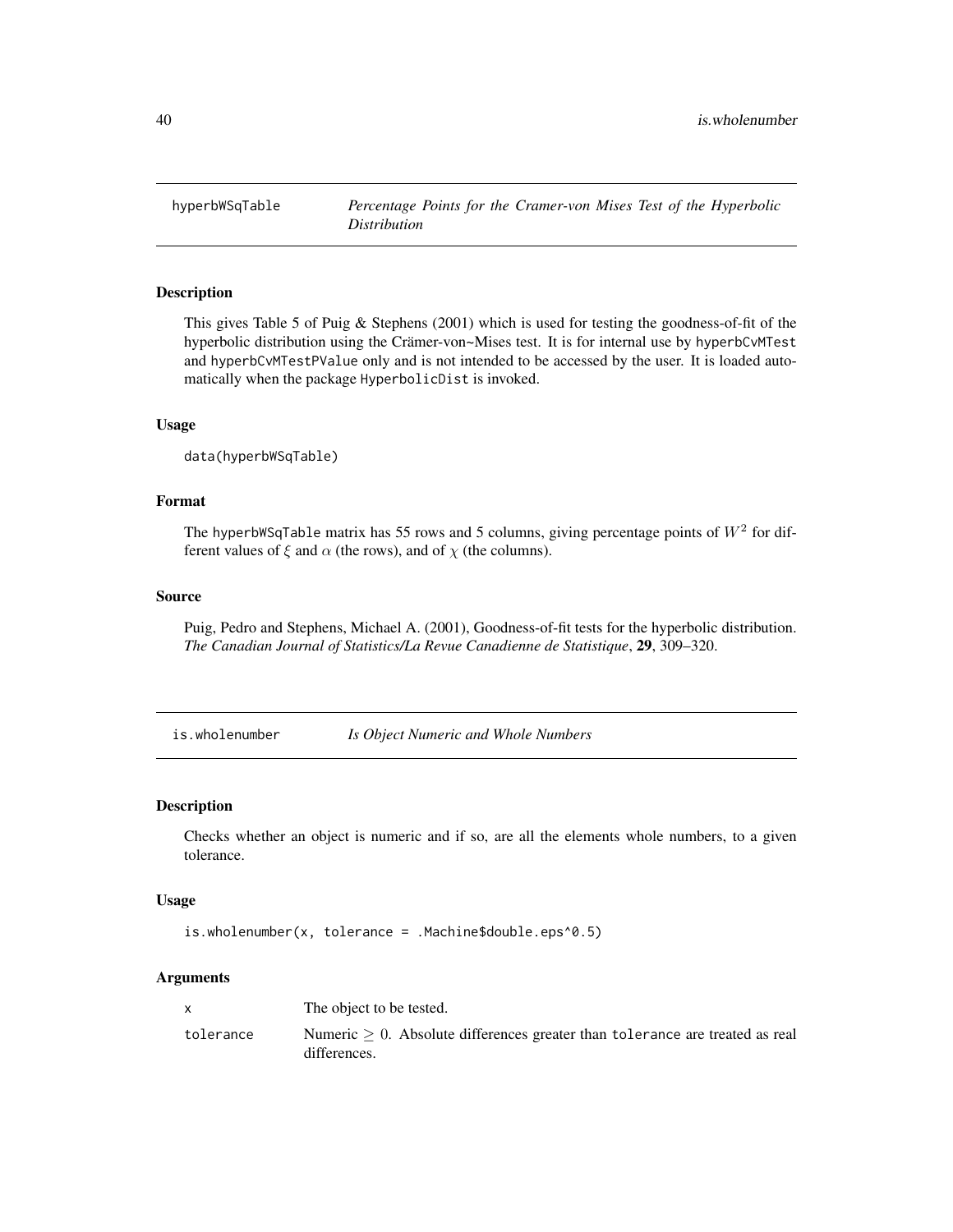## hyperbWSqTable — *Percentage Points for the Cramer-von Mises Test of the Hyperbolic Distribution*

### Description

This gives Table 5 of Puig & Stephens (2001) which is used for testing the goodness-of-fit of the hyperbolic distribution using the Crämer-von~Mises test. It is for internal use by `hyperbCvMTest` and `hyperbCvMTestPValue` only and is not intended to be accessed by the user. It is loaded automatically when the package `HyperbolicDist` is invoked.

### Usage

```
data(hyperbWSqTable)
```

### Format

The `hyperbWSqTable` matrix has 55 rows and 5 columns, giving percentage points of $W^2$ for different values of $\xi$ and $\alpha$ (the rows), and of $\chi$ (the columns).

### Source

Puig, Pedro and Stephens, Michael A. (2001), Goodness-of-fit tests for the hyperbolic distribution. *The Canadian Journal of Statistics/La Revue Canadienne de Statistique*, **29**, 309–320.

## is.wholenumber — *Is Object Numeric and Whole Numbers*

### Description

Checks whether an object is numeric and if so, are all the elements whole numbers, to a given tolerance.

### Usage

```
is.wholenumber(x, tolerance = .Machine$double.eps^0.5)
```

### Arguments

| | |
|---|---|
| `x` | The object to be tested. |
| `tolerance` | Numeric $\geq 0$. Absolute differences greater than `tolerance` are treated as real differences. |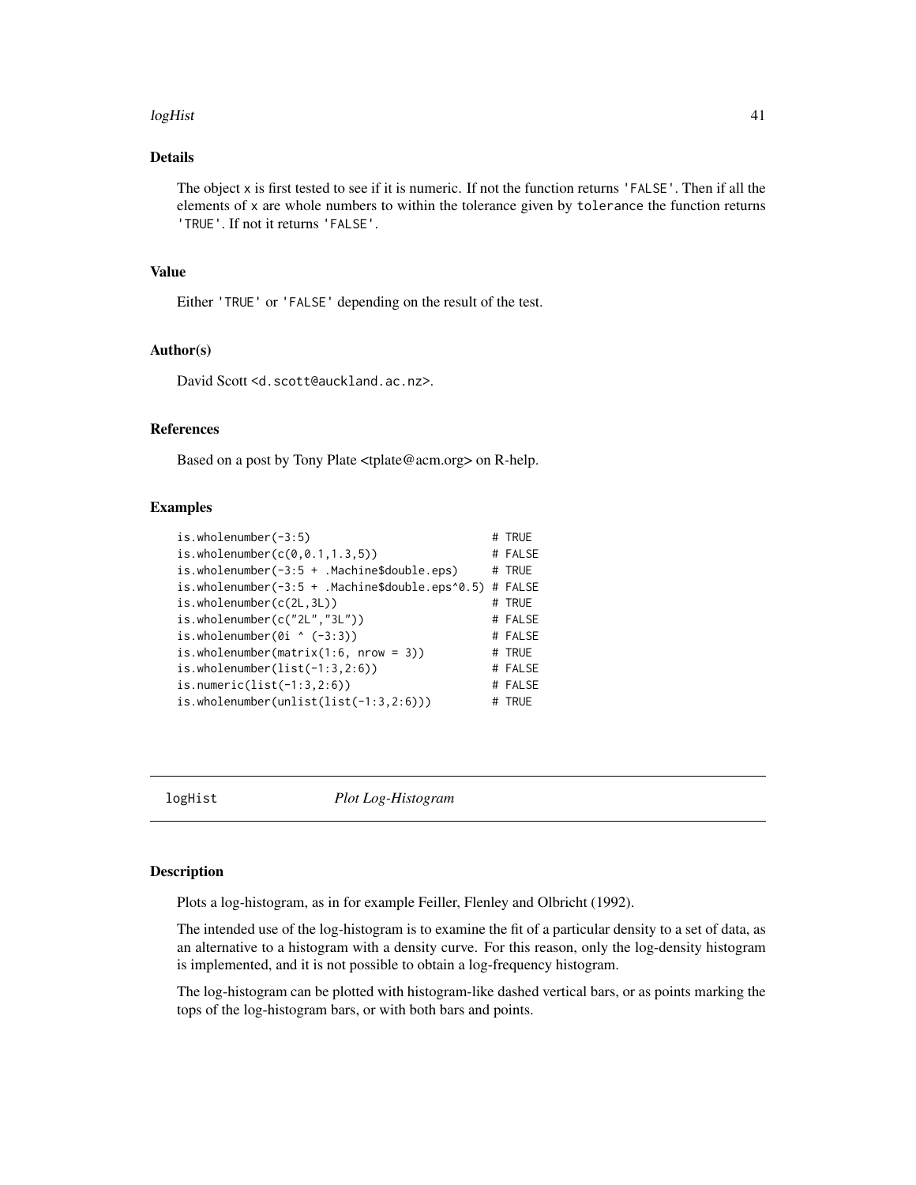### Details

The object x is first tested to see if it is numeric. If not the function returns 'FALSE'. Then if all the elements of x are whole numbers to within the tolerance given by tolerance the function returns 'TRUE'. If not it returns 'FALSE'.

### Value

Either 'TRUE' or 'FALSE' depending on the result of the test.

### Author(s)

David Scott <d.scott@auckland.ac.nz>.

### References

Based on a post by Tony Plate <tplate@acm.org> on R-help.

### Examples

```
is.wholenumber(-3:5)                           # TRUE
is.wholenumber(c(0,0.1,1.3,5))                 # FALSE
is.wholenumber(-3:5 + .Machine$double.eps)     # TRUE
is.wholenumber(-3:5 + .Machine$double.eps^0.5) # FALSE
is.wholenumber(c(2L,3L))                       # TRUE
is.wholenumber(c("2L","3L"))                   # FALSE
is.wholenumber(0i ^ (-3:3))                    # FALSE
is.wholenumber(matrix(1:6, nrow = 3))          # TRUE
is.wholenumber(list(-1:3,2:6))                 # FALSE
is.numeric(list(-1:3,2:6))                     # FALSE
is.wholenumber(unlist(list(-1:3,2:6)))         # TRUE
```

---

## logHist *Plot Log-Histogram*

### Description

Plots a log-histogram, as in for example Feiller, Flenley and Olbricht (1992).

The intended use of the log-histogram is to examine the fit of a particular density to a set of data, as an alternative to a histogram with a density curve. For this reason, only the log-density histogram is implemented, and it is not possible to obtain a log-frequency histogram.

The log-histogram can be plotted with histogram-like dashed vertical bars, or as points marking the tops of the log-histogram bars, or with both bars and points.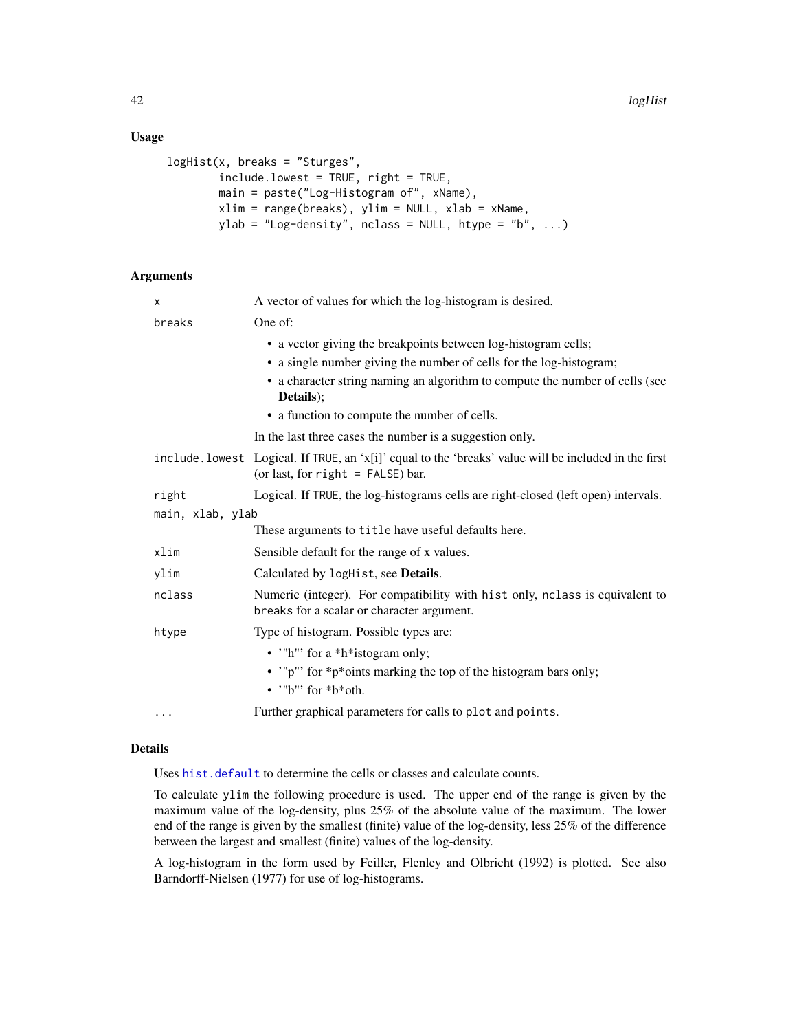### Usage

```
logHist(x, breaks = "Sturges",
        include.lowest = TRUE, right = TRUE,
        main = paste("Log-Histogram of", xName),
        xlim = range(breaks), ylim = NULL, xlab = xName,
        ylab = "Log-density", nclass = NULL, htype = "b", ...)
```

### Arguments

| | |
|---|---|
| `x` | A vector of values for which the log-histogram is desired. |
| `breaks` | One of: <br>• a vector giving the breakpoints between log-histogram cells; <br>• a single number giving the number of cells for the log-histogram; <br>• a character string naming an algorithm to compute the number of cells (see **Details**); <br>• a function to compute the number of cells. <br>In the last three cases the number is a suggestion only. |
| `include.lowest` | Logical. If `TRUE`, an 'x[i]' equal to the 'breaks' value will be included in the first (or last, for `right = FALSE`) bar. |
| `right` | Logical. If `TRUE`, the log-histograms cells are right-closed (left open) intervals. |
| `main, xlab, ylab` | These arguments to `title` have useful defaults here. |
| `xlim` | Sensible default for the range of x values. |
| `ylim` | Calculated by `logHist`, see **Details**. |
| `nclass` | Numeric (integer). For compatibility with `hist` only, `nclass` is equivalent to `breaks` for a scalar or character argument. |
| `htype` | Type of histogram. Possible types are: <br>• '"h"' for a *h*istogram only; <br>• '"p"' for *p*oints marking the top of the histogram bars only; <br>• '"b"' for *b*oth. |
| `...` | Further graphical parameters for calls to `plot` and `points`. |

### Details

Uses `hist.default` to determine the cells or classes and calculate counts.

To calculate `ylim` the following procedure is used. The upper end of the range is given by the maximum value of the log-density, plus 25% of the absolute value of the maximum. The lower end of the range is given by the smallest (finite) value of the log-density, less 25% of the difference between the largest and smallest (finite) values of the log-density.

A log-histogram in the form used by Feiller, Flenley and Olbricht (1992) is plotted. See also Barndorff-Nielsen (1977) for use of log-histograms.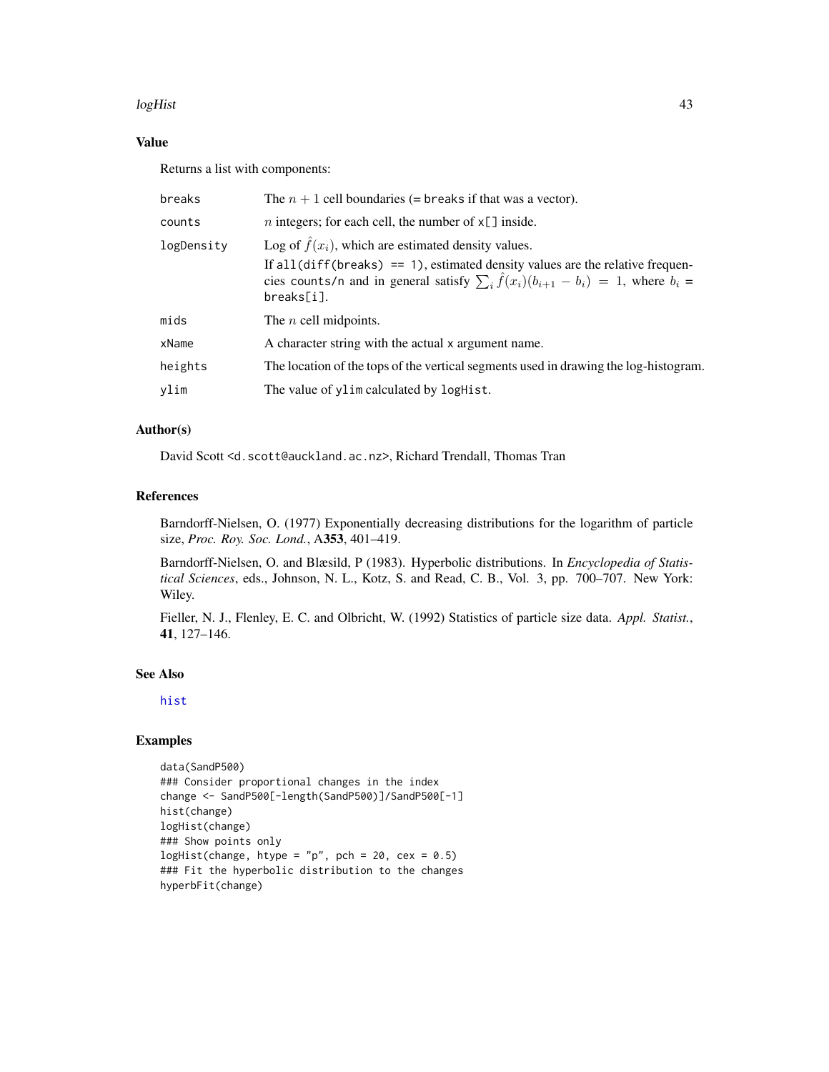## Value

Returns a list with components:

| | |
|---|---|
| `breaks` | The $n+1$ cell boundaries (= `breaks` if that was a vector). |
| `counts` | $n$ integers; for each cell, the number of `x[]` inside. |
| `logDensity` | Log of $\hat{f}(x_i)$, which are estimated density values. If `all(diff(breaks) == 1)`, estimated density values are the relative frequencies `counts/n` and in general satisfy $\sum_i \hat{f}(x_i)(b_{i+1} - b_i) = 1$, where $b_i$ = `breaks[i]`. |
| `mids` | The $n$ cell midpoints. |
| `xName` | A character string with the actual `x` argument name. |
| `heights` | The location of the tops of the vertical segments used in drawing the log-histogram. |
| `ylim` | The value of `ylim` calculated by `logHist`. |

## Author(s)

David Scott <d.scott@auckland.ac.nz>, Richard Trendall, Thomas Tran

## References

Barndorff-Nielsen, O. (1977) Exponentially decreasing distributions for the logarithm of particle size, *Proc. Roy. Soc. Lond.*, A**353**, 401–419.

Barndorff-Nielsen, O. and Blæsild, P (1983). Hyperbolic distributions. In *Encyclopedia of Statistical Sciences*, eds., Johnson, N. L., Kotz, S. and Read, C. B., Vol. 3, pp. 700–707. New York: Wiley.

Fieller, N. J., Flenley, E. C. and Olbricht, W. (1992) Statistics of particle size data. *Appl. Statist.*, **41**, 127–146.

## See Also

hist

## Examples

```
data(SandP500)
### Consider proportional changes in the index
change <- SandP500[-length(SandP500)]/SandP500[-1]
hist(change)
logHist(change)
### Show points only
logHist(change, htype = "p", pch = 20, cex = 0.5)
### Fit the hyperbolic distribution to the changes
hyperbFit(change)
```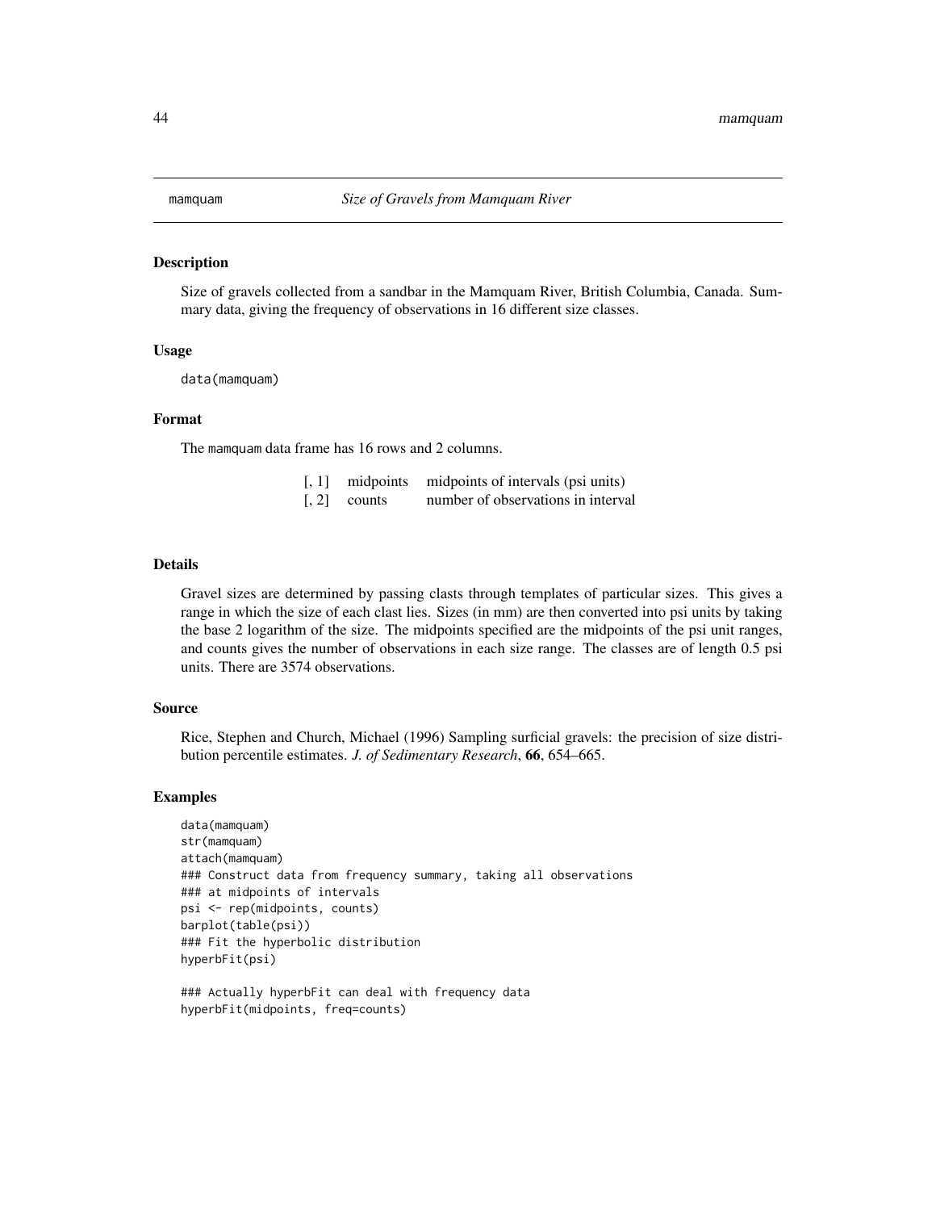# mamquam — *Size of Gravels from Mamquam River*

## Description

Size of gravels collected from a sandbar in the Mamquam River, British Columbia, Canada. Summary data, giving the frequency of observations in 16 different size classes.

## Usage

```
data(mamquam)
```

## Format

The mamquam data frame has 16 rows and 2 columns.

| | | |
|---|---|---|
| [, 1] | midpoints | midpoints of intervals (psi units) |
| [, 2] | counts | number of observations in interval |

## Details

Gravel sizes are determined by passing clasts through templates of particular sizes. This gives a range in which the size of each clast lies. Sizes (in mm) are then converted into psi units by taking the base 2 logarithm of the size. The midpoints specified are the midpoints of the psi unit ranges, and counts gives the number of observations in each size range. The classes are of length 0.5 psi units. There are 3574 observations.

## Source

Rice, Stephen and Church, Michael (1996) Sampling surficial gravels: the precision of size distribution percentile estimates. *J. of Sedimentary Research*, **66**, 654–665.

## Examples

```
data(mamquam)
str(mamquam)
attach(mamquam)
### Construct data from frequency summary, taking all observations
### at midpoints of intervals
psi <- rep(midpoints, counts)
barplot(table(psi))
### Fit the hyperbolic distribution
hyperbFit(psi)

### Actually hyperbFit can deal with frequency data
hyperbFit(midpoints, freq=counts)
```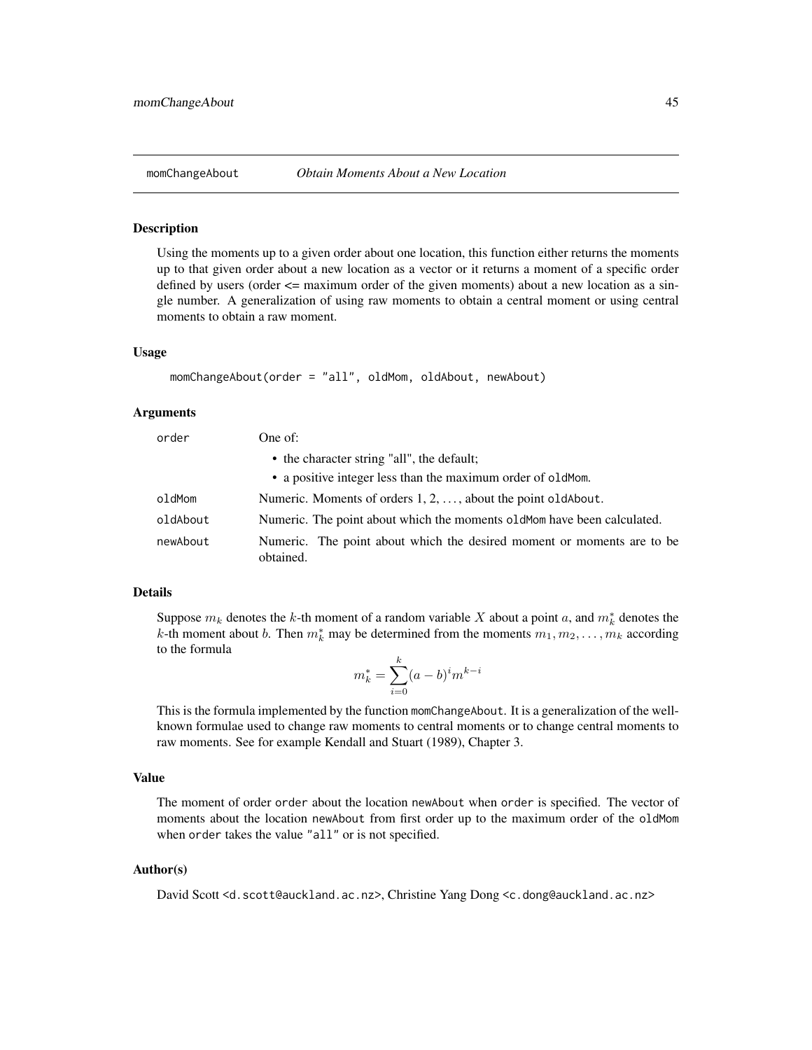## momChangeAbout — *Obtain Moments About a New Location*

### Description

Using the moments up to a given order about one location, this function either returns the moments up to that given order about a new location as a vector or it returns a moment of a specific order defined by users (order <= maximum order of the given moments) about a new location as a single number. A generalization of using raw moments to obtain a central moment or using central moments to obtain a raw moment.

### Usage

```
momChangeAbout(order = "all", oldMom, oldAbout, newAbout)
```

### Arguments

| | |
|---|---|
| `order` | One of: <br>• the character string "all", the default; <br>• a positive integer less than the maximum order of `oldMom`. |
| `oldMom` | Numeric. Moments of orders 1, 2, ..., about the point `oldAbout`. |
| `oldAbout` | Numeric. The point about which the moments `oldMom` have been calculated. |
| `newAbout` | Numeric. The point about which the desired moment or moments are to be obtained. |

### Details

Suppose $m_k$ denotes the $k$-th moment of a random variable $X$ about a point $a$, and $m_k^*$ denotes the $k$-th moment about $b$. Then $m_k^*$ may be determined from the moments $m_1, m_2, \ldots, m_k$ according to the formula

$$m_k^* = \sum_{i=0}^{k} (a-b)^i m^{k-i}$$

This is the formula implemented by the function `momChangeAbout`. It is a generalization of the well-known formulae used to change raw moments to central moments or to change central moments to raw moments. See for example Kendall and Stuart (1989), Chapter 3.

### Value

The moment of order `order` about the location `newAbout` when `order` is specified. The vector of moments about the location `newAbout` from first order up to the maximum order of the `oldMom` when `order` takes the value `"all"` or is not specified.

### Author(s)

David Scott <d.scott@auckland.ac.nz>, Christine Yang Dong <c.dong@auckland.ac.nz>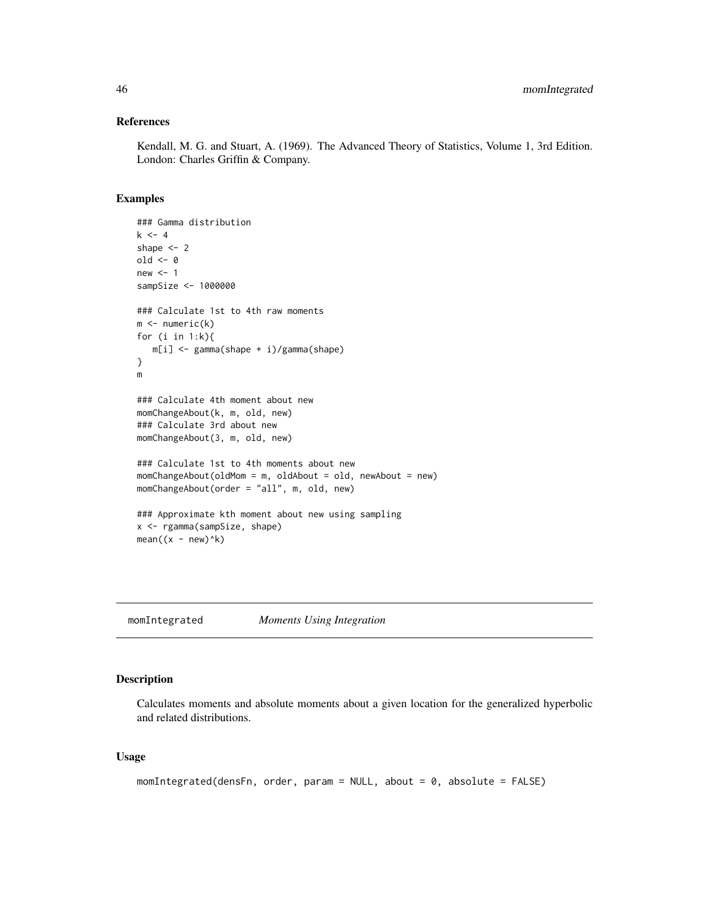## References

Kendall, M. G. and Stuart, A. (1969). The Advanced Theory of Statistics, Volume 1, 3rd Edition. London: Charles Griffin & Company.

## Examples

```
### Gamma distribution
k <- 4
shape <- 2
old <- 0
new <- 1
sampSize <- 1000000

### Calculate 1st to 4th raw moments
m <- numeric(k)
for (i in 1:k){
   m[i] <- gamma(shape + i)/gamma(shape)
}
m

### Calculate 4th moment about new
momChangeAbout(k, m, old, new)
### Calculate 3rd about new
momChangeAbout(3, m, old, new)

### Calculate 1st to 4th moments about new
momChangeAbout(oldMom = m, oldAbout = old, newAbout = new)
momChangeAbout(order = "all", m, old, new)

### Approximate kth moment about new using sampling
x <- rgamma(sampSize, shape)
mean((x - new)^k)
```

---

# momIntegrated — *Moments Using Integration*

## Description

Calculates moments and absolute moments about a given location for the generalized hyperbolic and related distributions.

## Usage

```
momIntegrated(densFn, order, param = NULL, about = 0, absolute = FALSE)
```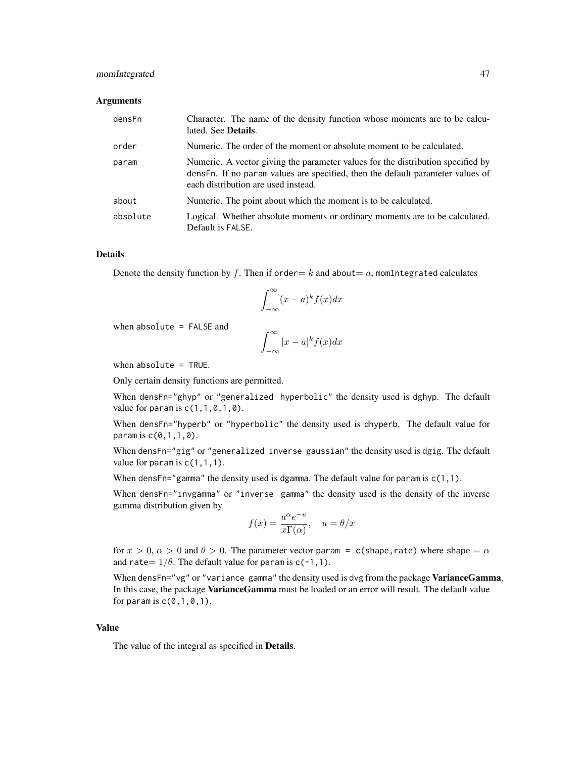### Arguments

| | |
|---|---|
| `densFn` | Character. The name of the density function whose moments are to be calculated. See **Details**. |
| `order` | Numeric. The order of the moment or absolute moment to be calculated. |
| `param` | Numeric. A vector giving the parameter values for the distribution specified by `densFn`. If no `param` values are specified, then the default parameter values of each distribution are used instead. |
| `about` | Numeric. The point about which the moment is to be calculated. |
| `absolute` | Logical. Whether absolute moments or ordinary moments are to be calculated. Default is `FALSE`. |

### Details

Denote the density function by $f$. Then if `order`$= k$ and `about`$= a$, `momIntegrated` calculates

$$\int_{-\infty}^{\infty} (x-a)^k f(x) dx$$

when `absolute = FALSE` and

$$\int_{-\infty}^{\infty} |x-a|^k f(x) dx$$

when `absolute = TRUE`.

Only certain density functions are permitted.

When `densFn="ghyp"` or `"generalized hyperbolic"` the density used is `dghyp`. The default value for `param` is `c(1,1,0,1,0)`.

When `densFn="hyperb"` or `"hyperbolic"` the density used is `dhyperb`. The default value for `param` is `c(0,1,1,0)`.

When `densFn="gig"` or `"generalized inverse gaussian"` the density used is `dgig`. The default value for `param` is `c(1,1,1)`.

When `densFn="gamma"` the density used is `dgamma`. The default value for `param` is `c(1,1)`.

When `densFn="invgamma"` or `"inverse gamma"` the density used is the density of the inverse gamma distribution given by

$$f(x) = \frac{u^\alpha e^{-u}}{x\Gamma(\alpha)}, \quad u = \theta/x$$

for $x > 0$, $\alpha > 0$ and $\theta > 0$. The parameter vector `param = c(shape,rate)` where `shape` $= \alpha$ and `rate`$= 1/\theta$. The default value for `param` is `c(-1,1)`.

When `densFn="vg"` or `"variance gamma"` the density used is `dvg` from the package **VarianceGamma**. In this case, the package **VarianceGamma** must be loaded or an error will result. The default value for `param` is `c(0,1,0,1)`.

### Value

The value of the integral as specified in **Details**.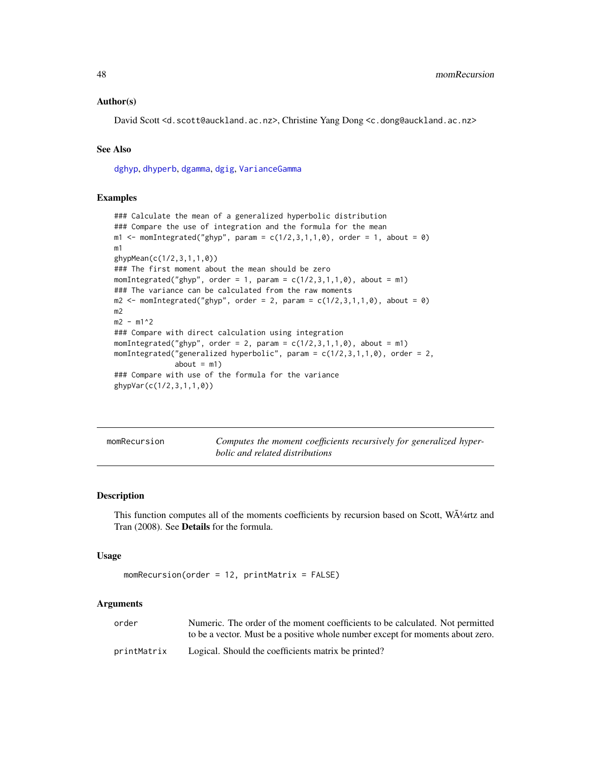## Author(s)

David Scott <d.scott@auckland.ac.nz>, Christine Yang Dong <c.dong@auckland.ac.nz>

## See Also

dghyp, dhyperb, dgamma, dgig, VarianceGamma

## Examples

```
### Calculate the mean of a generalized hyperbolic distribution
### Compare the use of integration and the formula for the mean
m1 <- momIntegrated("ghyp", param = c(1/2,3,1,1,0), order = 1, about = 0)
m1
ghypMean(c(1/2,3,1,1,0))
### The first moment about the mean should be zero
momIntegrated("ghyp", order = 1, param = c(1/2,3,1,1,0), about = m1)
### The variance can be calculated from the raw moments
m2 <- momIntegrated("ghyp", order = 2, param = c(1/2,3,1,1,0), about = 0)
m2
m2 - m1^2
### Compare with direct calculation using integration
momIntegrated("ghyp", order = 2, param = c(1/2,3,1,1,0), about = m1)
momIntegrated("generalized hyperbolic", param = c(1/2,3,1,1,0), order = 2,
              about = m1)
### Compare with use of the formula for the variance
ghypVar(c(1/2,3,1,1,0))
```

---

# momRecursion — *Computes the moment coefficients recursively for generalized hyperbolic and related distributions*

## Description

This function computes all of the moments coefficients by recursion based on Scott, WÃ¼rtz and Tran (2008). See **Details** for the formula.

## Usage

```
momRecursion(order = 12, printMatrix = FALSE)
```

## Arguments

| | |
|---|---|
| order | Numeric. The order of the moment coefficients to be calculated. Not permitted to be a vector. Must be a positive whole number except for moments about zero. |
| printMatrix | Logical. Should the coefficients matrix be printed? |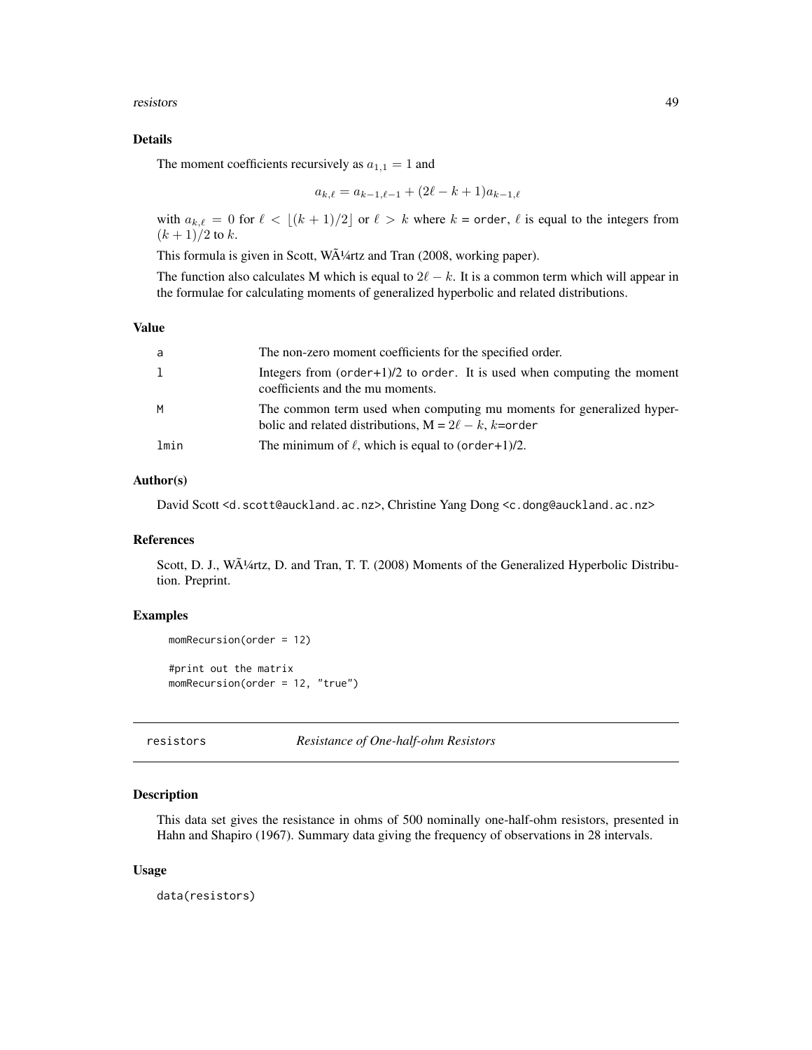### Details

The moment coefficients recursively as $a_{1,1} = 1$ and

$$a_{k,\ell} = a_{k-1,\ell-1} + (2\ell - k + 1)a_{k-1,\ell}$$

with $a_{k,\ell} = 0$ for $\ell < \lfloor (k+1)/2 \rfloor$ or $\ell > k$ where $k$ = `order`, $\ell$ is equal to the integers from $(k+1)/2$ to $k$.

This formula is given in Scott, WÃ¼rtz and Tran (2008, working paper).

The function also calculates M which is equal to $2\ell - k$. It is a common term which will appear in the formulae for calculating moments of generalized hyperbolic and related distributions.

### Value

| | |
|---|---|
| `a` | The non-zero moment coefficients for the specified order. |
| `l` | Integers from (`order`+1)/2 to `order`. It is used when computing the moment coefficients and the mu moments. |
| `M` | The common term used when computing mu moments for generalized hyperbolic and related distributions, M = $2\ell - k$, $k$=`order` |
| `lmin` | The minimum of $\ell$, which is equal to (`order`+1)/2. |

### Author(s)

David Scott <d.scott@auckland.ac.nz>, Christine Yang Dong <c.dong@auckland.ac.nz>

### References

Scott, D. J., WÃ¼rtz, D. and Tran, T. T. (2008) Moments of the Generalized Hyperbolic Distribution. Preprint.

### Examples

```
momRecursion(order = 12)

#print out the matrix
momRecursion(order = 12, "true")
```

---

## resistors — *Resistance of One-half-ohm Resistors*

### Description

This data set gives the resistance in ohms of 500 nominally one-half-ohm resistors, presented in Hahn and Shapiro (1967). Summary data giving the frequency of observations in 28 intervals.

### Usage

```
data(resistors)
```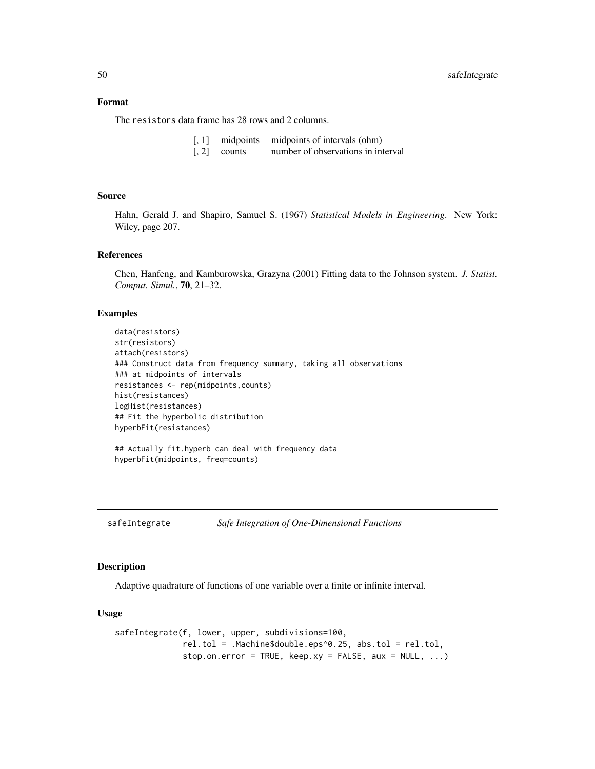## Format

The resistors data frame has 28 rows and 2 columns.

| | | |
|---|---|---|
| [, 1] | midpoints | midpoints of intervals (ohm) |
| [, 2] | counts | number of observations in interval |

## Source

Hahn, Gerald J. and Shapiro, Samuel S. (1967) *Statistical Models in Engineering*. New York: Wiley, page 207.

## References

Chen, Hanfeng, and Kamburowska, Grazyna (2001) Fitting data to the Johnson system. *J. Statist. Comput. Simul.*, **70**, 21–32.

## Examples

```
data(resistors)
str(resistors)
attach(resistors)
### Construct data from frequency summary, taking all observations
### at midpoints of intervals
resistances <- rep(midpoints,counts)
hist(resistances)
logHist(resistances)
## Fit the hyperbolic distribution
hyperbFit(resistances)

## Actually fit.hyperb can deal with frequency data
hyperbFit(midpoints, freq=counts)
```

---

# safeIntegrate — *Safe Integration of One-Dimensional Functions*

## Description

Adaptive quadrature of functions of one variable over a finite or infinite interval.

## Usage

```
safeIntegrate(f, lower, upper, subdivisions=100,
              rel.tol = .Machine$double.eps^0.25, abs.tol = rel.tol,
              stop.on.error = TRUE, keep.xy = FALSE, aux = NULL, ...)
```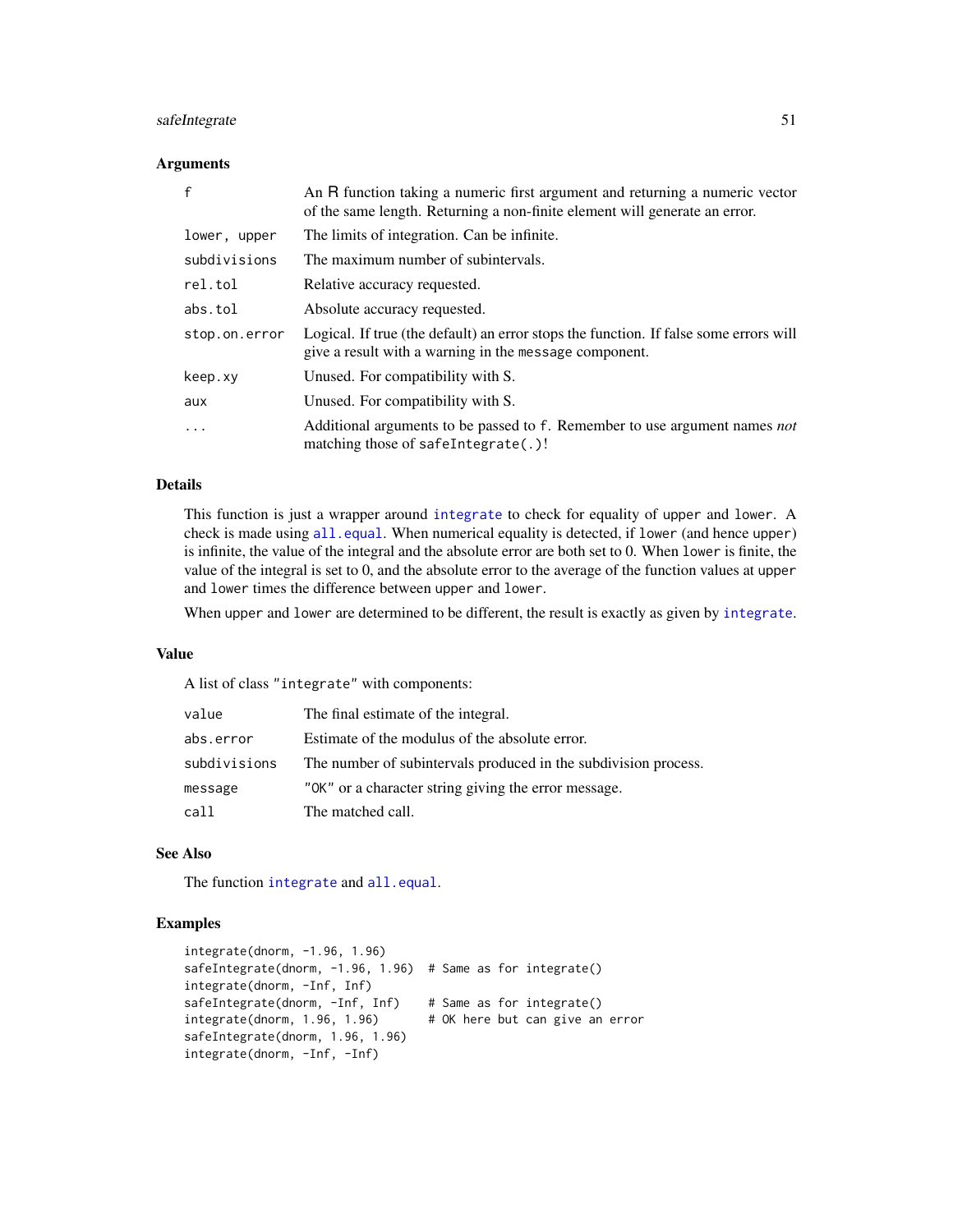## Arguments

| | |
|---|---|
| f | An R function taking a numeric first argument and returning a numeric vector of the same length. Returning a non-finite element will generate an error. |
| lower, upper | The limits of integration. Can be infinite. |
| subdivisions | The maximum number of subintervals. |
| rel.tol | Relative accuracy requested. |
| abs.tol | Absolute accuracy requested. |
| stop.on.error | Logical. If true (the default) an error stops the function. If false some errors will give a result with a warning in the message component. |
| keep.xy | Unused. For compatibility with S. |
| aux | Unused. For compatibility with S. |
| ... | Additional arguments to be passed to f. Remember to use argument names *not* matching those of safeIntegrate(.)! |

## Details

This function is just a wrapper around integrate to check for equality of upper and lower. A check is made using all.equal. When numerical equality is detected, if lower (and hence upper) is infinite, the value of the integral and the absolute error are both set to 0. When lower is finite, the value of the integral is set to 0, and the absolute error to the average of the function values at upper and lower times the difference between upper and lower.

When upper and lower are determined to be different, the result is exactly as given by integrate.

## Value

A list of class "integrate" with components:

| | |
|---|---|
| value | The final estimate of the integral. |
| abs.error | Estimate of the modulus of the absolute error. |
| subdivisions | The number of subintervals produced in the subdivision process. |
| message | "OK" or a character string giving the error message. |
| call | The matched call. |

## See Also

The function integrate and all.equal.

## Examples

```
integrate(dnorm, -1.96, 1.96)
safeIntegrate(dnorm, -1.96, 1.96)  # Same as for integrate()
integrate(dnorm, -Inf, Inf)
safeIntegrate(dnorm, -Inf, Inf)    # Same as for integrate()
integrate(dnorm, 1.96, 1.96)       # OK here but can give an error
safeIntegrate(dnorm, 1.96, 1.96)
integrate(dnorm, -Inf, -Inf)
```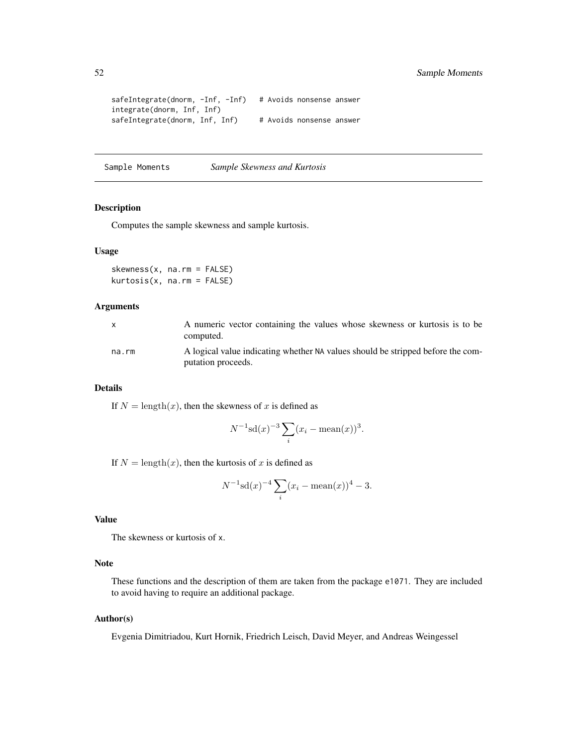```
safeIntegrate(dnorm, -Inf, -Inf)   # Avoids nonsense answer
integrate(dnorm, Inf, Inf)
safeIntegrate(dnorm, Inf, Inf)     # Avoids nonsense answer
```

---

## Sample Moments &nbsp;&nbsp;&nbsp;&nbsp; *Sample Skewness and Kurtosis*

---

### Description

Computes the sample skewness and sample kurtosis.

### Usage

```
skewness(x, na.rm = FALSE)
kurtosis(x, na.rm = FALSE)
```

### Arguments

| | |
|---|---|
| `x` | A numeric vector containing the values whose skewness or kurtosis is to be computed. |
| `na.rm` | A logical value indicating whether `NA` values should be stripped before the computation proceeds. |

### Details

If $N = \mathrm{length}(x)$, then the skewness of $x$ is defined as

$$N^{-1}\mathrm{sd}(x)^{-3}\sum_i (x_i - \mathrm{mean}(x))^3.$$

If $N = \mathrm{length}(x)$, then the kurtosis of $x$ is defined as

$$N^{-1}\mathrm{sd}(x)^{-4}\sum_i (x_i - \mathrm{mean}(x))^4 - 3.$$

### Value

The skewness or kurtosis of `x`.

### Note

These functions and the description of them are taken from the package `e1071`. They are included to avoid having to require an additional package.

### Author(s)

Evgenia Dimitriadou, Kurt Hornik, Friedrich Leisch, David Meyer, and Andreas Weingessel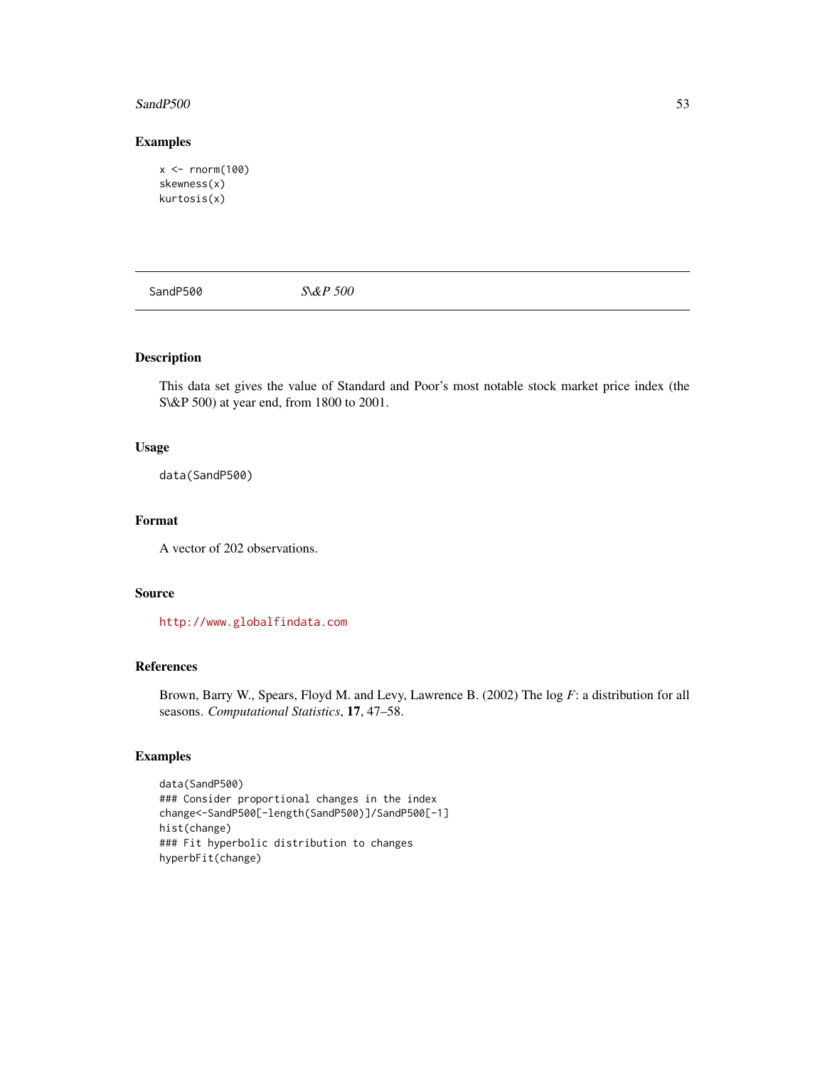## Examples

```
x <- rnorm(100)
skewness(x)
kurtosis(x)
```

---

SandP500 *S\&P 500*

---

## Description

This data set gives the value of Standard and Poor's most notable stock market price index (the S\&P 500) at year end, from 1800 to 2001.

## Usage

```
data(SandP500)
```

## Format

A vector of 202 observations.

## Source

http://www.globalfindata.com

## References

Brown, Barry W., Spears, Floyd M. and Levy, Lawrence B. (2002) The log *F*: a distribution for all seasons. *Computational Statistics*, **17**, 47–58.

## Examples

```
data(SandP500)
### Consider proportional changes in the index
change<-SandP500[-length(SandP500)]/SandP500[-1]
hist(change)
### Fit hyperbolic distribution to changes
hyperbFit(change)
```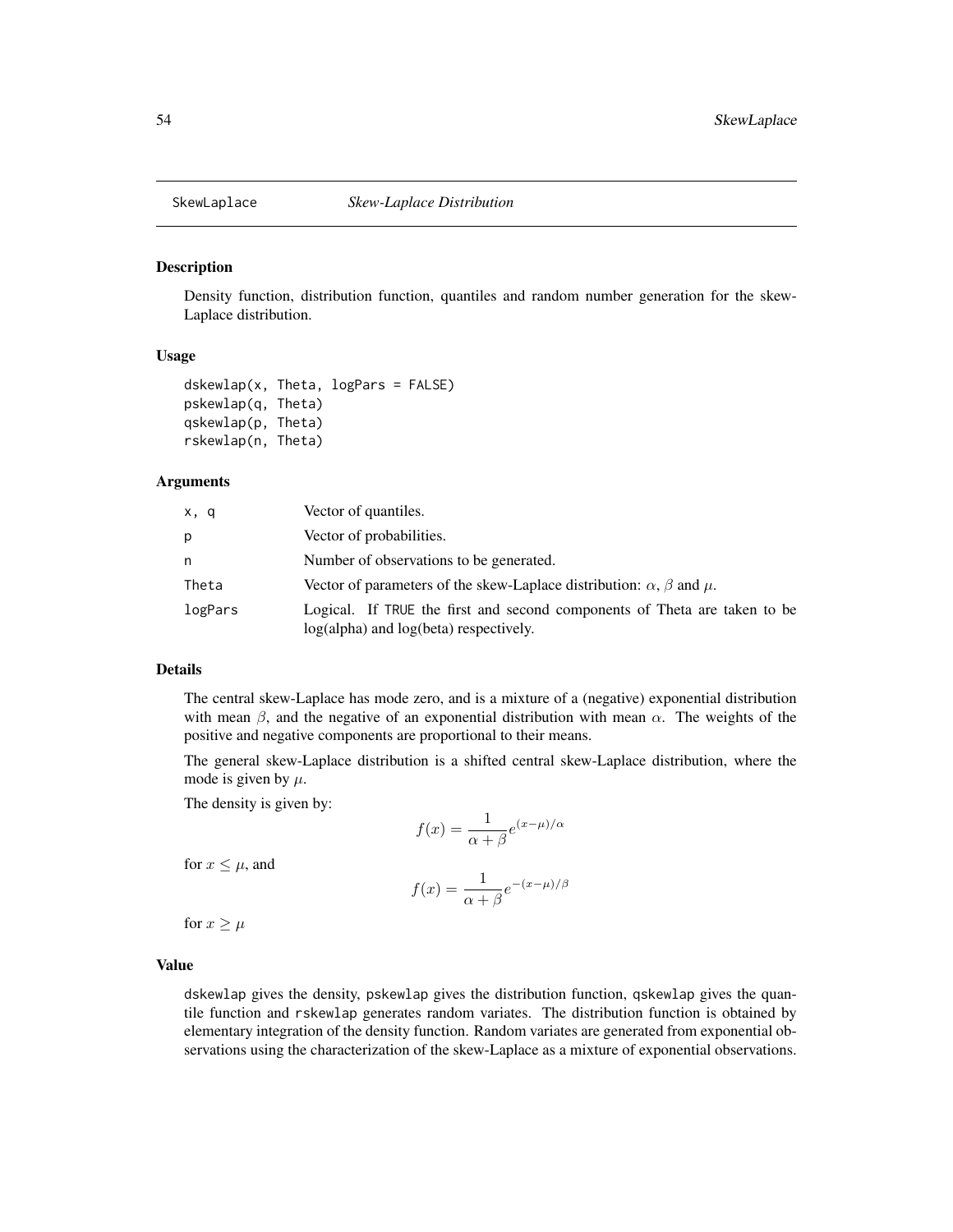# SkewLaplace *Skew-Laplace Distribution*

## Description

Density function, distribution function, quantiles and random number generation for the skew-Laplace distribution.

## Usage

```
dskewlap(x, Theta, logPars = FALSE)
pskewlap(q, Theta)
qskewlap(p, Theta)
rskewlap(n, Theta)
```

## Arguments

| | |
|---|---|
| x, q | Vector of quantiles. |
| p | Vector of probabilities. |
| n | Number of observations to be generated. |
| Theta | Vector of parameters of the skew-Laplace distribution: $\alpha$, $\beta$ and $\mu$. |
| logPars | Logical. If TRUE the first and second components of Theta are taken to be log(alpha) and log(beta) respectively. |

## Details

The central skew-Laplace has mode zero, and is a mixture of a (negative) exponential distribution with mean $\beta$, and the negative of an exponential distribution with mean $\alpha$. The weights of the positive and negative components are proportional to their means.

The general skew-Laplace distribution is a shifted central skew-Laplace distribution, where the mode is given by $\mu$.

The density is given by:

$$f(x) = \frac{1}{\alpha + \beta} e^{(x-\mu)/\alpha}$$

for $x \leq \mu$, and

$$f(x) = \frac{1}{\alpha + \beta} e^{-(x-\mu)/\beta}$$

for $x \geq \mu$

## Value

dskewlap gives the density, pskewlap gives the distribution function, qskewlap gives the quantile function and rskewlap generates random variates. The distribution function is obtained by elementary integration of the density function. Random variates are generated from exponential observations using the characterization of the skew-Laplace as a mixture of exponential observations.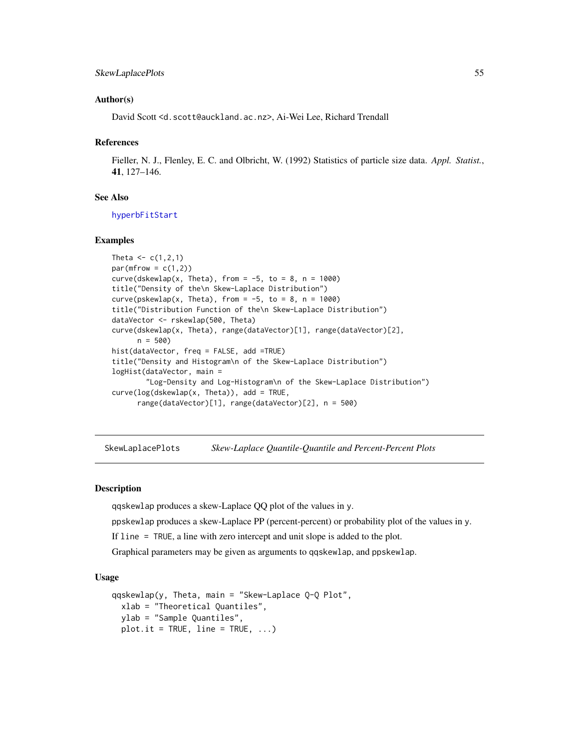### Author(s)

David Scott <d.scott@auckland.ac.nz>, Ai-Wei Lee, Richard Trendall

### References

Fieller, N. J., Flenley, E. C. and Olbricht, W. (1992) Statistics of particle size data. *Appl. Statist.*, **41**, 127–146.

### See Also

hyperbFitStart

### Examples

```
Theta <- c(1,2,1)
par(mfrow = c(1,2))
curve(dskewlap(x, Theta), from = -5, to = 8, n = 1000)
title("Density of the\n Skew-Laplace Distribution")
curve(pskewlap(x, Theta), from = -5, to = 8, n = 1000)
title("Distribution Function of the\n Skew-Laplace Distribution")
dataVector <- rskewlap(500, Theta)
curve(dskewlap(x, Theta), range(dataVector)[1], range(dataVector)[2],
      n = 500)
hist(dataVector, freq = FALSE, add =TRUE)
title("Density and Histogram\n of the Skew-Laplace Distribution")
logHist(dataVector, main =
        "Log-Density and Log-Histogram\n of the Skew-Laplace Distribution")
curve(log(dskewlap(x, Theta)), add = TRUE,
      range(dataVector)[1], range(dataVector)[2], n = 500)
```

---

## SkewLaplacePlots — *Skew-Laplace Quantile-Quantile and Percent-Percent Plots*

---

### Description

qqskewlap produces a skew-Laplace QQ plot of the values in y.

ppskewlap produces a skew-Laplace PP (percent-percent) or probability plot of the values in y.

If line = TRUE, a line with zero intercept and unit slope is added to the plot.

Graphical parameters may be given as arguments to qqskewlap, and ppskewlap.

### Usage

```
qqskewlap(y, Theta, main = "Skew-Laplace Q-Q Plot",
  xlab = "Theoretical Quantiles",
  ylab = "Sample Quantiles",
  plot.it = TRUE, line = TRUE, ...)
```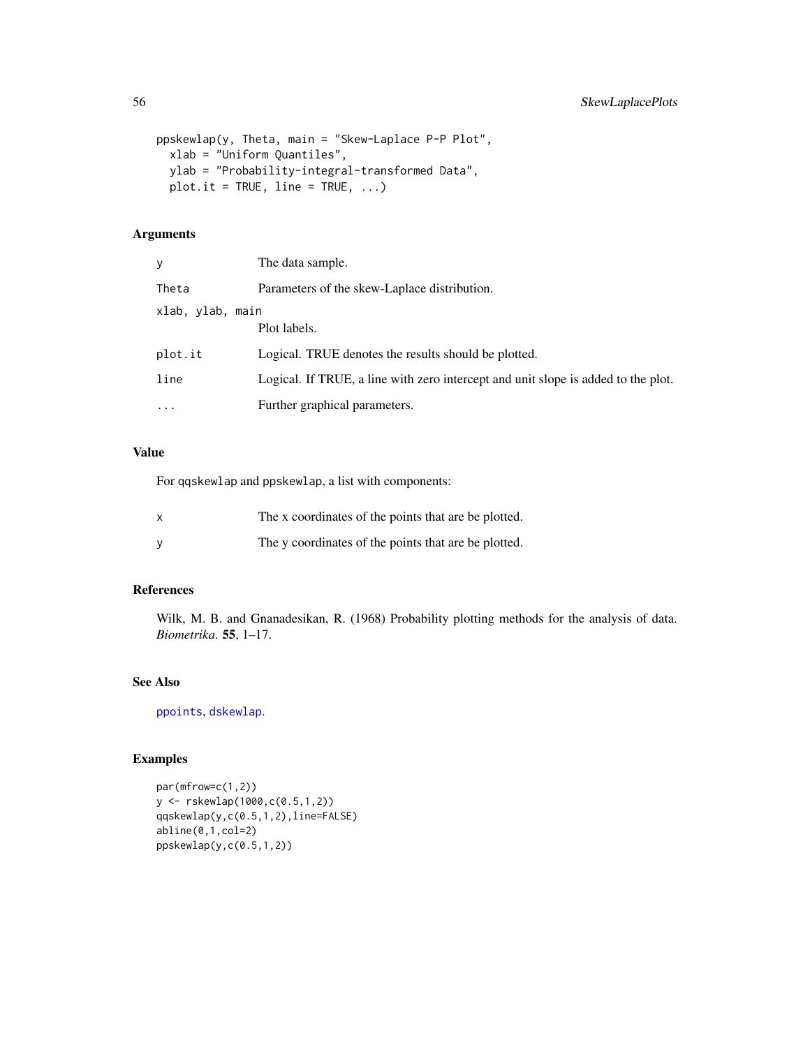```
ppskewlap(y, Theta, main = "Skew-Laplace P-P Plot",
  xlab = "Uniform Quantiles",
  ylab = "Probability-integral-transformed Data",
  plot.it = TRUE, line = TRUE, ...)
```

## Arguments

| | |
|---|---|
| `y` | The data sample. |
| `Theta` | Parameters of the skew-Laplace distribution. |
| `xlab, ylab, main` | Plot labels. |
| `plot.it` | Logical. TRUE denotes the results should be plotted. |
| `line` | Logical. If TRUE, a line with zero intercept and unit slope is added to the plot. |
| `...` | Further graphical parameters. |

## Value

For `qqskewlap` and `ppskewlap`, a list with components:

| | |
|---|---|
| `x` | The x coordinates of the points that are be plotted. |
| `y` | The y coordinates of the points that are be plotted. |

## References

Wilk, M. B. and Gnanadesikan, R. (1968) Probability plotting methods for the analysis of data. *Biometrika*. **55**, 1–17.

## See Also

`ppoints`, `dskewlap`.

## Examples

```
par(mfrow=c(1,2))
y <- rskewlap(1000,c(0.5,1,2))
qqskewlap(y,c(0.5,1,2),line=FALSE)
abline(0,1,col=2)
ppskewlap(y,c(0.5,1,2))
```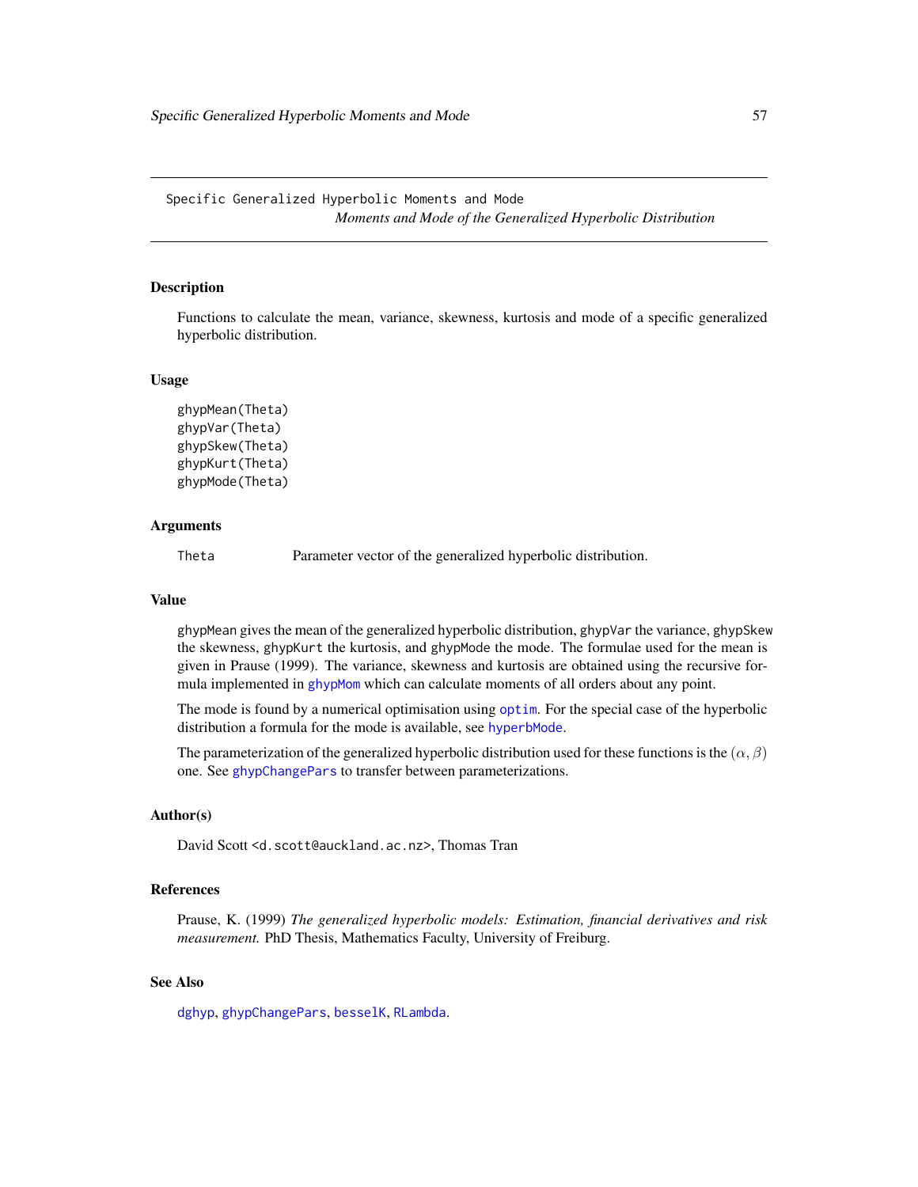## Specific Generalized Hyperbolic Moments and Mode

*Moments and Mode of the Generalized Hyperbolic Distribution*

### Description

Functions to calculate the mean, variance, skewness, kurtosis and mode of a specific generalized hyperbolic distribution.

### Usage

```
ghypMean(Theta)
ghypVar(Theta)
ghypSkew(Theta)
ghypKurt(Theta)
ghypMode(Theta)
```

### Arguments

| | |
|---|---|
| Theta | Parameter vector of the generalized hyperbolic distribution. |

### Value

ghypMean gives the mean of the generalized hyperbolic distribution, ghypVar the variance, ghypSkew the skewness, ghypKurt the kurtosis, and ghypMode the mode. The formulae used for the mean is given in Prause (1999). The variance, skewness and kurtosis are obtained using the recursive formula implemented in ghypMom which can calculate moments of all orders about any point.

The mode is found by a numerical optimisation using optim. For the special case of the hyperbolic distribution a formula for the mode is available, see hyperbMode.

The parameterization of the generalized hyperbolic distribution used for these functions is the $(\alpha, \beta)$ one. See ghypChangePars to transfer between parameterizations.

### Author(s)

David Scott <d.scott@auckland.ac.nz>, Thomas Tran

### References

Prause, K. (1999) *The generalized hyperbolic models: Estimation, financial derivatives and risk measurement.* PhD Thesis, Mathematics Faculty, University of Freiburg.

### See Also

dghyp, ghypChangePars, besselK, RLambda.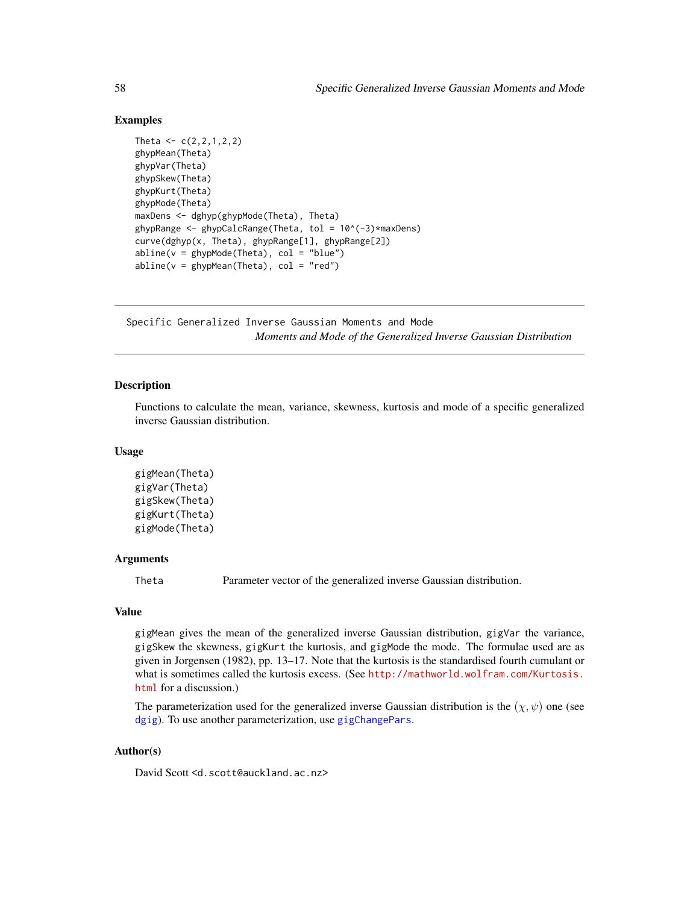## Examples

```
Theta <- c(2,2,1,2,2)
ghypMean(Theta)
ghypVar(Theta)
ghypSkew(Theta)
ghypKurt(Theta)
ghypMode(Theta)
maxDens <- dghyp(ghypMode(Theta), Theta)
ghypRange <- ghypCalcRange(Theta, tol = 10^(-3)*maxDens)
curve(dghyp(x, Theta), ghypRange[1], ghypRange[2])
abline(v = ghypMode(Theta), col = "blue")
abline(v = ghypMean(Theta), col = "red")
```

---

# Specific Generalized Inverse Gaussian Moments and Mode

*Moments and Mode of the Generalized Inverse Gaussian Distribution*

---

## Description

Functions to calculate the mean, variance, skewness, kurtosis and mode of a specific generalized inverse Gaussian distribution.

## Usage

```
gigMean(Theta)
gigVar(Theta)
gigSkew(Theta)
gigKurt(Theta)
gigMode(Theta)
```

## Arguments

| | |
|---|---|
| `Theta` | Parameter vector of the generalized inverse Gaussian distribution. |

## Value

`gigMean` gives the mean of the generalized inverse Gaussian distribution, `gigVar` the variance, `gigSkew` the skewness, `gigKurt` the kurtosis, and `gigMode` the mode. The formulae used are as given in Jorgensen (1982), pp. 13–17. Note that the kurtosis is the standardised fourth cumulant or what is sometimes called the kurtosis excess. (See http://mathworld.wolfram.com/Kurtosis.html for a discussion.)

The parameterization used for the generalized inverse Gaussian distribution is the $(\chi, \psi)$ one (see `dgig`). To use another parameterization, use `gigChangePars`.

## Author(s)

David Scott <d.scott@auckland.ac.nz>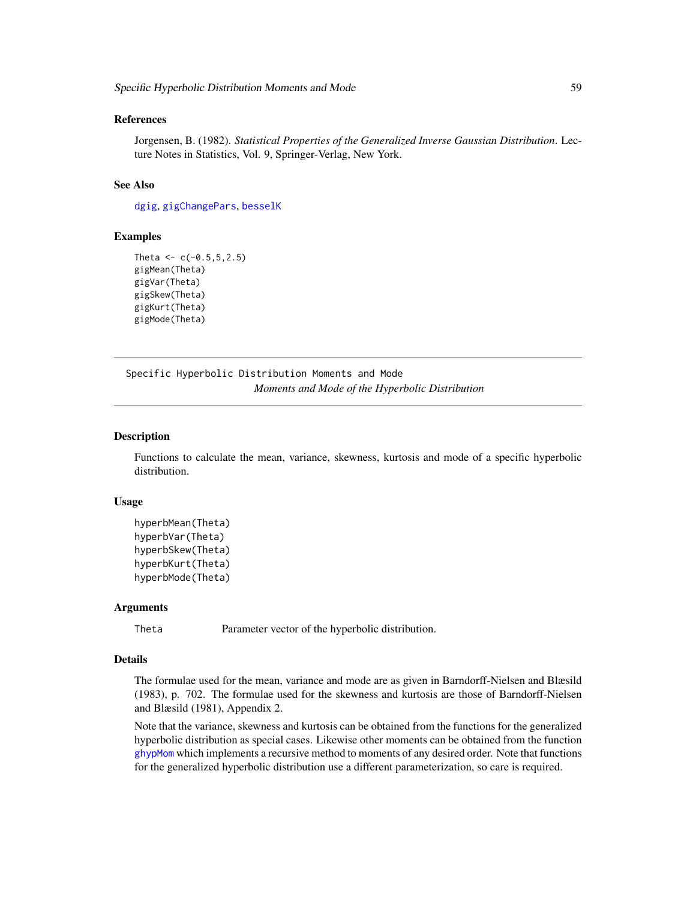### References

Jorgensen, B. (1982). *Statistical Properties of the Generalized Inverse Gaussian Distribution*. Lecture Notes in Statistics, Vol. 9, Springer-Verlag, New York.

### See Also

dgig, gigChangePars, besselK

### Examples

```
Theta <- c(-0.5,5,2.5)
gigMean(Theta)
gigVar(Theta)
gigSkew(Theta)
gigKurt(Theta)
gigMode(Theta)
```

---

## Specific Hyperbolic Distribution Moments and Mode

*Moments and Mode of the Hyperbolic Distribution*

---

### Description

Functions to calculate the mean, variance, skewness, kurtosis and mode of a specific hyperbolic distribution.

### Usage

```
hyperbMean(Theta)
hyperbVar(Theta)
hyperbSkew(Theta)
hyperbKurt(Theta)
hyperbMode(Theta)
```

### Arguments

| | |
|---|---|
| Theta | Parameter vector of the hyperbolic distribution. |

### Details

The formulae used for the mean, variance and mode are as given in Barndorff-Nielsen and Blæsild (1983), p. 702. The formulae used for the skewness and kurtosis are those of Barndorff-Nielsen and Blæsild (1981), Appendix 2.

Note that the variance, skewness and kurtosis can be obtained from the functions for the generalized hyperbolic distribution as special cases. Likewise other moments can be obtained from the function ghypMom which implements a recursive method to moments of any desired order. Note that functions for the generalized hyperbolic distribution use a different parameterization, so care is required.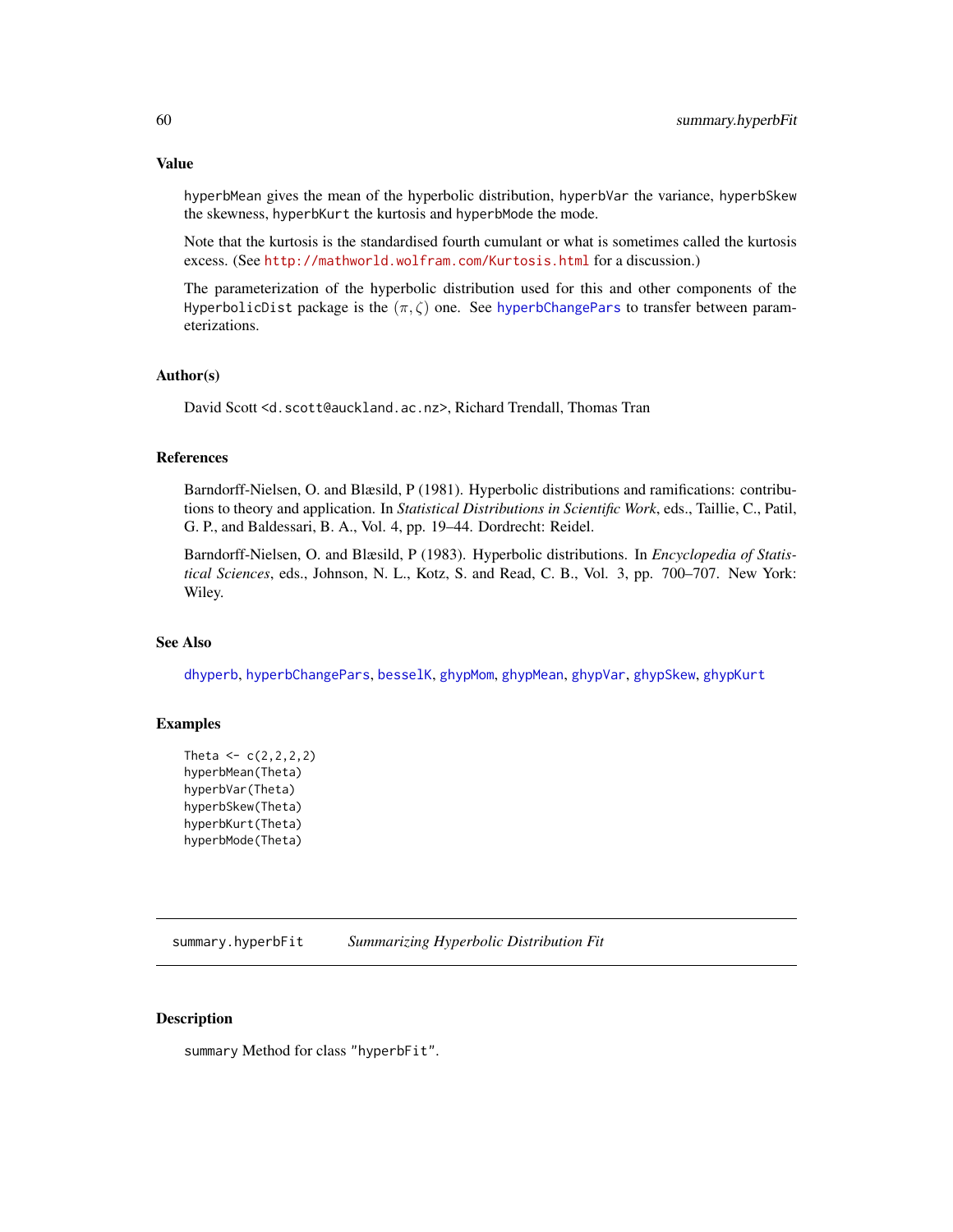### Value

hyperbMean gives the mean of the hyperbolic distribution, hyperbVar the variance, hyperbSkew the skewness, hyperbKurt the kurtosis and hyperbMode the mode.

Note that the kurtosis is the standardised fourth cumulant or what is sometimes called the kurtosis excess. (See http://mathworld.wolfram.com/Kurtosis.html for a discussion.)

The parameterization of the hyperbolic distribution used for this and other components of the HyperbolicDist package is the $(\pi, \zeta)$ one. See hyperbChangePars to transfer between parameterizations.

### Author(s)

David Scott <d.scott@auckland.ac.nz>, Richard Trendall, Thomas Tran

### References

Barndorff-Nielsen, O. and Blæsild, P (1981). Hyperbolic distributions and ramifications: contributions to theory and application. In *Statistical Distributions in Scientific Work*, eds., Taillie, C., Patil, G. P., and Baldessari, B. A., Vol. 4, pp. 19–44. Dordrecht: Reidel.

Barndorff-Nielsen, O. and Blæsild, P (1983). Hyperbolic distributions. In *Encyclopedia of Statistical Sciences*, eds., Johnson, N. L., Kotz, S. and Read, C. B., Vol. 3, pp. 700–707. New York: Wiley.

### See Also

dhyperb, hyperbChangePars, besselK, ghypMom, ghypMean, ghypVar, ghypSkew, ghypKurt

### Examples

```
Theta <- c(2,2,2,2)
hyperbMean(Theta)
hyperbVar(Theta)
hyperbSkew(Theta)
hyperbKurt(Theta)
hyperbMode(Theta)
```

---

## summary.hyperbFit    *Summarizing Hyperbolic Distribution Fit*

### Description

summary Method for class "hyperbFit".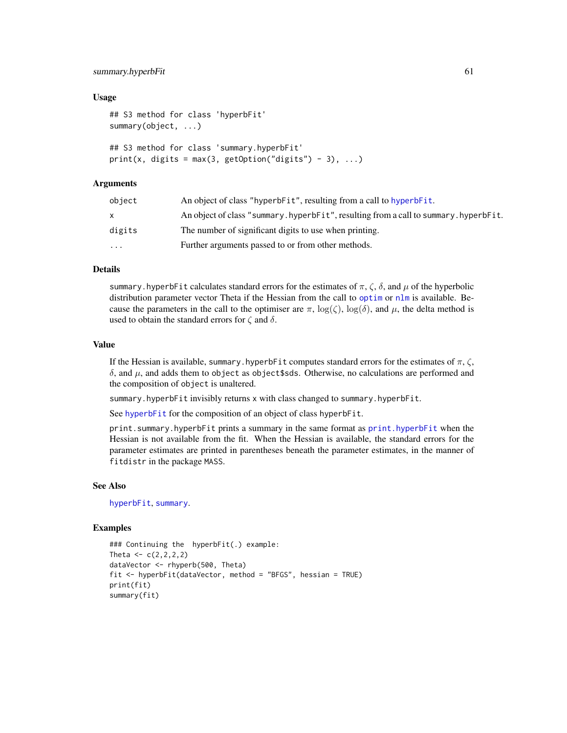### Usage

```
## S3 method for class 'hyperbFit'
summary(object, ...)

## S3 method for class 'summary.hyperbFit'
print(x, digits = max(3, getOption("digits") - 3), ...)
```

### Arguments

| | |
|---|---|
| object | An object of class "hyperbFit", resulting from a call to hyperbFit. |
| x | An object of class "summary.hyperbFit", resulting from a call to summary.hyperbFit. |
| digits | The number of significant digits to use when printing. |
| ... | Further arguments passed to or from other methods. |

### Details

summary.hyperbFit calculates standard errors for the estimates of $\pi$, $\zeta$, $\delta$, and $\mu$ of the hyperbolic distribution parameter vector Theta if the Hessian from the call to optim or nlm is available. Because the parameters in the call to the optimiser are $\pi$, $\log(\zeta)$, $\log(\delta)$, and $\mu$, the delta method is used to obtain the standard errors for $\zeta$ and $\delta$.

### Value

If the Hessian is available, summary.hyperbFit computes standard errors for the estimates of $\pi$, $\zeta$, $\delta$, and $\mu$, and adds them to object as object$sds. Otherwise, no calculations are performed and the composition of object is unaltered.

summary.hyperbFit invisibly returns x with class changed to summary.hyperbFit.

See hyperbFit for the composition of an object of class hyperbFit.

print.summary.hyperbFit prints a summary in the same format as print.hyperbFit when the Hessian is not available from the fit. When the Hessian is available, the standard errors for the parameter estimates are printed in parentheses beneath the parameter estimates, in the manner of fitdistr in the package MASS.

### See Also

hyperbFit, summary.

### Examples

```
### Continuing the  hyperbFit(.) example:
Theta <- c(2,2,2,2)
dataVector <- rhyperb(500, Theta)
fit <- hyperbFit(dataVector, method = "BFGS", hessian = TRUE)
print(fit)
summary(fit)
```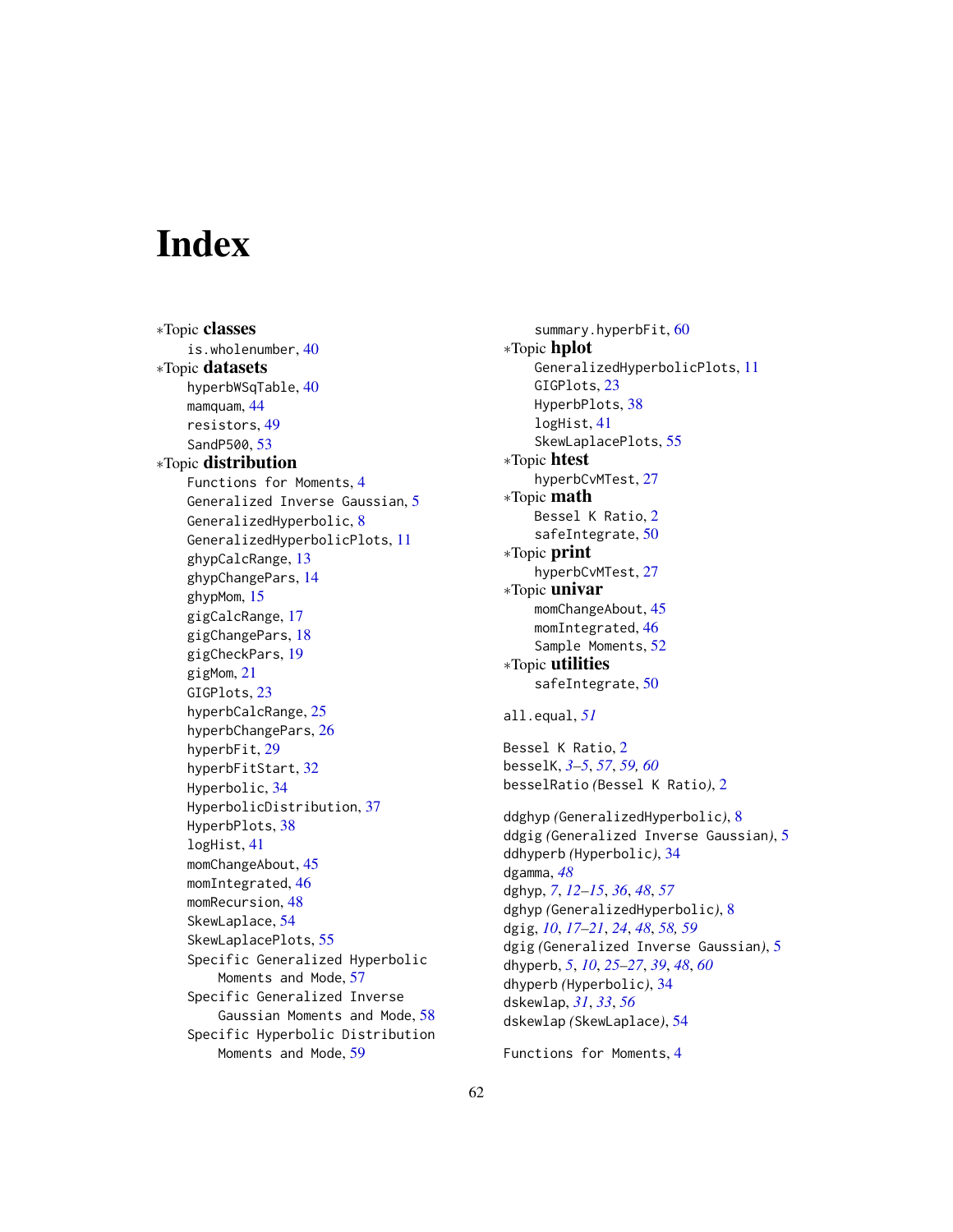# Index

∗Topic **classes**
  is.wholenumber, 40
∗Topic **datasets**
  hyperbWSqTable, 40
  mamquam, 44
  resistors, 49
  SandP500, 53
∗Topic **distribution**
  Functions for Moments, 4
  Generalized Inverse Gaussian, 5
  GeneralizedHyperbolic, 8
  GeneralizedHyperbolicPlots, 11
  ghypCalcRange, 13
  ghypChangePars, 14
  ghypMom, 15
  gigCalcRange, 17
  gigChangePars, 18
  gigCheckPars, 19
  gigMom, 21
  GIGPlots, 23
  hyperbCalcRange, 25
  hyperbChangePars, 26
  hyperbFit, 29
  hyperbFitStart, 32
  Hyperbolic, 34
  HyperbolicDistribution, 37
  HyperbPlots, 38
  logHist, 41
  momChangeAbout, 45
  momIntegrated, 46
  momRecursion, 48
  SkewLaplace, 54
  SkewLaplacePlots, 55
  Specific Generalized Hyperbolic Moments and Mode, 57
  Specific Generalized Inverse Gaussian Moments and Mode, 58
  Specific Hyperbolic Distribution Moments and Mode, 59
  summary.hyperbFit, 60
∗Topic **hplot**
  GeneralizedHyperbolicPlots, 11
  GIGPlots, 23
  HyperbPlots, 38
  logHist, 41
  SkewLaplacePlots, 55
∗Topic **htest**
  hyperbCvMTest, 27
∗Topic **math**
  Bessel K Ratio, 2
  safeIntegrate, 50
∗Topic **print**
  hyperbCvMTest, 27
∗Topic **univar**
  momChangeAbout, 45
  momIntegrated, 46
  Sample Moments, 52
∗Topic **utilities**
  safeIntegrate, 50

all.equal, *51*

Bessel K Ratio, 2
besselK, *3–5*, *57*, *59, 60*
besselRatio *(*Bessel K Ratio*)*, 2

ddghyp *(*GeneralizedHyperbolic*)*, 8
ddgig *(*Generalized Inverse Gaussian*)*, 5
ddhyperb *(*Hyperbolic*)*, 34
dgamma, *48*
dghyp, *7*, *12–15*, *36*, *48*, *57*
dghyp *(*GeneralizedHyperbolic*)*, 8
dgig, *10*, *17–21*, *24*, *48*, *58, 59*
dgig *(*Generalized Inverse Gaussian*)*, 5
dhyperb, *5*, *10*, *25–27*, *39*, *48*, *60*
dhyperb *(*Hyperbolic*)*, 34
dskewlap, *31*, *33*, *56*
dskewlap *(*SkewLaplace*)*, 54

Functions for Moments, 4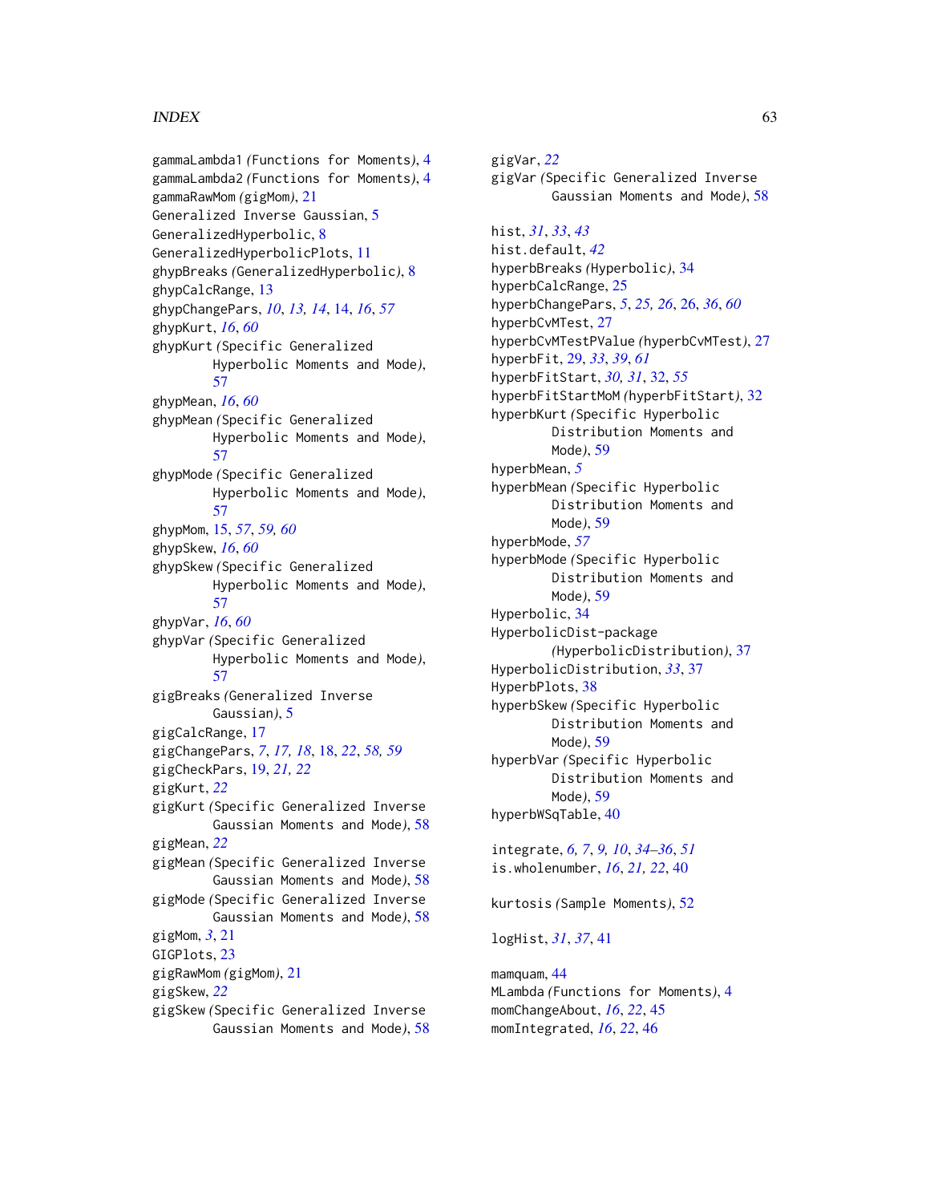gammaLambda1 *(Functions for Moments)*, 4
gammaLambda2 *(Functions for Moments)*, 4
gammaRawMom *(gigMom)*, 21
Generalized Inverse Gaussian, 5
GeneralizedHyperbolic, 8
GeneralizedHyperbolicPlots, 11
ghypBreaks *(GeneralizedHyperbolic)*, 8
ghypCalcRange, 13
ghypChangePars, *10*, *13, 14*, 14, *16*, *57*
ghypKurt, *16*, *60*
ghypKurt *(Specific Generalized Hyperbolic Moments and Mode)*, 57
ghypMean, *16*, *60*
ghypMean *(Specific Generalized Hyperbolic Moments and Mode)*, 57
ghypMode *(Specific Generalized Hyperbolic Moments and Mode)*, 57
ghypMom, 15, *57*, *59, 60*
ghypSkew, *16*, *60*
ghypSkew *(Specific Generalized Hyperbolic Moments and Mode)*, 57
ghypVar, *16*, *60*
ghypVar *(Specific Generalized Hyperbolic Moments and Mode)*, 57
gigBreaks *(Generalized Inverse Gaussian)*, 5
gigCalcRange, 17
gigChangePars, *7*, *17, 18*, 18, *22*, *58, 59*
gigCheckPars, 19, *21, 22*
gigKurt, *22*
gigKurt *(Specific Generalized Inverse Gaussian Moments and Mode)*, 58
gigMean, *22*
gigMean *(Specific Generalized Inverse Gaussian Moments and Mode)*, 58
gigMode *(Specific Generalized Inverse Gaussian Moments and Mode)*, 58
gigMom, *3*, 21
GIGPlots, 23
gigRawMom *(gigMom)*, 21
gigSkew, *22*
gigSkew *(Specific Generalized Inverse Gaussian Moments and Mode)*, 58
gigVar, *22*
gigVar *(Specific Generalized Inverse Gaussian Moments and Mode)*, 58

hist, *31*, *33*, *43*
hist.default, *42*
hyperbBreaks *(Hyperbolic)*, 34
hyperbCalcRange, 25
hyperbChangePars, *5*, *25, 26*, 26, *36*, *60*
hyperbCvMTest, 27
hyperbCvMTestPValue *(hyperbCvMTest)*, 27
hyperbFit, 29, *33*, *39*, *61*
hyperbFitStart, *30, 31*, 32, *55*
hyperbFitStartMoM *(hyperbFitStart)*, 32
hyperbKurt *(Specific Hyperbolic Distribution Moments and Mode)*, 59
hyperbMean, *5*
hyperbMean *(Specific Hyperbolic Distribution Moments and Mode)*, 59
hyperbMode, *57*
hyperbMode *(Specific Hyperbolic Distribution Moments and Mode)*, 59
Hyperbolic, 34
HyperbolicDist-package *(HyperbolicDistribution)*, 37
HyperbolicDistribution, *33*, 37
HyperbPlots, 38
hyperbSkew *(Specific Hyperbolic Distribution Moments and Mode)*, 59
hyperbVar *(Specific Hyperbolic Distribution Moments and Mode)*, 59
hyperbWSqTable, 40

integrate, *6, 7*, *9, 10*, *34–36*, *51*
is.wholenumber, *16*, *21, 22*, 40

kurtosis *(Sample Moments)*, 52

logHist, *31*, *37*, 41

mamquam, 44
MLambda *(Functions for Moments)*, 4
momChangeAbout, *16*, *22*, 45
momIntegrated, *16*, *22*, 46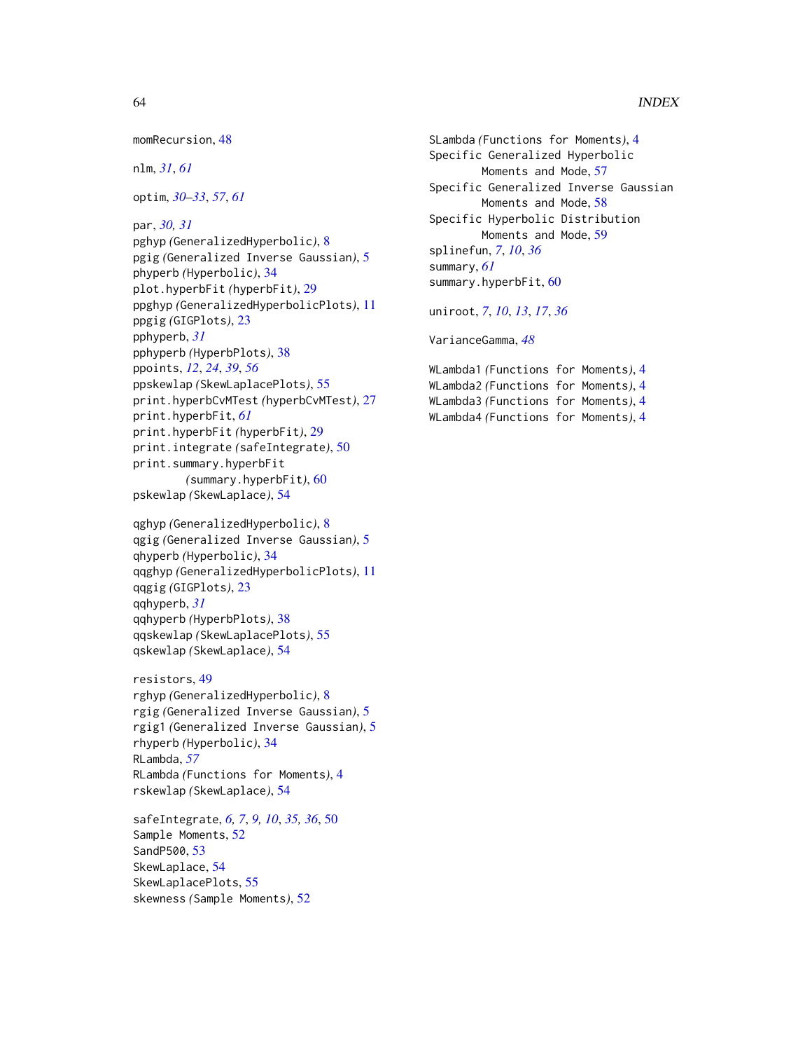momRecursion, 48

nlm, *31*, *61*

optim, *30–33*, *57*, *61*

par, *30, 31*
pghyp *(*GeneralizedHyperbolic*)*, 8
pgig *(*Generalized Inverse Gaussian*)*, 5
phyperb *(*Hyperbolic*)*, 34
plot.hyperbFit *(*hyperbFit*)*, 29
ppghyp *(*GeneralizedHyperbolicPlots*)*, 11
ppgig *(*GIGPlots*)*, 23
pphyperb, *31*
pphyperb *(*HyperbPlots*)*, 38
ppoints, *12*, *24*, *39*, *56*
ppskewlap *(*SkewLaplacePlots*)*, 55
print.hyperbCvMTest *(*hyperbCvMTest*)*, 27
print.hyperbFit, *61*
print.hyperbFit *(*hyperbFit*)*, 29
print.integrate *(*safeIntegrate*)*, 50
print.summary.hyperbFit
 *(*summary.hyperbFit*)*, 60
pskewlap *(*SkewLaplace*)*, 54

qghyp *(*GeneralizedHyperbolic*)*, 8
qgig *(*Generalized Inverse Gaussian*)*, 5
qhyperb *(*Hyperbolic*)*, 34
qqghyp *(*GeneralizedHyperbolicPlots*)*, 11
qqgig *(*GIGPlots*)*, 23
qqhyperb, *31*
qqhyperb *(*HyperbPlots*)*, 38
qqskewlap *(*SkewLaplacePlots*)*, 55
qskewlap *(*SkewLaplace*)*, 54

resistors, 49
rghyp *(*GeneralizedHyperbolic*)*, 8
rgig *(*Generalized Inverse Gaussian*)*, 5
rgig1 *(*Generalized Inverse Gaussian*)*, 5
rhyperb *(*Hyperbolic*)*, 34
RLambda, *57*
RLambda *(*Functions for Moments*)*, 4
rskewlap *(*SkewLaplace*)*, 54

safeIntegrate, *6, 7*, *9, 10*, *35, 36*, 50
Sample Moments, 52
SandP500, 53
SkewLaplace, 54
SkewLaplacePlots, 55
skewness *(*Sample Moments*)*, 52
SLambda *(*Functions for Moments*)*, 4
Specific Generalized Hyperbolic
 Moments and Mode, 57
Specific Generalized Inverse Gaussian
 Moments and Mode, 58
Specific Hyperbolic Distribution
 Moments and Mode, 59
splinefun, *7*, *10*, *36*
summary, *61*
summary.hyperbFit, 60

uniroot, *7*, *10*, *13*, *17*, *36*

VarianceGamma, *48*

WLambda1 *(*Functions for Moments*)*, 4
WLambda2 *(*Functions for Moments*)*, 4
WLambda3 *(*Functions for Moments*)*, 4
WLambda4 *(*Functions for Moments*)*, 4